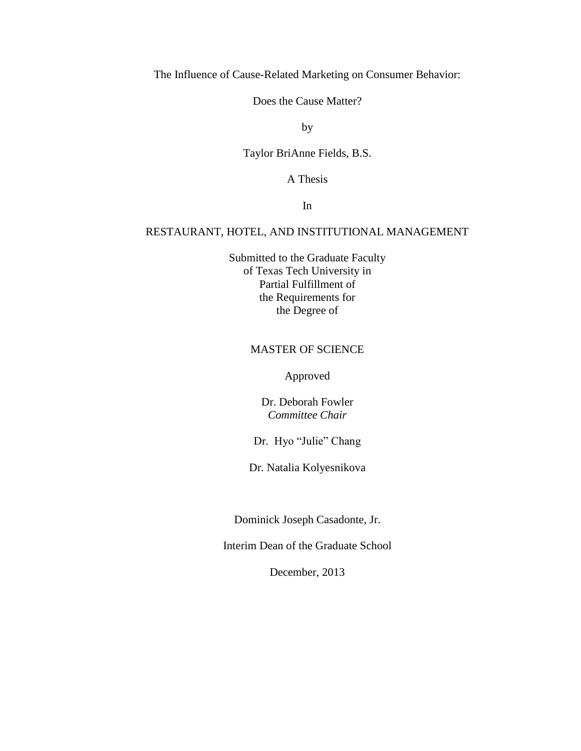# The Influence of Cause-Related Marketing on Consumer Behavior:

## Does the Cause Matter?

by

Taylor BriAnne Fields, B.S.

A Thesis

In

RESTAURANT, HOTEL, AND INSTITUTIONAL MANAGEMENT

Submitted to the Graduate Faculty
of Texas Tech University in
Partial Fulfillment of
the Requirements for
the Degree of

MASTER OF SCIENCE

Approved

Dr. Deborah Fowler
*Committee Chair*

Dr. Hyo "Julie" Chang

Dr. Natalia Kolyesnikova

Dominick Joseph Casadonte, Jr.

Interim Dean of the Graduate School

December, 2013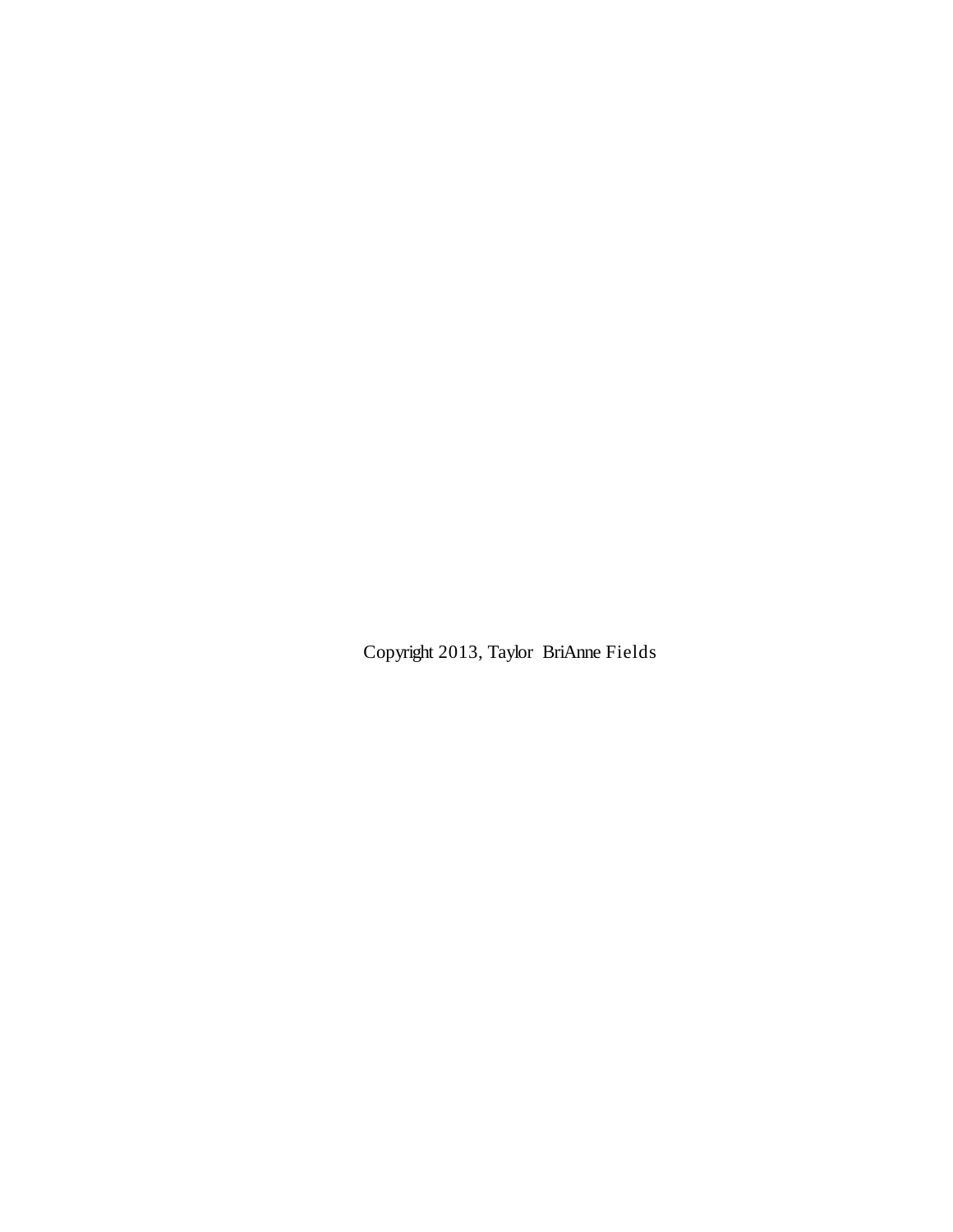Copyright 2013, Taylor BriAnne Fields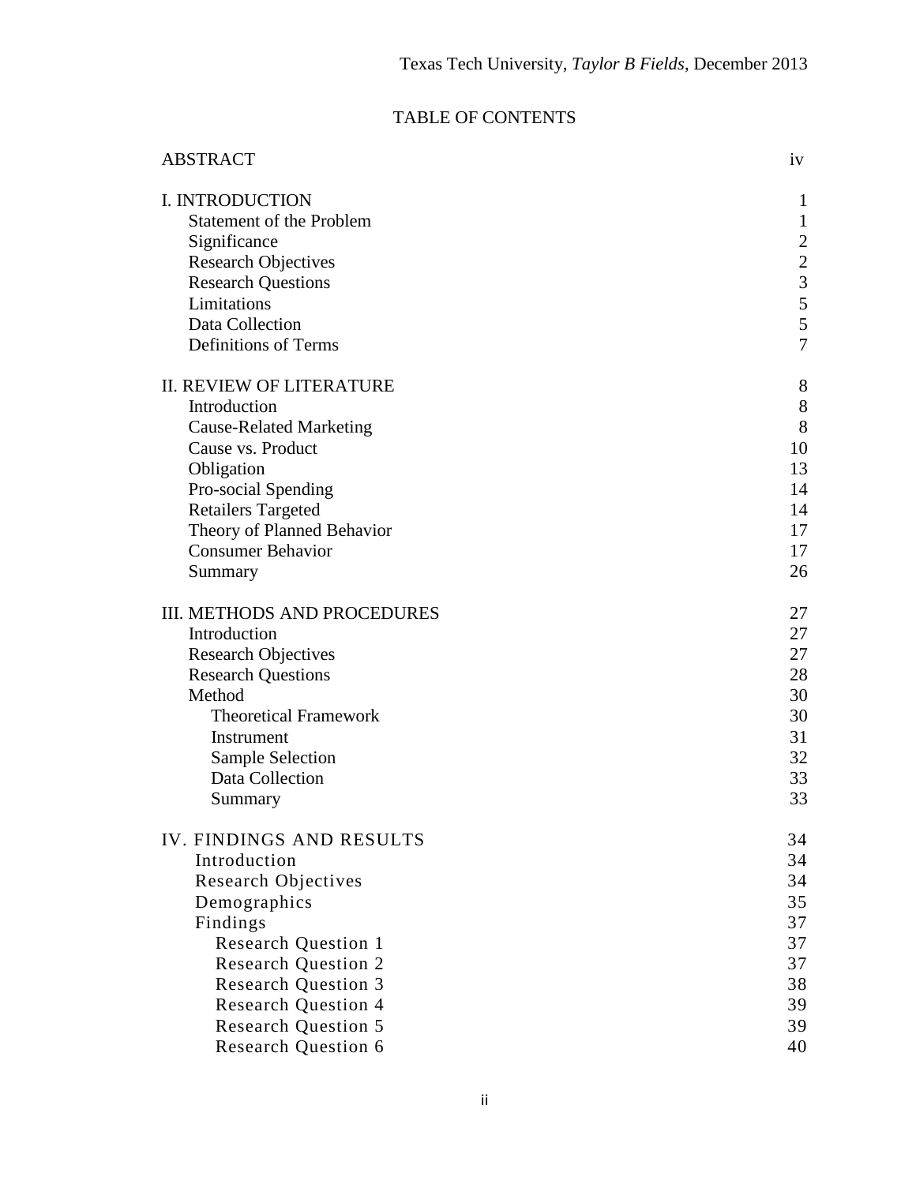## TABLE OF CONTENTS

| | |
|---|---|
| ABSTRACT | iv |
| I. INTRODUCTION | 1 |
| Statement of the Problem | 1 |
| Significance | 2 |
| Research Objectives | 2 |
| Research Questions | 3 |
| Limitations | 5 |
| Data Collection | 5 |
| Definitions of Terms | 7 |
| II. REVIEW OF LITERATURE | 8 |
| Introduction | 8 |
| Cause-Related Marketing | 8 |
| Cause vs. Product | 10 |
| Obligation | 13 |
| Pro-social Spending | 14 |
| Retailers Targeted | 14 |
| Theory of Planned Behavior | 17 |
| Consumer Behavior | 17 |
| Summary | 26 |
| III. METHODS AND PROCEDURES | 27 |
| Introduction | 27 |
| Research Objectives | 27 |
| Research Questions | 28 |
| Method | 30 |
| Theoretical Framework | 30 |
| Instrument | 31 |
| Sample Selection | 32 |
| Data Collection | 33 |
| Summary | 33 |
| IV. FINDINGS AND RESULTS | 34 |
| Introduction | 34 |
| Research Objectives | 34 |
| Demographics | 35 |
| Findings | 37 |
| Research Question 1 | 37 |
| Research Question 2 | 37 |
| Research Question 3 | 38 |
| Research Question 4 | 39 |
| Research Question 5 | 39 |
| Research Question 6 | 40 |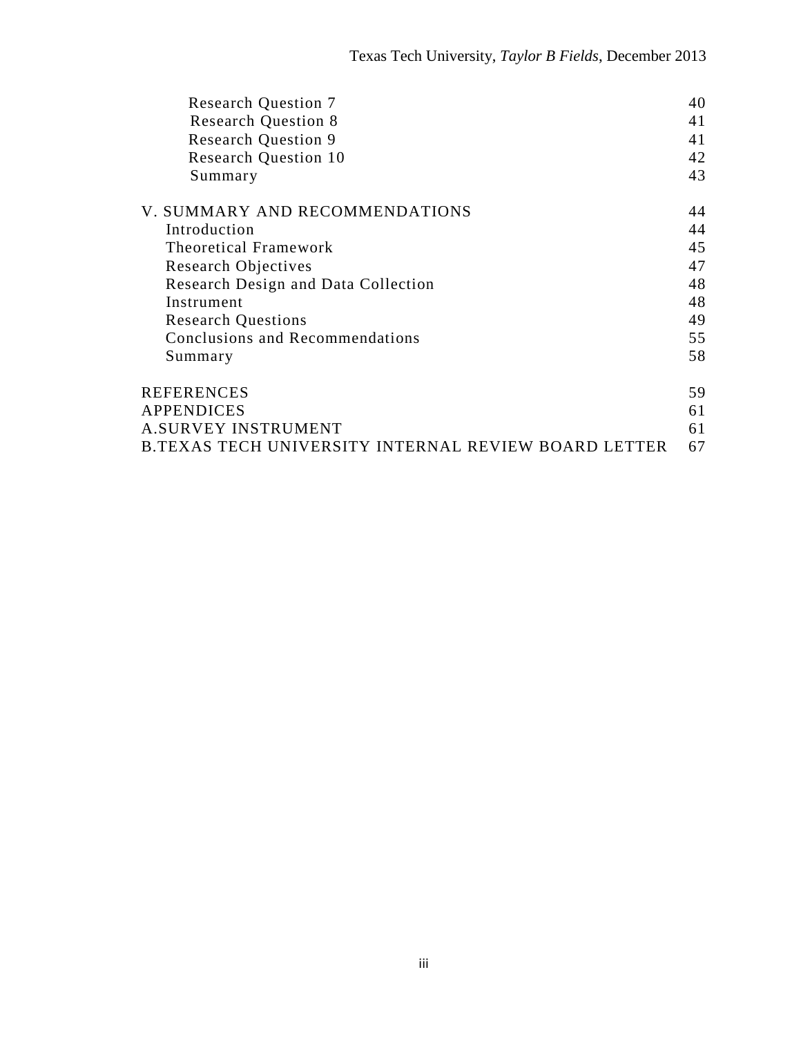| | |
|---|---|
| Research Question 7 | 40 |
| Research Question 8 | 41 |
| Research Question 9 | 41 |
| Research Question 10 | 42 |
| Summary | 43 |
| V. SUMMARY AND RECOMMENDATIONS | 44 |
| Introduction | 44 |
| Theoretical Framework | 45 |
| Research Objectives | 47 |
| Research Design and Data Collection | 48 |
| Instrument | 48 |
| Research Questions | 49 |
| Conclusions and Recommendations | 55 |
| Summary | 58 |
| REFERENCES | 59 |
| APPENDICES | 61 |
| A.SURVEY INSTRUMENT | 61 |
| B.TEXAS TECH UNIVERSITY INTERNAL REVIEW BOARD LETTER | 67 |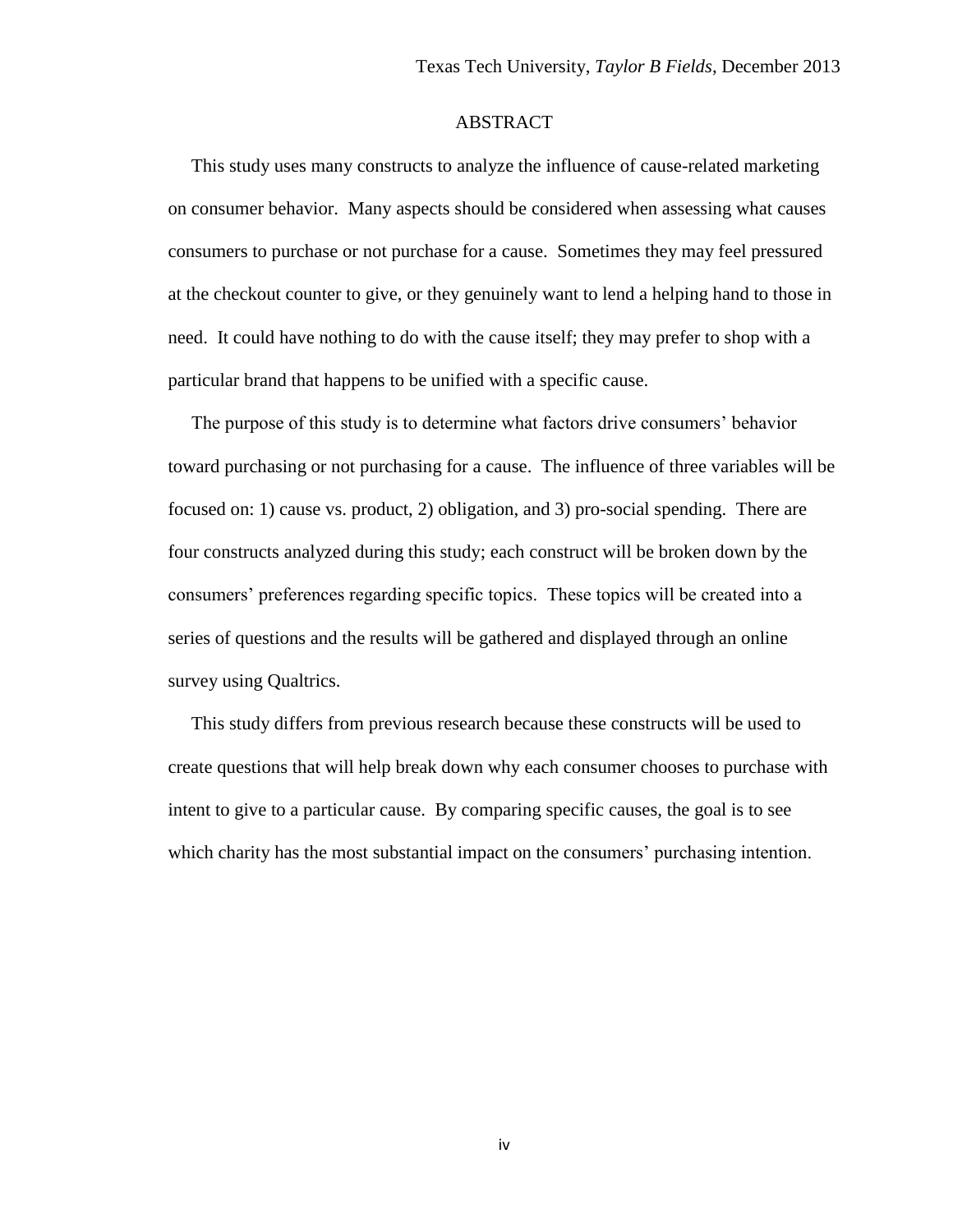# ABSTRACT

This study uses many constructs to analyze the influence of cause-related marketing on consumer behavior. Many aspects should be considered when assessing what causes consumers to purchase or not purchase for a cause. Sometimes they may feel pressured at the checkout counter to give, or they genuinely want to lend a helping hand to those in need. It could have nothing to do with the cause itself; they may prefer to shop with a particular brand that happens to be unified with a specific cause.

The purpose of this study is to determine what factors drive consumers' behavior toward purchasing or not purchasing for a cause. The influence of three variables will be focused on: 1) cause vs. product, 2) obligation, and 3) pro-social spending. There are four constructs analyzed during this study; each construct will be broken down by the consumers' preferences regarding specific topics. These topics will be created into a series of questions and the results will be gathered and displayed through an online survey using Qualtrics.

This study differs from previous research because these constructs will be used to create questions that will help break down why each consumer chooses to purchase with intent to give to a particular cause. By comparing specific causes, the goal is to see which charity has the most substantial impact on the consumers' purchasing intention.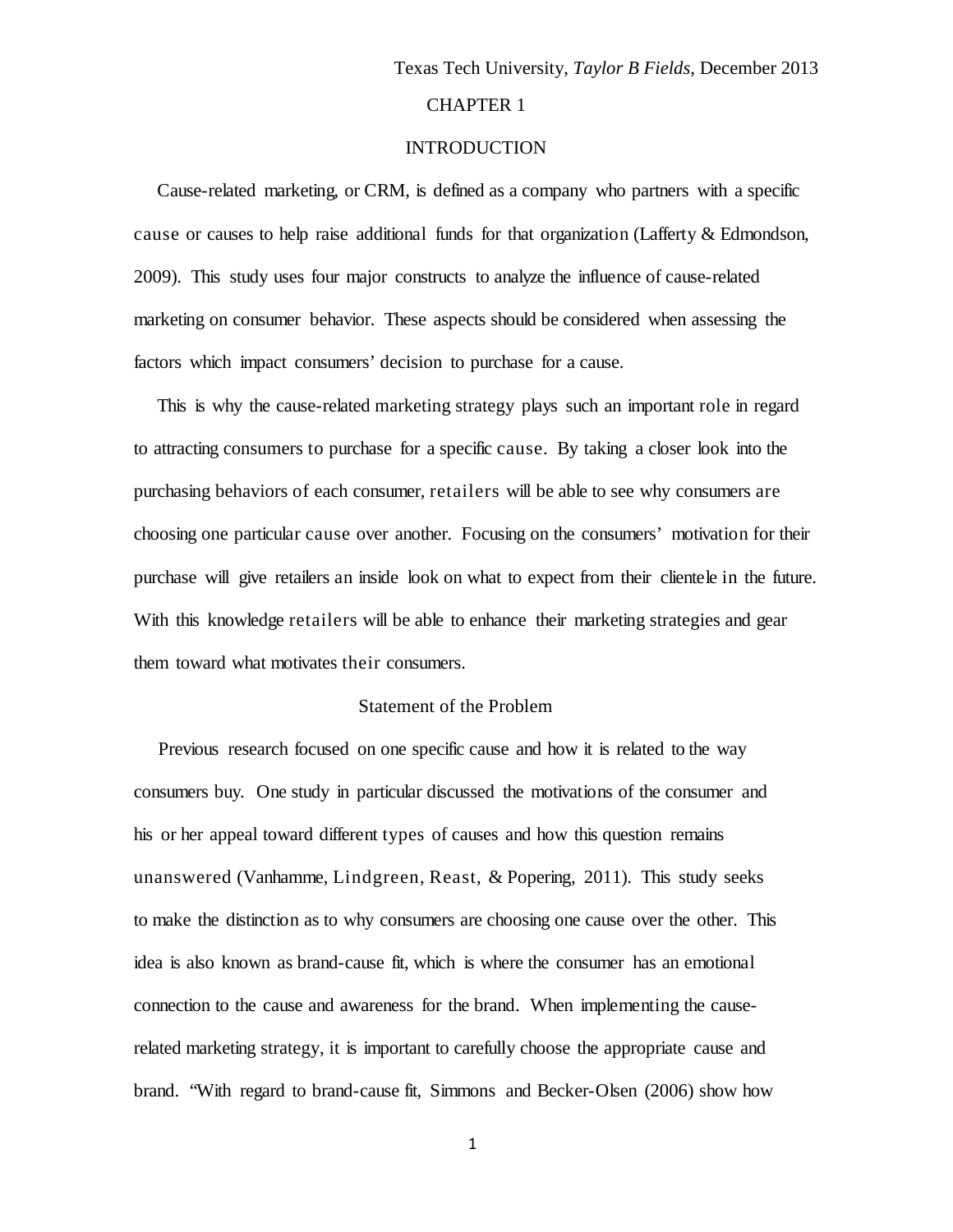# CHAPTER 1

# INTRODUCTION

Cause-related marketing, or CRM, is defined as a company who partners with a specific cause or causes to help raise additional funds for that organization (Lafferty & Edmondson, 2009). This study uses four major constructs to analyze the influence of cause-related marketing on consumer behavior. These aspects should be considered when assessing the factors which impact consumers' decision to purchase for a cause.

This is why the cause-related marketing strategy plays such an important role in regard to attracting consumers to purchase for a specific cause. By taking a closer look into the purchasing behaviors of each consumer, retailers will be able to see why consumers are choosing one particular cause over another. Focusing on the consumers' motivation for their purchase will give retailers an inside look on what to expect from their clientele in the future. With this knowledge retailers will be able to enhance their marketing strategies and gear them toward what motivates their consumers.

## Statement of the Problem

Previous research focused on one specific cause and how it is related to the way consumers buy. One study in particular discussed the motivations of the consumer and his or her appeal toward different types of causes and how this question remains unanswered (Vanhamme, Lindgreen, Reast, & Popering, 2011). This study seeks to make the distinction as to why consumers are choosing one cause over the other. This idea is also known as brand-cause fit, which is where the consumer has an emotional connection to the cause and awareness for the brand. When implementing the cause-related marketing strategy, it is important to carefully choose the appropriate cause and brand. "With regard to brand-cause fit, Simmons and Becker-Olsen (2006) show how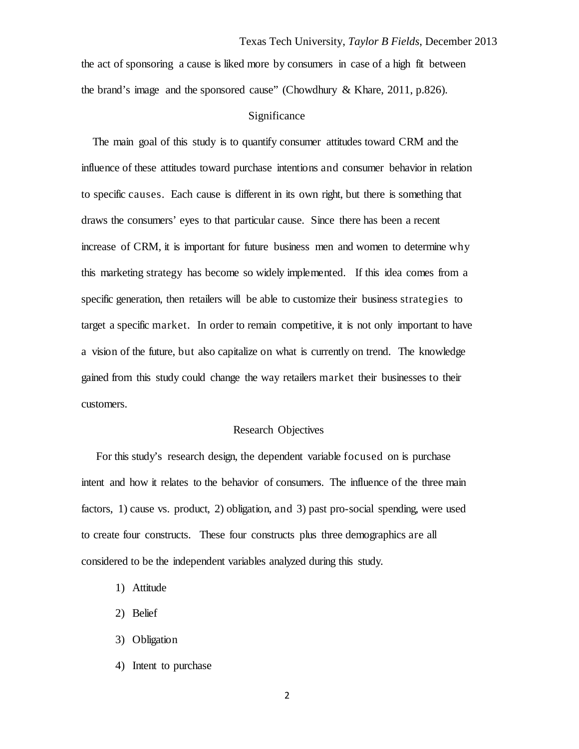the act of sponsoring a cause is liked more by consumers in case of a high fit between the brand's image and the sponsored cause" (Chowdhury & Khare, 2011, p.826).

## Significance

The main goal of this study is to quantify consumer attitudes toward CRM and the influence of these attitudes toward purchase intentions and consumer behavior in relation to specific causes. Each cause is different in its own right, but there is something that draws the consumers' eyes to that particular cause. Since there has been a recent increase of CRM, it is important for future business men and women to determine why this marketing strategy has become so widely implemented. If this idea comes from a specific generation, then retailers will be able to customize their business strategies to target a specific market. In order to remain competitive, it is not only important to have a vision of the future, but also capitalize on what is currently on trend. The knowledge gained from this study could change the way retailers market their businesses to their customers.

## Research Objectives

For this study's research design, the dependent variable focused on is purchase intent and how it relates to the behavior of consumers. The influence of the three main factors, 1) cause vs. product, 2) obligation, and 3) past pro-social spending, were used to create four constructs. These four constructs plus three demographics are all considered to be the independent variables analyzed during this study.

1) Attitude
2) Belief
3) Obligation
4) Intent to purchase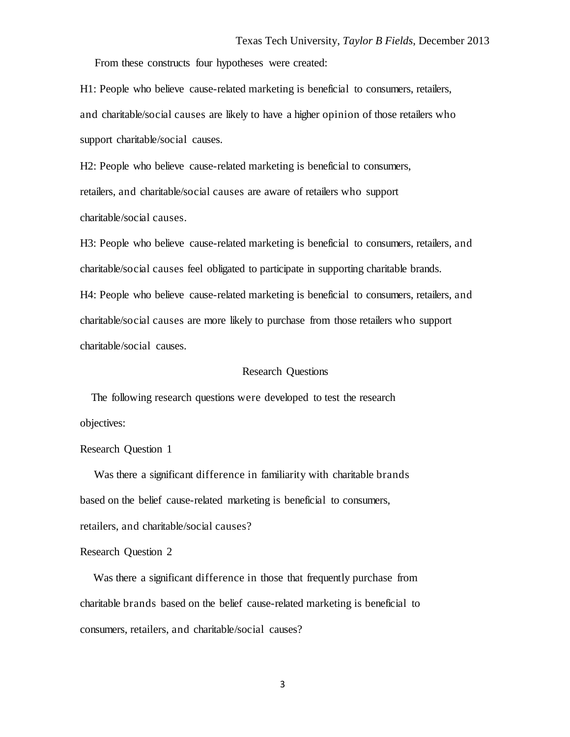From these constructs four hypotheses were created:

H1: People who believe cause-related marketing is beneficial to consumers, retailers, and charitable/social causes are likely to have a higher opinion of those retailers who support charitable/social causes.

H2: People who believe cause-related marketing is beneficial to consumers, retailers, and charitable/social causes are aware of retailers who support charitable/social causes.

H3: People who believe cause-related marketing is beneficial to consumers, retailers, and charitable/social causes feel obligated to participate in supporting charitable brands.

H4: People who believe cause-related marketing is beneficial to consumers, retailers, and charitable/social causes are more likely to purchase from those retailers who support charitable/social causes.

## Research Questions

The following research questions were developed to test the research objectives:

### Research Question 1

Was there a significant difference in familiarity with charitable brands based on the belief cause-related marketing is beneficial to consumers, retailers, and charitable/social causes?

### Research Question 2

Was there a significant difference in those that frequently purchase from charitable brands based on the belief cause-related marketing is beneficial to consumers, retailers, and charitable/social causes?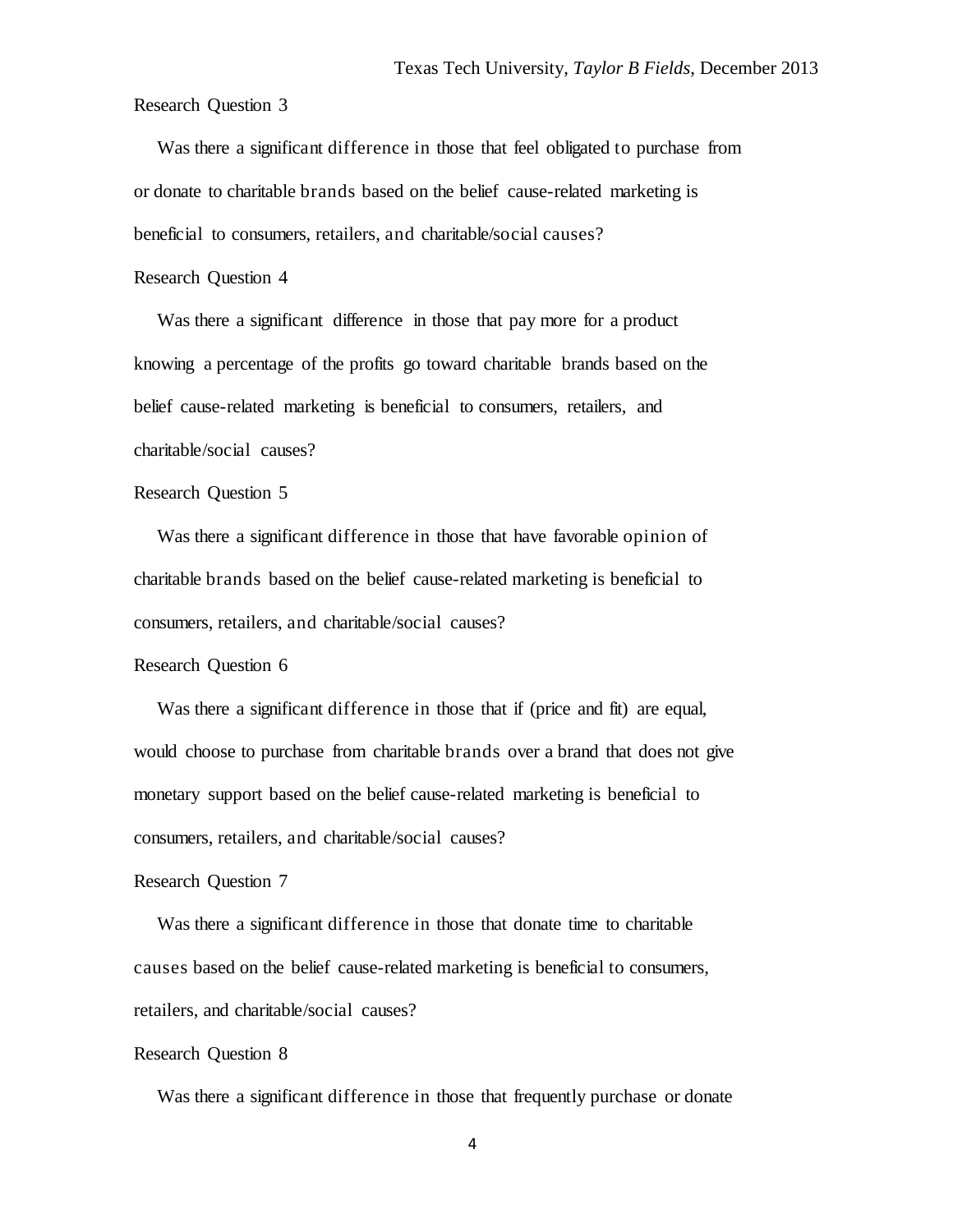Research Question 3

Was there a significant difference in those that feel obligated to purchase from or donate to charitable brands based on the belief cause-related marketing is beneficial to consumers, retailers, and charitable/social causes?

Research Question 4

Was there a significant difference in those that pay more for a product knowing a percentage of the profits go toward charitable brands based on the belief cause-related marketing is beneficial to consumers, retailers, and charitable/social causes?

Research Question 5

Was there a significant difference in those that have favorable opinion of charitable brands based on the belief cause-related marketing is beneficial to consumers, retailers, and charitable/social causes?

Research Question 6

Was there a significant difference in those that if (price and fit) are equal, would choose to purchase from charitable brands over a brand that does not give monetary support based on the belief cause-related marketing is beneficial to consumers, retailers, and charitable/social causes?

Research Question 7

Was there a significant difference in those that donate time to charitable causes based on the belief cause-related marketing is beneficial to consumers, retailers, and charitable/social causes?

Research Question 8

Was there a significant difference in those that frequently purchase or donate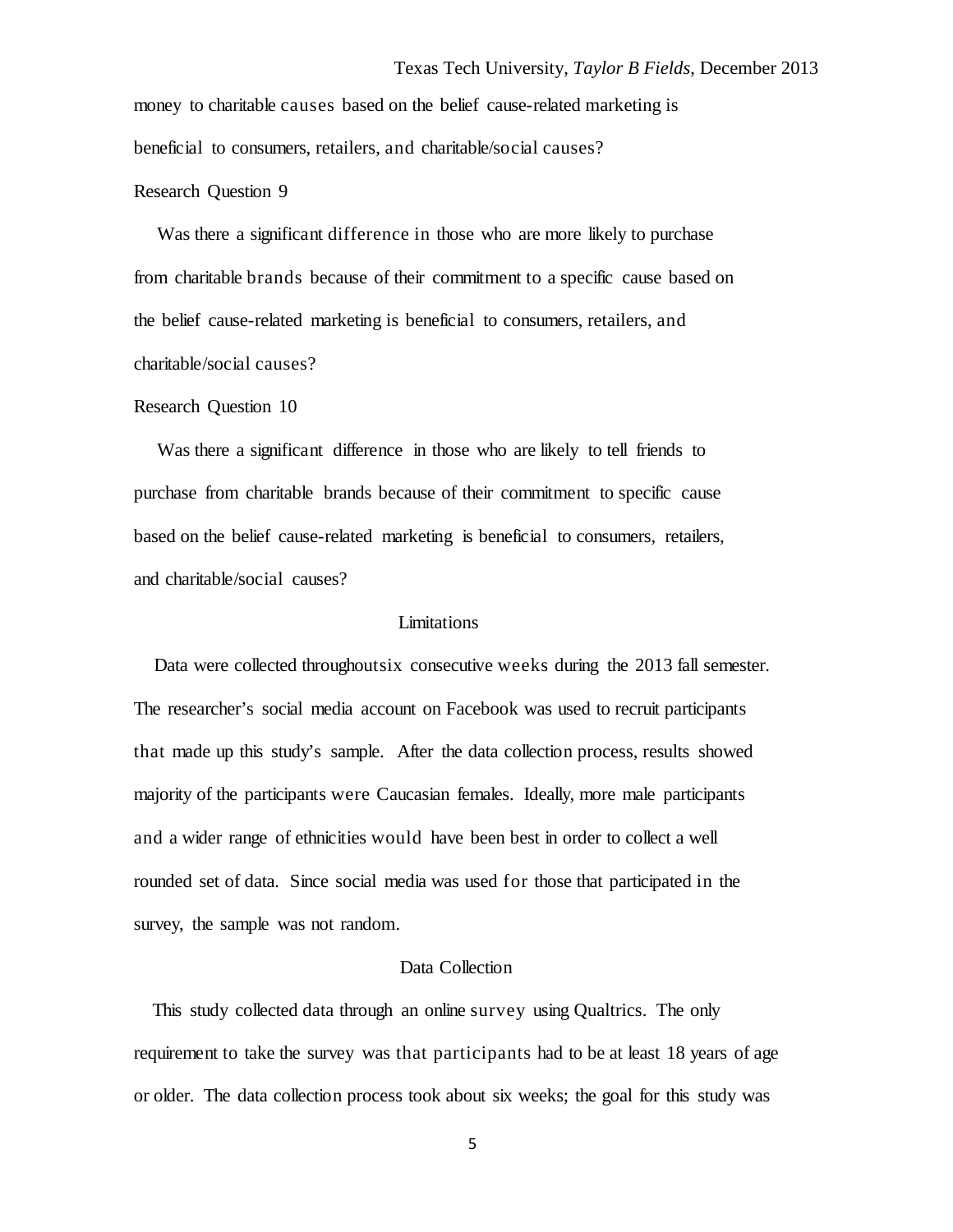money to charitable causes based on the belief cause-related marketing is beneficial to consumers, retailers, and charitable/social causes?

Research Question 9

Was there a significant difference in those who are more likely to purchase from charitable brands because of their commitment to a specific cause based on the belief cause-related marketing is beneficial to consumers, retailers, and charitable/social causes?

Research Question 10

Was there a significant difference in those who are likely to tell friends to purchase from charitable brands because of their commitment to specific cause based on the belief cause-related marketing is beneficial to consumers, retailers, and charitable/social causes?

## Limitations

Data were collected throughoutsix consecutive weeks during the 2013 fall semester. The researcher's social media account on Facebook was used to recruit participants that made up this study's sample. After the data collection process, results showed majority of the participants were Caucasian females. Ideally, more male participants and a wider range of ethnicities would have been best in order to collect a well rounded set of data. Since social media was used for those that participated in the survey, the sample was not random.

## Data Collection

This study collected data through an online survey using Qualtrics. The only requirement to take the survey was that participants had to be at least 18 years of age or older. The data collection process took about six weeks; the goal for this study was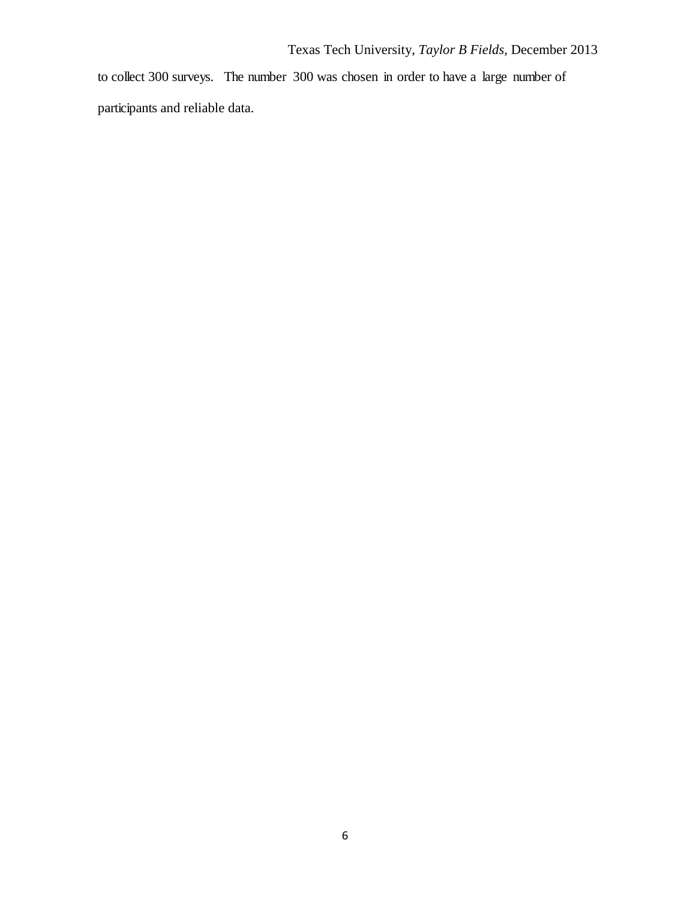to collect 300 surveys. The number 300 was chosen in order to have a large number of participants and reliable data.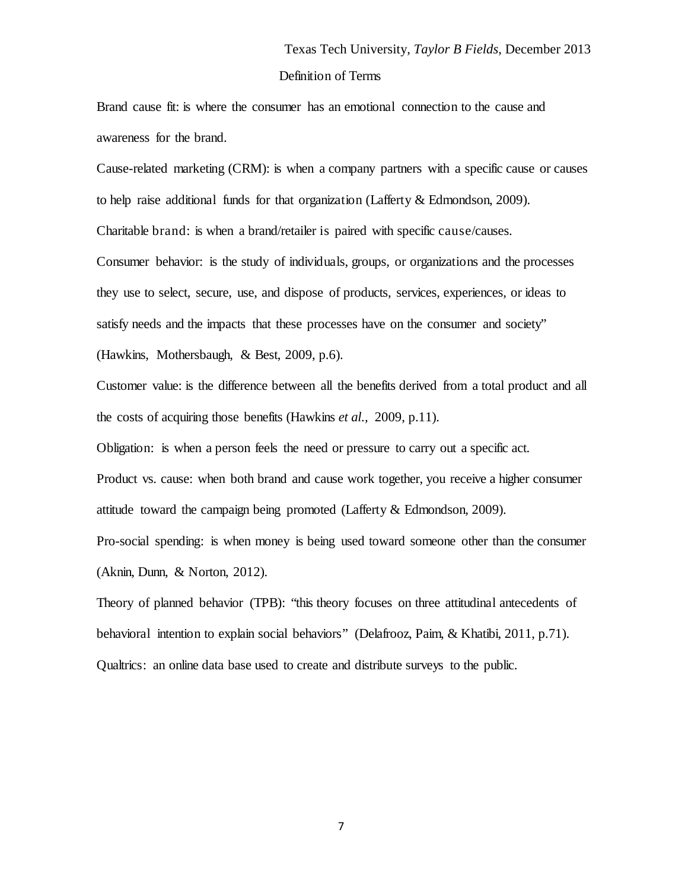## Definition of Terms

Brand cause fit: is where the consumer has an emotional connection to the cause and awareness for the brand.

Cause-related marketing (CRM): is when a company partners with a specific cause or causes to help raise additional funds for that organization (Lafferty & Edmondson, 2009).

Charitable brand: is when a brand/retailer is paired with specific cause/causes.

Consumer behavior: is the study of individuals, groups, or organizations and the processes they use to select, secure, use, and dispose of products, services, experiences, or ideas to satisfy needs and the impacts that these processes have on the consumer and society" (Hawkins, Mothersbaugh, & Best, 2009, p.6).

Customer value: is the difference between all the benefits derived from a total product and all the costs of acquiring those benefits (Hawkins *et al.*, 2009, p.11).

Obligation: is when a person feels the need or pressure to carry out a specific act.

Product vs. cause: when both brand and cause work together, you receive a higher consumer attitude toward the campaign being promoted (Lafferty & Edmondson, 2009).

Pro-social spending: is when money is being used toward someone other than the consumer (Aknin, Dunn, & Norton, 2012).

Theory of planned behavior (TPB): "this theory focuses on three attitudinal antecedents of behavioral intention to explain social behaviors" (Delafrooz, Paim, & Khatibi, 2011, p.71).

Qualtrics: an online data base used to create and distribute surveys to the public.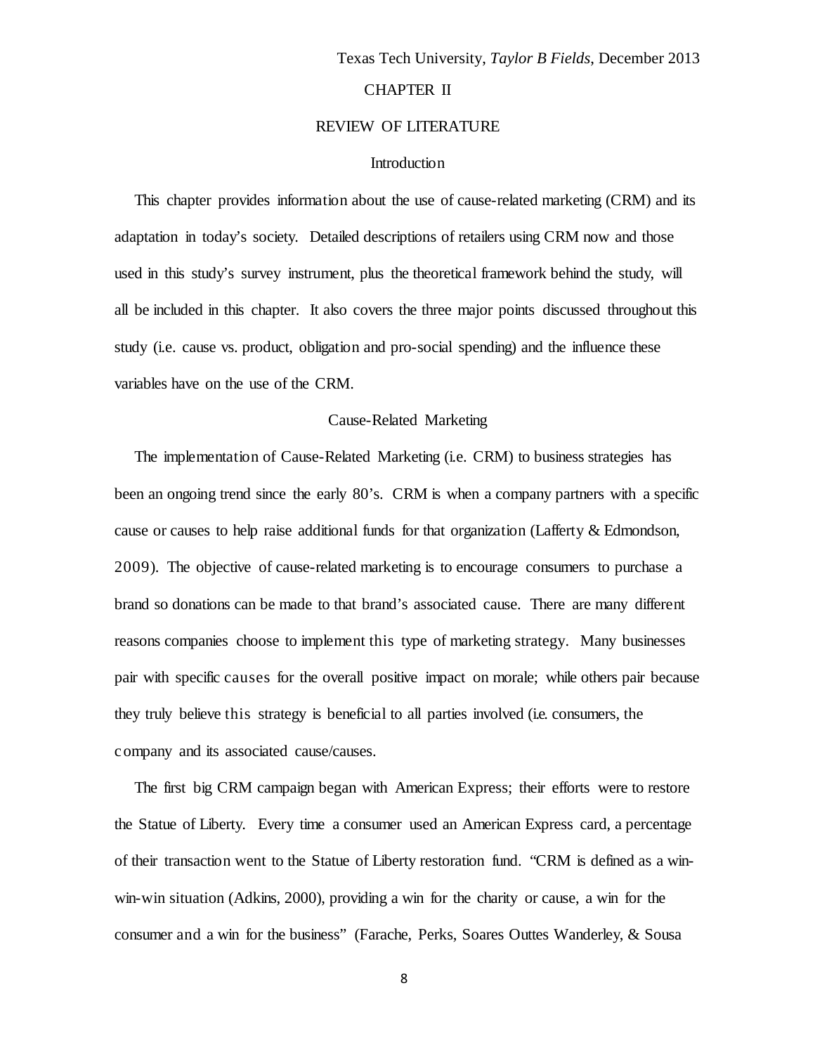# CHAPTER II

# REVIEW OF LITERATURE

## Introduction

This chapter provides information about the use of cause-related marketing (CRM) and its adaptation in today's society. Detailed descriptions of retailers using CRM now and those used in this study's survey instrument, plus the theoretical framework behind the study, will all be included in this chapter. It also covers the three major points discussed throughout this study (i.e. cause vs. product, obligation and pro-social spending) and the influence these variables have on the use of the CRM.

## Cause-Related Marketing

The implementation of Cause-Related Marketing (i.e. CRM) to business strategies has been an ongoing trend since the early 80's. CRM is when a company partners with a specific cause or causes to help raise additional funds for that organization (Lafferty & Edmondson, 2009). The objective of cause-related marketing is to encourage consumers to purchase a brand so donations can be made to that brand's associated cause. There are many different reasons companies choose to implement this type of marketing strategy. Many businesses pair with specific causes for the overall positive impact on morale; while others pair because they truly believe this strategy is beneficial to all parties involved (i.e. consumers, the company and its associated cause/causes.

The first big CRM campaign began with American Express; their efforts were to restore the Statue of Liberty. Every time a consumer used an American Express card, a percentage of their transaction went to the Statue of Liberty restoration fund. "CRM is defined as a win-win-win situation (Adkins, 2000), providing a win for the charity or cause, a win for the consumer and a win for the business" (Farache, Perks, Soares Outtes Wanderley, & Sousa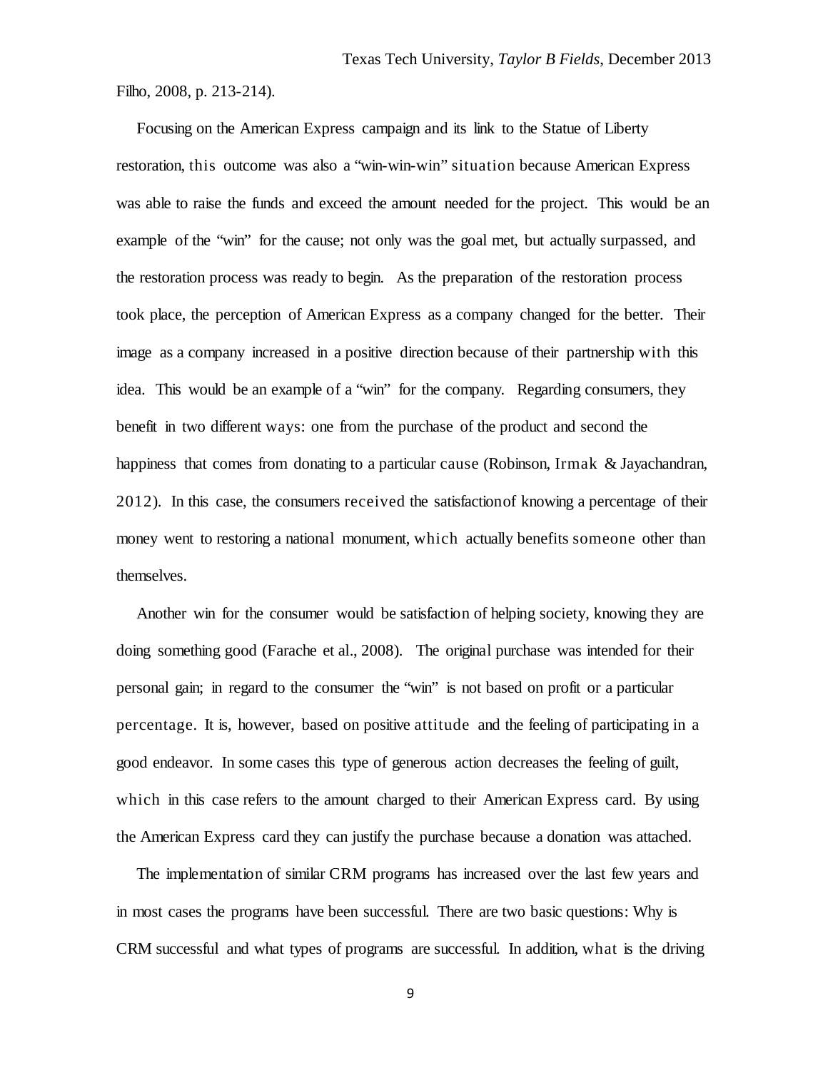Filho, 2008, p. 213-214).

Focusing on the American Express campaign and its link to the Statue of Liberty restoration, this outcome was also a "win-win-win" situation because American Express was able to raise the funds and exceed the amount needed for the project. This would be an example of the "win" for the cause; not only was the goal met, but actually surpassed, and the restoration process was ready to begin. As the preparation of the restoration process took place, the perception of American Express as a company changed for the better. Their image as a company increased in a positive direction because of their partnership with this idea. This would be an example of a "win" for the company. Regarding consumers, they benefit in two different ways: one from the purchase of the product and second the happiness that comes from donating to a particular cause (Robinson, Irmak & Jayachandran, 2012). In this case, the consumers received the satisfactionof knowing a percentage of their money went to restoring a national monument, which actually benefits someone other than themselves.

Another win for the consumer would be satisfaction of helping society, knowing they are doing something good (Farache et al., 2008). The original purchase was intended for their personal gain; in regard to the consumer the "win" is not based on profit or a particular percentage. It is, however, based on positive attitude and the feeling of participating in a good endeavor. In some cases this type of generous action decreases the feeling of guilt, which in this case refers to the amount charged to their American Express card. By using the American Express card they can justify the purchase because a donation was attached.

The implementation of similar CRM programs has increased over the last few years and in most cases the programs have been successful. There are two basic questions: Why is CRM successful and what types of programs are successful. In addition, what is the driving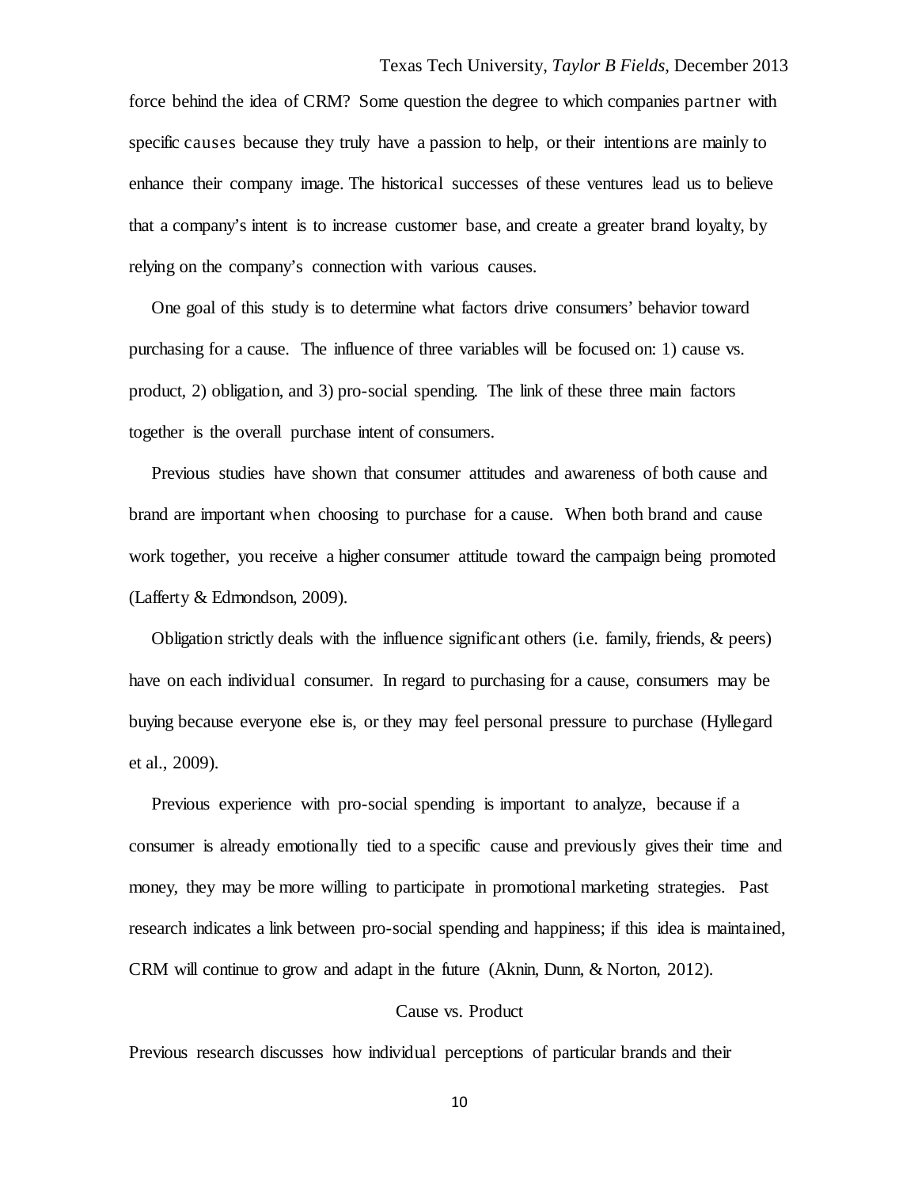force behind the idea of CRM? Some question the degree to which companies partner with specific causes because they truly have a passion to help, or their intentions are mainly to enhance their company image. The historical successes of these ventures lead us to believe that a company's intent is to increase customer base, and create a greater brand loyalty, by relying on the company's connection with various causes.

One goal of this study is to determine what factors drive consumers' behavior toward purchasing for a cause. The influence of three variables will be focused on: 1) cause vs. product, 2) obligation, and 3) pro-social spending. The link of these three main factors together is the overall purchase intent of consumers.

Previous studies have shown that consumer attitudes and awareness of both cause and brand are important when choosing to purchase for a cause. When both brand and cause work together, you receive a higher consumer attitude toward the campaign being promoted (Lafferty & Edmondson, 2009).

Obligation strictly deals with the influence significant others (i.e. family, friends, & peers) have on each individual consumer. In regard to purchasing for a cause, consumers may be buying because everyone else is, or they may feel personal pressure to purchase (Hyllegard et al., 2009).

Previous experience with pro-social spending is important to analyze, because if a consumer is already emotionally tied to a specific cause and previously gives their time and money, they may be more willing to participate in promotional marketing strategies. Past research indicates a link between pro-social spending and happiness; if this idea is maintained, CRM will continue to grow and adapt in the future (Aknin, Dunn, & Norton, 2012).

## Cause vs. Product

Previous research discusses how individual perceptions of particular brands and their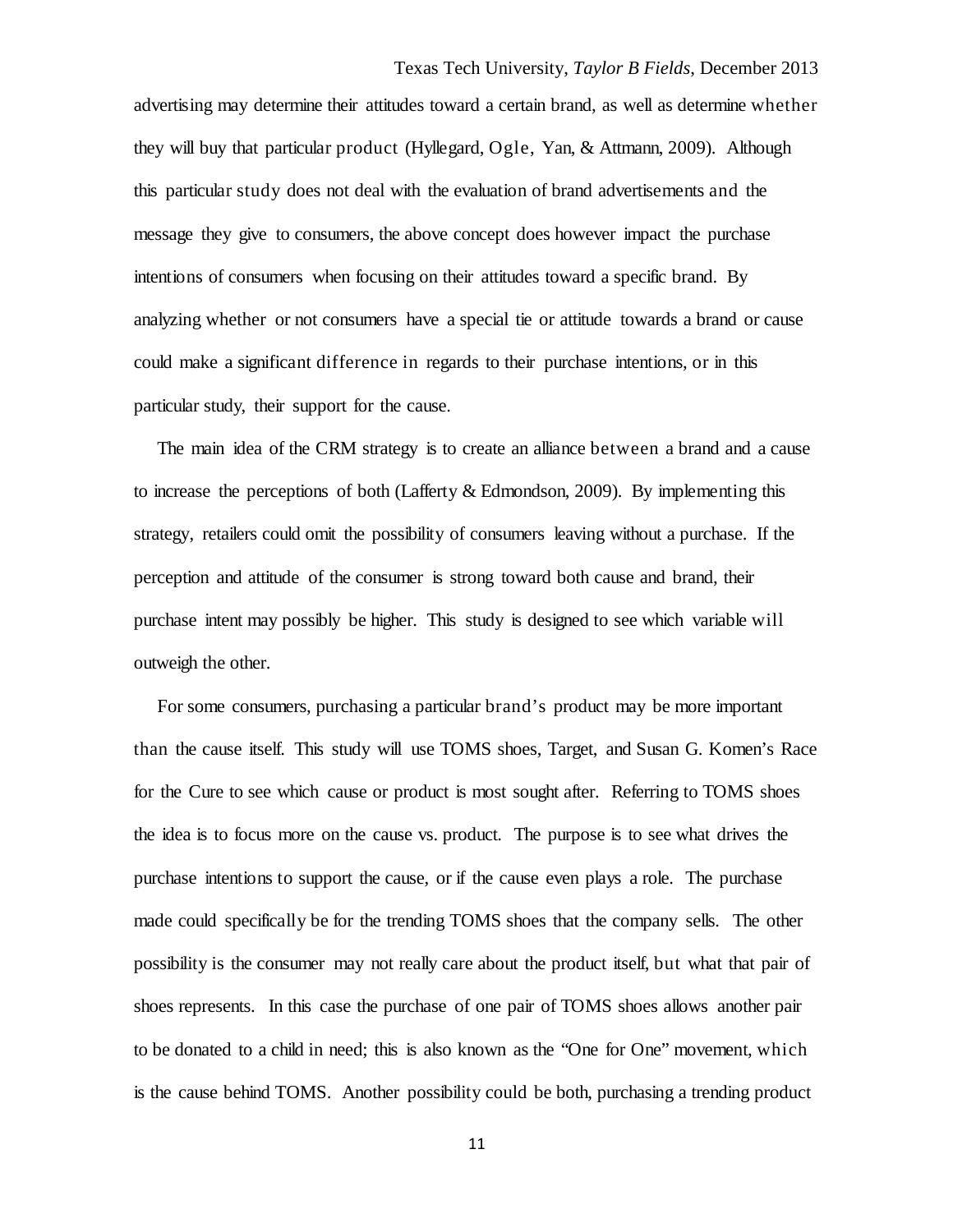advertising may determine their attitudes toward a certain brand, as well as determine whether they will buy that particular product (Hyllegard, Ogle, Yan, & Attmann, 2009). Although this particular study does not deal with the evaluation of brand advertisements and the message they give to consumers, the above concept does however impact the purchase intentions of consumers when focusing on their attitudes toward a specific brand. By analyzing whether or not consumers have a special tie or attitude towards a brand or cause could make a significant difference in regards to their purchase intentions, or in this particular study, their support for the cause.

The main idea of the CRM strategy is to create an alliance between a brand and a cause to increase the perceptions of both (Lafferty & Edmondson, 2009). By implementing this strategy, retailers could omit the possibility of consumers leaving without a purchase. If the perception and attitude of the consumer is strong toward both cause and brand, their purchase intent may possibly be higher. This study is designed to see which variable will outweigh the other.

For some consumers, purchasing a particular brand's product may be more important than the cause itself. This study will use TOMS shoes, Target, and Susan G. Komen's Race for the Cure to see which cause or product is most sought after. Referring to TOMS shoes the idea is to focus more on the cause vs. product. The purpose is to see what drives the purchase intentions to support the cause, or if the cause even plays a role. The purchase made could specifically be for the trending TOMS shoes that the company sells. The other possibility is the consumer may not really care about the product itself, but what that pair of shoes represents. In this case the purchase of one pair of TOMS shoes allows another pair to be donated to a child in need; this is also known as the "One for One" movement, which is the cause behind TOMS. Another possibility could be both, purchasing a trending product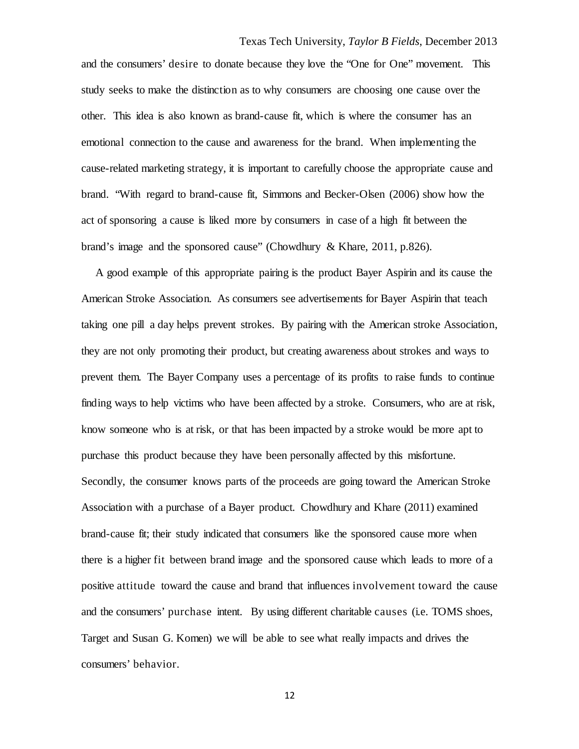and the consumers' desire to donate because they love the "One for One" movement. This study seeks to make the distinction as to why consumers are choosing one cause over the other. This idea is also known as brand-cause fit, which is where the consumer has an emotional connection to the cause and awareness for the brand. When implementing the cause-related marketing strategy, it is important to carefully choose the appropriate cause and brand. "With regard to brand-cause fit, Simmons and Becker-Olsen (2006) show how the act of sponsoring a cause is liked more by consumers in case of a high fit between the brand's image and the sponsored cause" (Chowdhury & Khare, 2011, p.826).

A good example of this appropriate pairing is the product Bayer Aspirin and its cause the American Stroke Association. As consumers see advertisements for Bayer Aspirin that teach taking one pill a day helps prevent strokes. By pairing with the American stroke Association, they are not only promoting their product, but creating awareness about strokes and ways to prevent them. The Bayer Company uses a percentage of its profits to raise funds to continue finding ways to help victims who have been affected by a stroke. Consumers, who are at risk, know someone who is at risk, or that has been impacted by a stroke would be more apt to purchase this product because they have been personally affected by this misfortune. Secondly, the consumer knows parts of the proceeds are going toward the American Stroke Association with a purchase of a Bayer product. Chowdhury and Khare (2011) examined brand-cause fit; their study indicated that consumers like the sponsored cause more when there is a higher fit between brand image and the sponsored cause which leads to more of a positive attitude toward the cause and brand that influences involvement toward the cause and the consumers' purchase intent. By using different charitable causes (i.e. TOMS shoes, Target and Susan G. Komen) we will be able to see what really impacts and drives the consumers' behavior.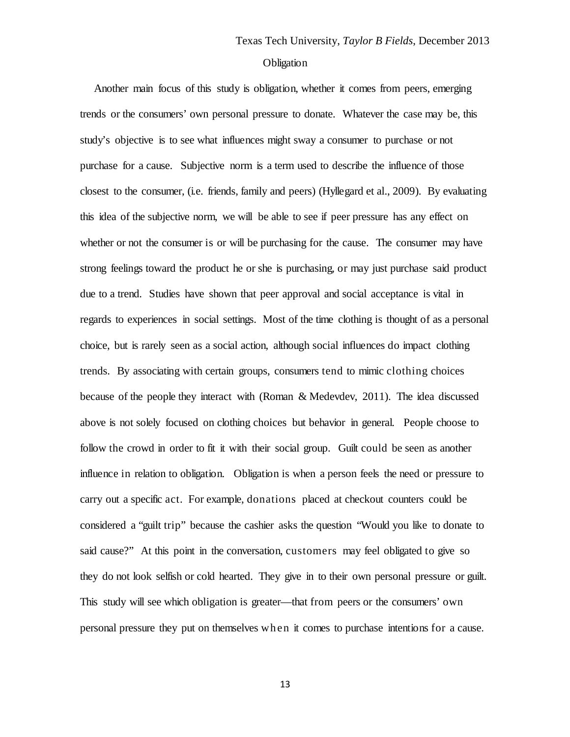## Obligation

Another main focus of this study is obligation, whether it comes from peers, emerging trends or the consumers' own personal pressure to donate. Whatever the case may be, this study's objective is to see what influences might sway a consumer to purchase or not purchase for a cause. Subjective norm is a term used to describe the influence of those closest to the consumer, (i.e. friends, family and peers) (Hyllegard et al., 2009). By evaluating this idea of the subjective norm, we will be able to see if peer pressure has any effect on whether or not the consumer is or will be purchasing for the cause. The consumer may have strong feelings toward the product he or she is purchasing, or may just purchase said product due to a trend. Studies have shown that peer approval and social acceptance is vital in regards to experiences in social settings. Most of the time clothing is thought of as a personal choice, but is rarely seen as a social action, although social influences do impact clothing trends. By associating with certain groups, consumers tend to mimic clothing choices because of the people they interact with (Roman & Medevdev, 2011). The idea discussed above is not solely focused on clothing choices but behavior in general. People choose to follow the crowd in order to fit it with their social group. Guilt could be seen as another influence in relation to obligation. Obligation is when a person feels the need or pressure to carry out a specific act. For example, donations placed at checkout counters could be considered a "guilt trip" because the cashier asks the question "Would you like to donate to said cause?" At this point in the conversation, customers may feel obligated to give so they do not look selfish or cold hearted. They give in to their own personal pressure or guilt. This study will see which obligation is greater—that from peers or the consumers' own personal pressure they put on themselves when it comes to purchase intentions for a cause.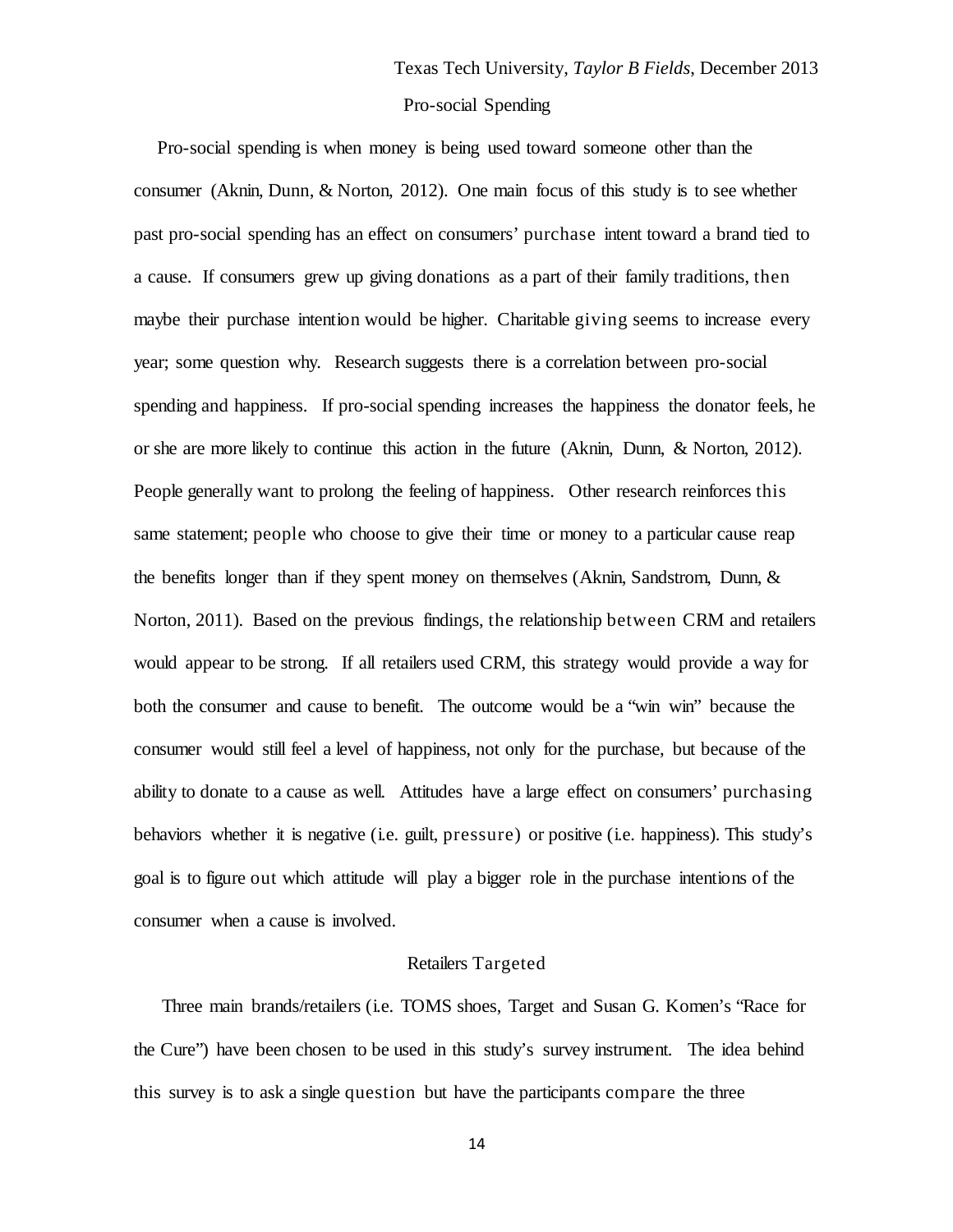## Pro-social Spending

Pro-social spending is when money is being used toward someone other than the consumer (Aknin, Dunn, & Norton, 2012). One main focus of this study is to see whether past pro-social spending has an effect on consumers' purchase intent toward a brand tied to a cause. If consumers grew up giving donations as a part of their family traditions, then maybe their purchase intention would be higher. Charitable giving seems to increase every year; some question why. Research suggests there is a correlation between pro-social spending and happiness. If pro-social spending increases the happiness the donator feels, he or she are more likely to continue this action in the future (Aknin, Dunn, & Norton, 2012). People generally want to prolong the feeling of happiness. Other research reinforces this same statement; people who choose to give their time or money to a particular cause reap the benefits longer than if they spent money on themselves (Aknin, Sandstrom, Dunn, & Norton, 2011). Based on the previous findings, the relationship between CRM and retailers would appear to be strong. If all retailers used CRM, this strategy would provide a way for both the consumer and cause to benefit. The outcome would be a "win win" because the consumer would still feel a level of happiness, not only for the purchase, but because of the ability to donate to a cause as well. Attitudes have a large effect on consumers' purchasing behaviors whether it is negative (i.e. guilt, pressure) or positive (i.e. happiness). This study's goal is to figure out which attitude will play a bigger role in the purchase intentions of the consumer when a cause is involved.

## Retailers Targeted

Three main brands/retailers (i.e. TOMS shoes, Target and Susan G. Komen's "Race for the Cure") have been chosen to be used in this study's survey instrument. The idea behind this survey is to ask a single question but have the participants compare the three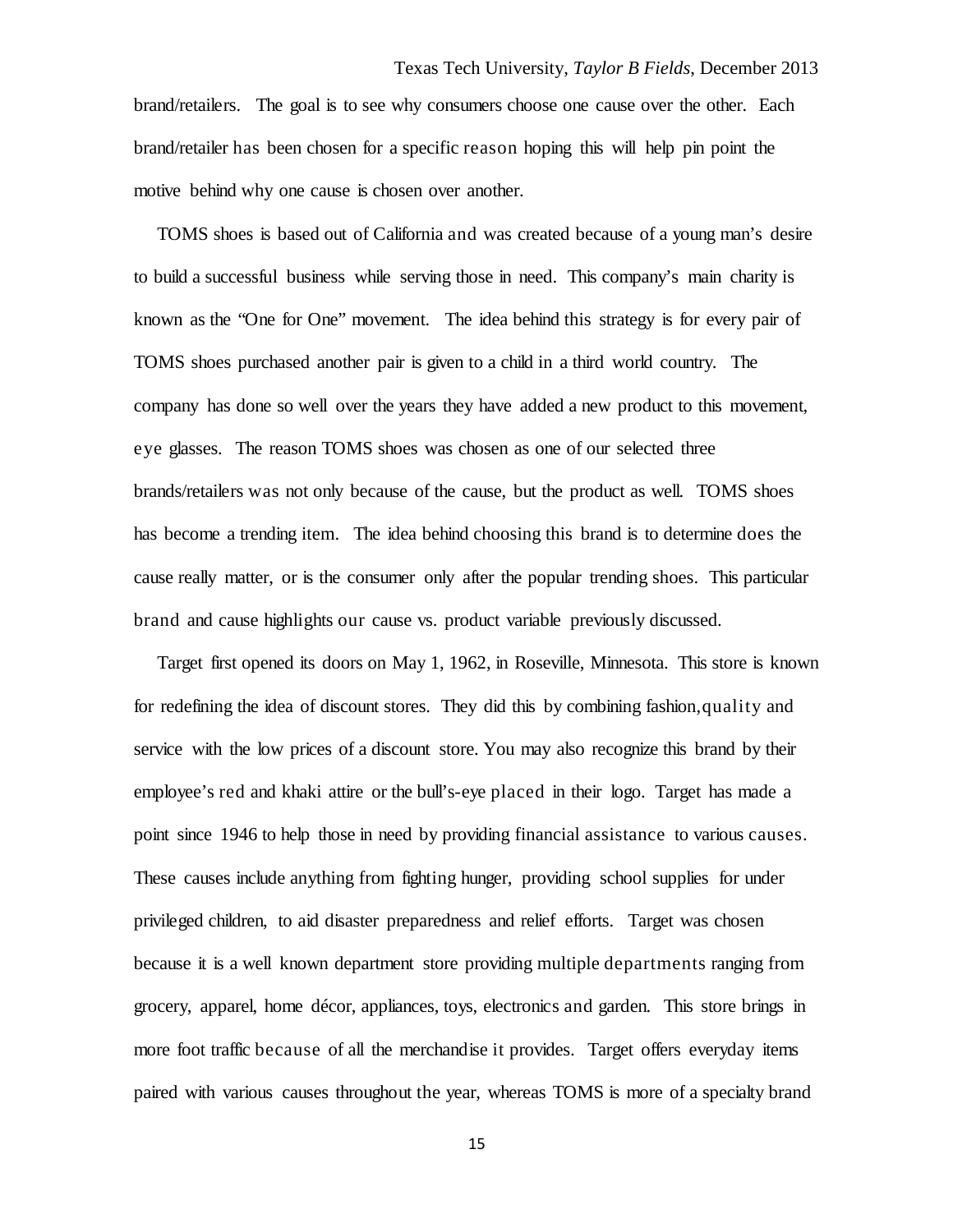brand/retailers. The goal is to see why consumers choose one cause over the other. Each brand/retailer has been chosen for a specific reason hoping this will help pin point the motive behind why one cause is chosen over another.

TOMS shoes is based out of California and was created because of a young man's desire to build a successful business while serving those in need. This company's main charity is known as the "One for One" movement. The idea behind this strategy is for every pair of TOMS shoes purchased another pair is given to a child in a third world country. The company has done so well over the years they have added a new product to this movement, eye glasses. The reason TOMS shoes was chosen as one of our selected three brands/retailers was not only because of the cause, but the product as well. TOMS shoes has become a trending item. The idea behind choosing this brand is to determine does the cause really matter, or is the consumer only after the popular trending shoes. This particular brand and cause highlights our cause vs. product variable previously discussed.

Target first opened its doors on May 1, 1962, in Roseville, Minnesota. This store is known for redefining the idea of discount stores. They did this by combining fashion,quality and service with the low prices of a discount store. You may also recognize this brand by their employee's red and khaki attire or the bull's-eye placed in their logo. Target has made a point since 1946 to help those in need by providing financial assistance to various causes. These causes include anything from fighting hunger, providing school supplies for under privileged children, to aid disaster preparedness and relief efforts. Target was chosen because it is a well known department store providing multiple departments ranging from grocery, apparel, home décor, appliances, toys, electronics and garden. This store brings in more foot traffic because of all the merchandise it provides. Target offers everyday items paired with various causes throughout the year, whereas TOMS is more of a specialty brand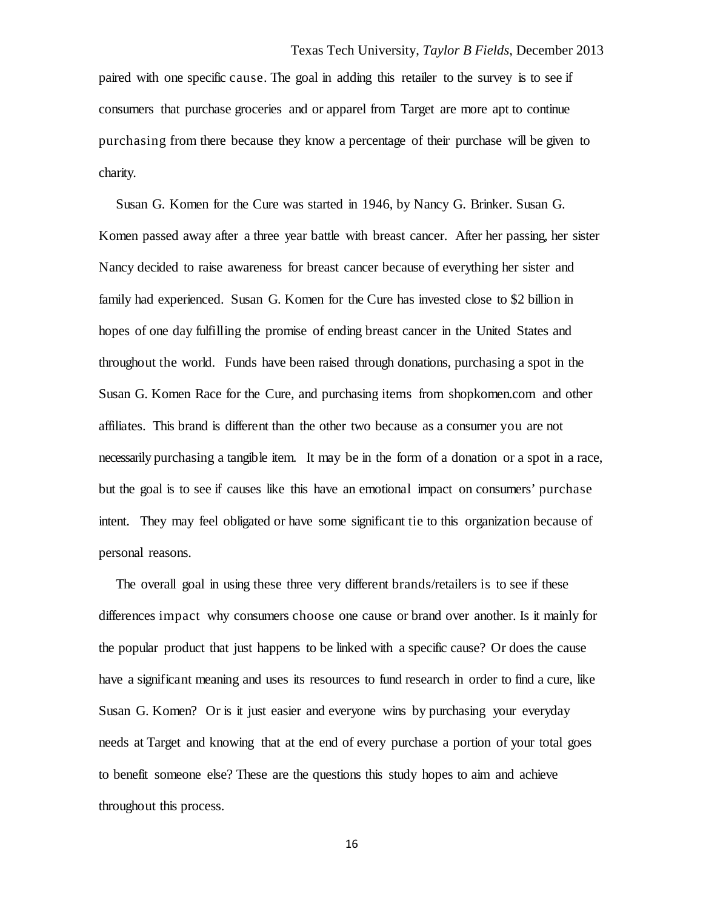paired with one specific cause. The goal in adding this retailer to the survey is to see if consumers that purchase groceries and or apparel from Target are more apt to continue purchasing from there because they know a percentage of their purchase will be given to charity.

Susan G. Komen for the Cure was started in 1946, by Nancy G. Brinker. Susan G. Komen passed away after a three year battle with breast cancer. After her passing, her sister Nancy decided to raise awareness for breast cancer because of everything her sister and family had experienced. Susan G. Komen for the Cure has invested close to $2 billion in hopes of one day fulfilling the promise of ending breast cancer in the United States and throughout the world. Funds have been raised through donations, purchasing a spot in the Susan G. Komen Race for the Cure, and purchasing items from shopkomen.com and other affiliates. This brand is different than the other two because as a consumer you are not necessarily purchasing a tangible item. It may be in the form of a donation or a spot in a race, but the goal is to see if causes like this have an emotional impact on consumers' purchase intent. They may feel obligated or have some significant tie to this organization because of personal reasons.

The overall goal in using these three very different brands/retailers is to see if these differences impact why consumers choose one cause or brand over another. Is it mainly for the popular product that just happens to be linked with a specific cause? Or does the cause have a significant meaning and uses its resources to fund research in order to find a cure, like Susan G. Komen? Or is it just easier and everyone wins by purchasing your everyday needs at Target and knowing that at the end of every purchase a portion of your total goes to benefit someone else? These are the questions this study hopes to aim and achieve throughout this process.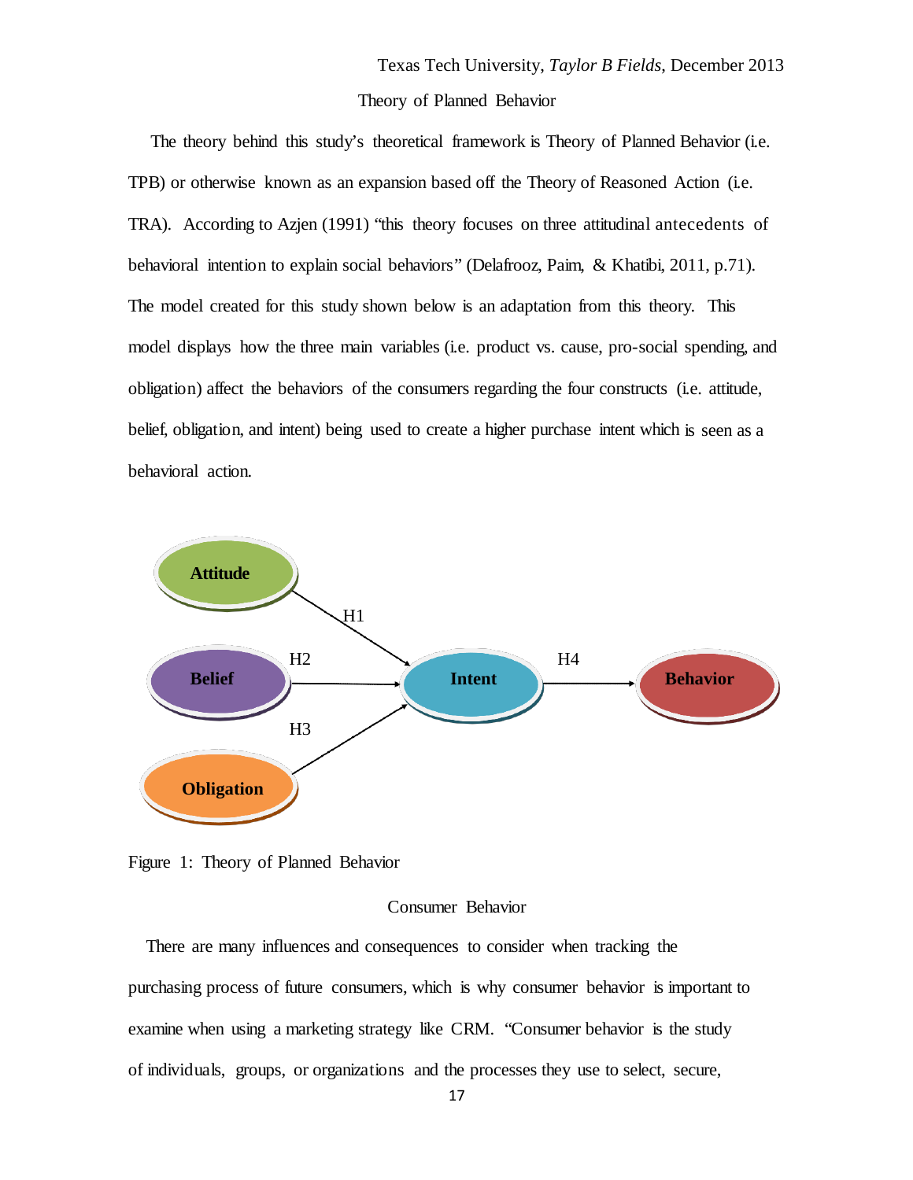## Theory of Planned Behavior

The theory behind this study's theoretical framework is Theory of Planned Behavior (i.e. TPB) or otherwise known as an expansion based off the Theory of Reasoned Action (i.e. TRA). According to Azjen (1991) "this theory focuses on three attitudinal antecedents of behavioral intention to explain social behaviors" (Delafrooz, Paim, & Khatibi, 2011, p.71). The model created for this study shown below is an adaptation from this theory. This model displays how the three main variables (i.e. product vs. cause, pro-social spending, and obligation) affect the behaviors of the consumers regarding the four constructs (i.e. attitude, belief, obligation, and intent) being used to create a higher purchase intent which is seen as a behavioral action.

Attitude —H1→ Intent
Belief —H2→ Intent
Obligation —H3→ Intent
Intent —H4→ Behavior

Figure 1: Theory of Planned Behavior

## Consumer Behavior

There are many influences and consequences to consider when tracking the purchasing process of future consumers, which is why consumer behavior is important to examine when using a marketing strategy like CRM. "Consumer behavior is the study of individuals, groups, or organizations and the processes they use to select, secure,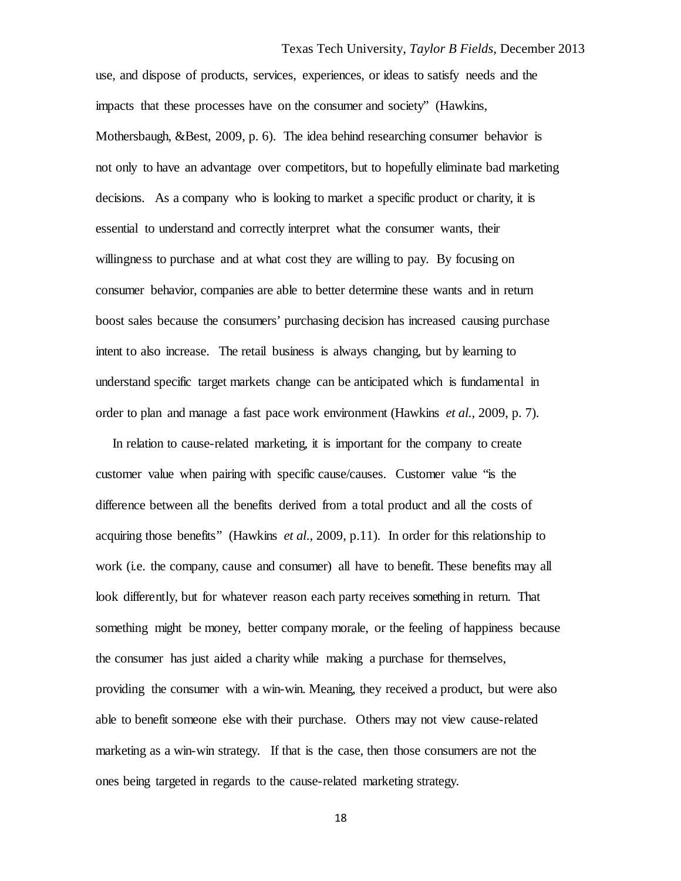use, and dispose of products, services, experiences, or ideas to satisfy needs and the impacts that these processes have on the consumer and society" (Hawkins, Mothersbaugh, &Best, 2009, p. 6). The idea behind researching consumer behavior is not only to have an advantage over competitors, but to hopefully eliminate bad marketing decisions. As a company who is looking to market a specific product or charity, it is essential to understand and correctly interpret what the consumer wants, their willingness to purchase and at what cost they are willing to pay. By focusing on consumer behavior, companies are able to better determine these wants and in return boost sales because the consumers' purchasing decision has increased causing purchase intent to also increase. The retail business is always changing, but by learning to understand specific target markets change can be anticipated which is fundamental in order to plan and manage a fast pace work environment (Hawkins *et al.*, 2009, p. 7).

In relation to cause-related marketing, it is important for the company to create customer value when pairing with specific cause/causes. Customer value "is the difference between all the benefits derived from a total product and all the costs of acquiring those benefits" (Hawkins *et al.*, 2009, p.11). In order for this relationship to work (i.e. the company, cause and consumer) all have to benefit. These benefits may all look differently, but for whatever reason each party receives something in return. That something might be money, better company morale, or the feeling of happiness because the consumer has just aided a charity while making a purchase for themselves, providing the consumer with a win-win. Meaning, they received a product, but were also able to benefit someone else with their purchase. Others may not view cause-related marketing as a win-win strategy. If that is the case, then those consumers are not the ones being targeted in regards to the cause-related marketing strategy.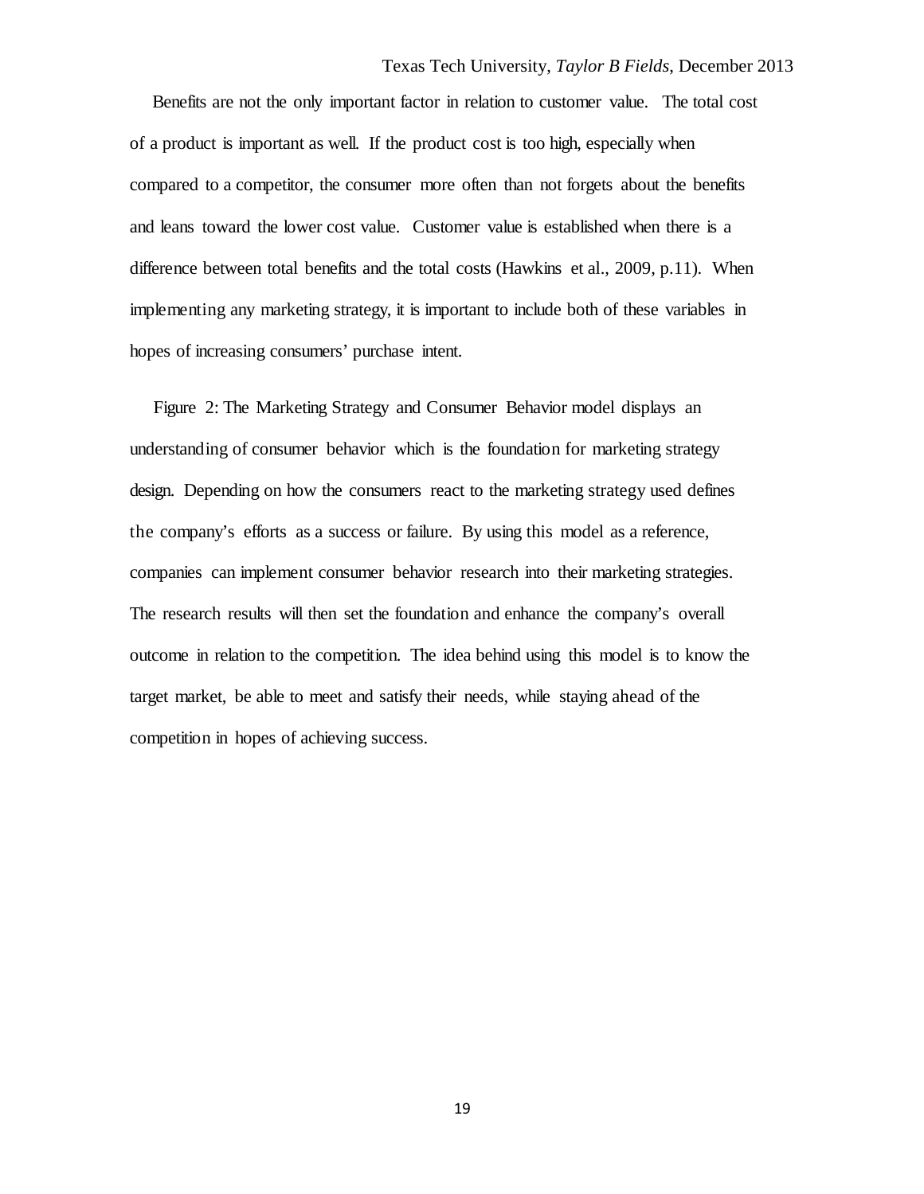Benefits are not the only important factor in relation to customer value. The total cost of a product is important as well. If the product cost is too high, especially when compared to a competitor, the consumer more often than not forgets about the benefits and leans toward the lower cost value. Customer value is established when there is a difference between total benefits and the total costs (Hawkins et al., 2009, p.11). When implementing any marketing strategy, it is important to include both of these variables in hopes of increasing consumers' purchase intent.

Figure 2: The Marketing Strategy and Consumer Behavior model displays an understanding of consumer behavior which is the foundation for marketing strategy design. Depending on how the consumers react to the marketing strategy used defines the company's efforts as a success or failure. By using this model as a reference, companies can implement consumer behavior research into their marketing strategies. The research results will then set the foundation and enhance the company's overall outcome in relation to the competition. The idea behind using this model is to know the target market, be able to meet and satisfy their needs, while staying ahead of the competition in hopes of achieving success.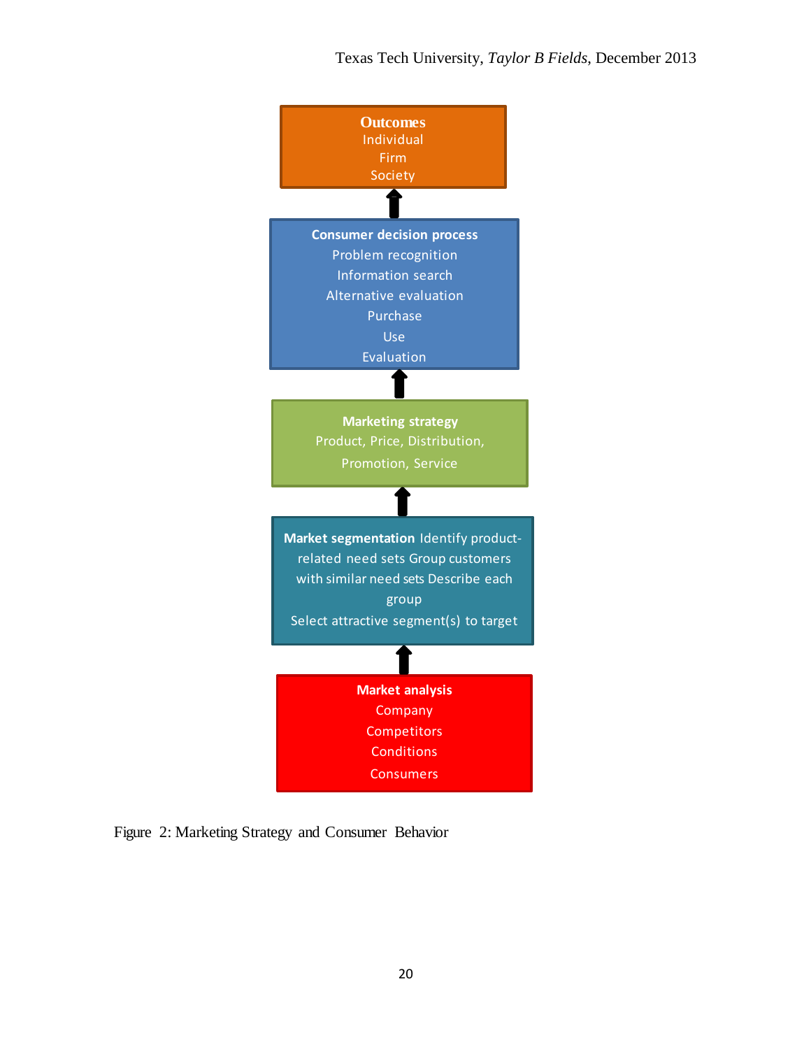**Outcomes**
Individual
Firm
Society

↑

**Consumer decision process**
Problem recognition
Information search
Alternative evaluation
Purchase
Use
Evaluation

↑

**Marketing strategy**
Product, Price, Distribution, Promotion, Service

↑

**Market segmentation** Identify product-related need sets Group customers with similar need sets Describe each group
Select attractive segment(s) to target

↑

**Market analysis**
Company
Competitors
Conditions
Consumers

Figure 2: Marketing Strategy and Consumer Behavior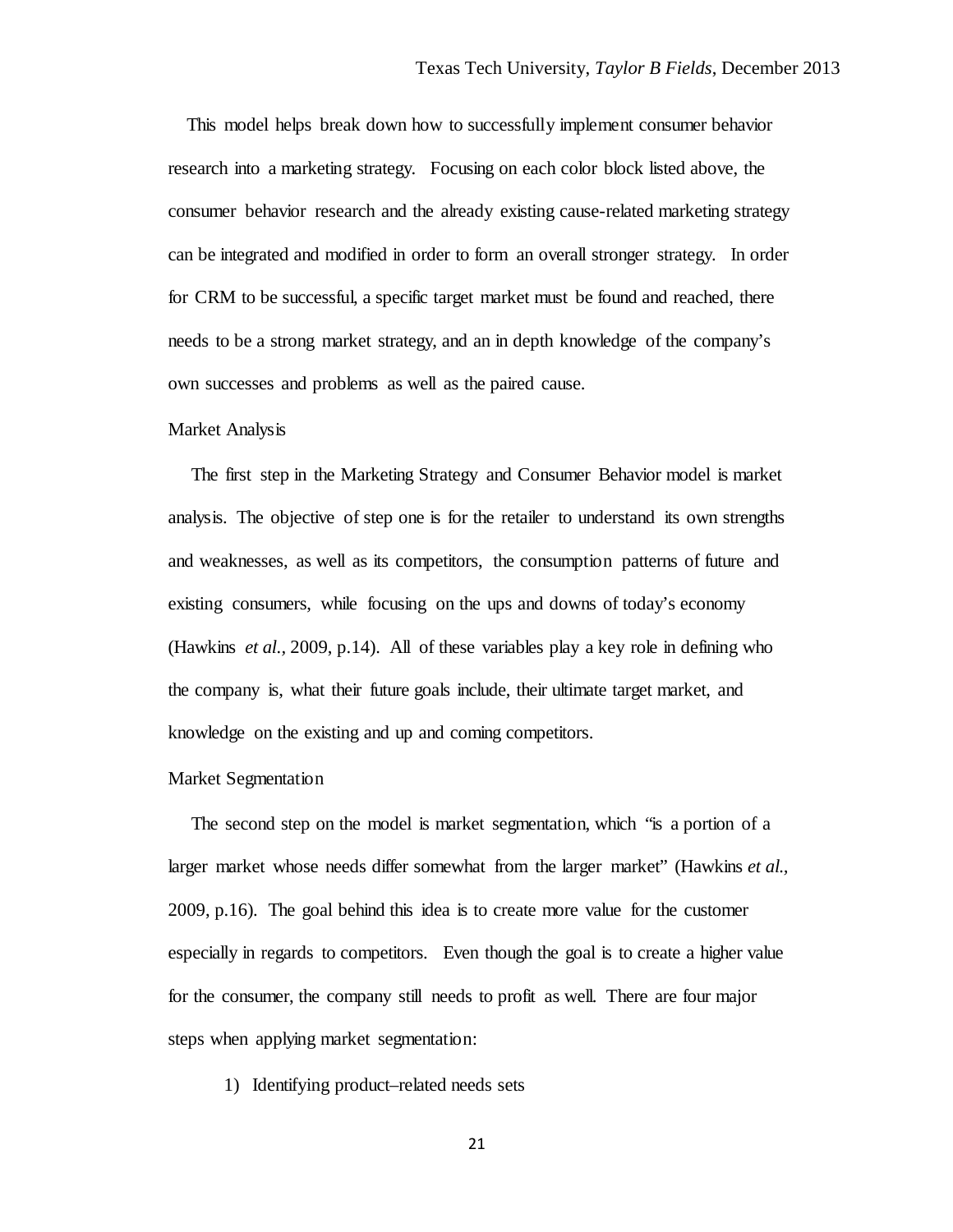This model helps break down how to successfully implement consumer behavior research into a marketing strategy. Focusing on each color block listed above, the consumer behavior research and the already existing cause-related marketing strategy can be integrated and modified in order to form an overall stronger strategy. In order for CRM to be successful, a specific target market must be found and reached, there needs to be a strong market strategy, and an in depth knowledge of the company's own successes and problems as well as the paired cause.

### Market Analysis

The first step in the Marketing Strategy and Consumer Behavior model is market analysis. The objective of step one is for the retailer to understand its own strengths and weaknesses, as well as its competitors, the consumption patterns of future and existing consumers, while focusing on the ups and downs of today's economy (Hawkins *et al.*, 2009, p.14). All of these variables play a key role in defining who the company is, what their future goals include, their ultimate target market, and knowledge on the existing and up and coming competitors.

### Market Segmentation

The second step on the model is market segmentation, which "is a portion of a larger market whose needs differ somewhat from the larger market" (Hawkins *et al.*, 2009, p.16). The goal behind this idea is to create more value for the customer especially in regards to competitors. Even though the goal is to create a higher value for the consumer, the company still needs to profit as well. There are four major steps when applying market segmentation:

1) Identifying product–related needs sets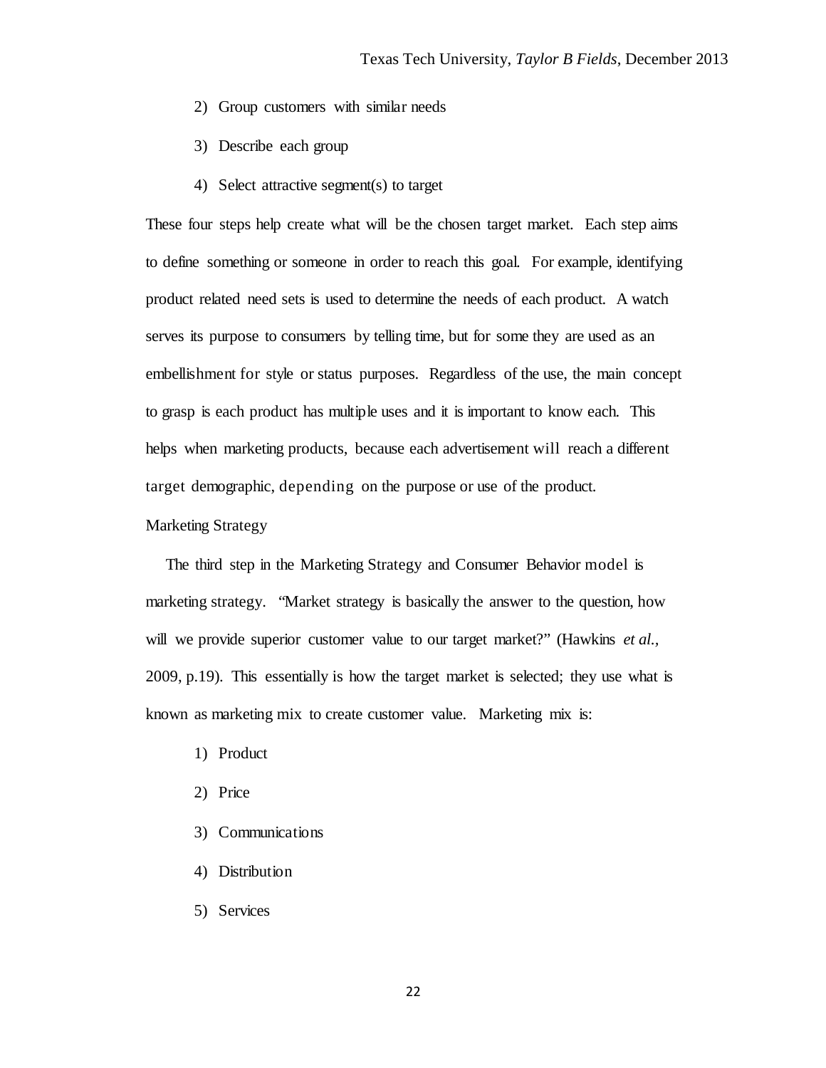2) Group customers with similar needs
3) Describe each group
4) Select attractive segment(s) to target

These four steps help create what will be the chosen target market. Each step aims to define something or someone in order to reach this goal. For example, identifying product related need sets is used to determine the needs of each product. A watch serves its purpose to consumers by telling time, but for some they are used as an embellishment for style or status purposes. Regardless of the use, the main concept to grasp is each product has multiple uses and it is important to know each. This helps when marketing products, because each advertisement will reach a different target demographic, depending on the purpose or use of the product.

Marketing Strategy

The third step in the Marketing Strategy and Consumer Behavior model is marketing strategy. "Market strategy is basically the answer to the question, how will we provide superior customer value to our target market?" (Hawkins *et al.*, 2009, p.19). This essentially is how the target market is selected; they use what is known as marketing mix to create customer value. Marketing mix is:

1) Product
2) Price
3) Communications
4) Distribution
5) Services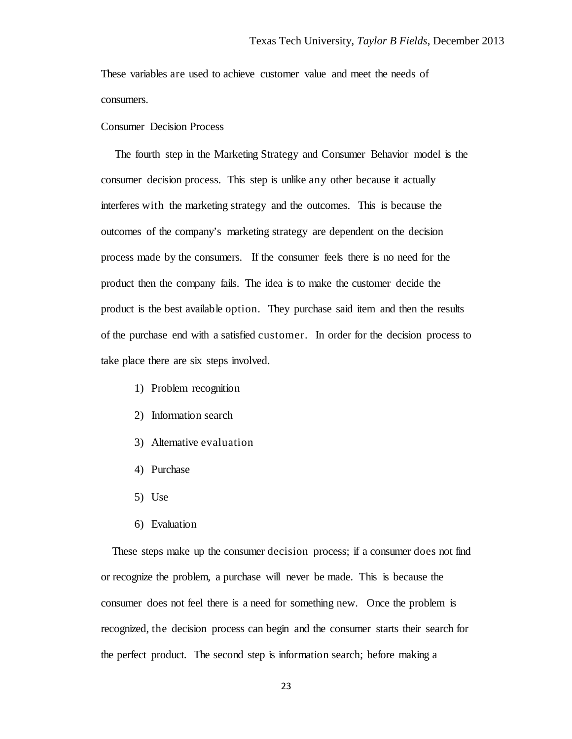These variables are used to achieve customer value and meet the needs of consumers.

## Consumer Decision Process

The fourth step in the Marketing Strategy and Consumer Behavior model is the consumer decision process. This step is unlike any other because it actually interferes with the marketing strategy and the outcomes. This is because the outcomes of the company's marketing strategy are dependent on the decision process made by the consumers. If the consumer feels there is no need for the product then the company fails. The idea is to make the customer decide the product is the best available option. They purchase said item and then the results of the purchase end with a satisfied customer. In order for the decision process to take place there are six steps involved.

1) Problem recognition
2) Information search
3) Alternative evaluation
4) Purchase
5) Use
6) Evaluation

These steps make up the consumer decision process; if a consumer does not find or recognize the problem, a purchase will never be made. This is because the consumer does not feel there is a need for something new. Once the problem is recognized, the decision process can begin and the consumer starts their search for the perfect product. The second step is information search; before making a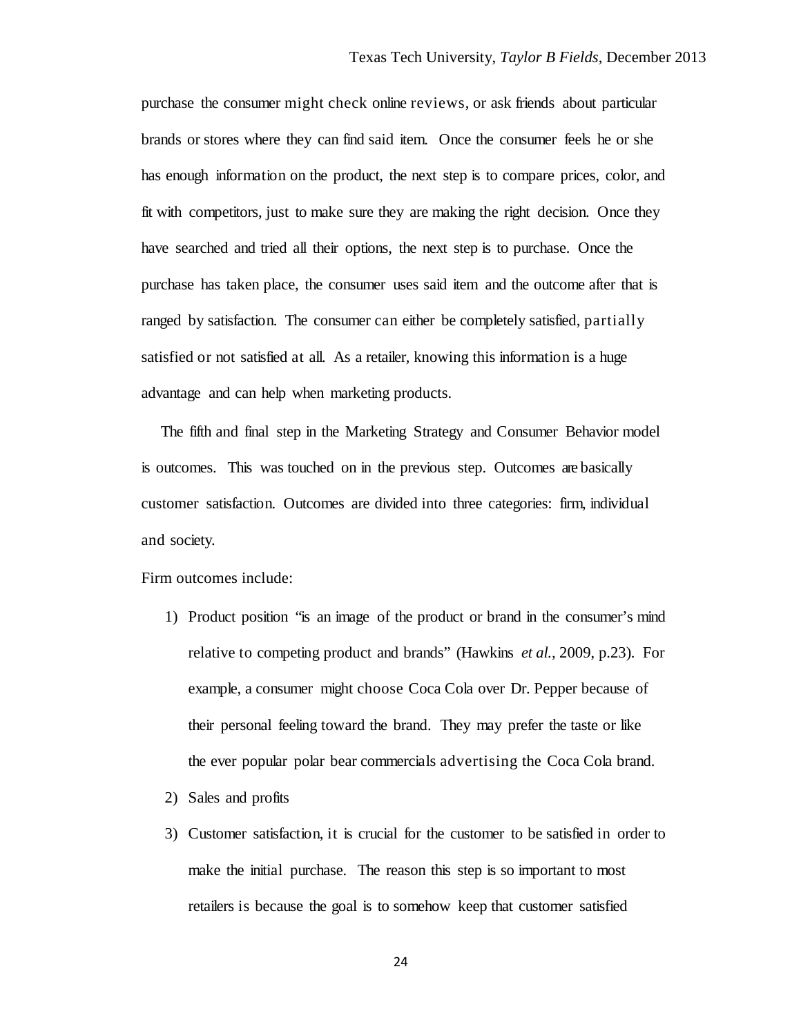purchase the consumer might check online reviews, or ask friends about particular brands or stores where they can find said item. Once the consumer feels he or she has enough information on the product, the next step is to compare prices, color, and fit with competitors, just to make sure they are making the right decision. Once they have searched and tried all their options, the next step is to purchase. Once the purchase has taken place, the consumer uses said item and the outcome after that is ranged by satisfaction. The consumer can either be completely satisfied, partially satisfied or not satisfied at all. As a retailer, knowing this information is a huge advantage and can help when marketing products.

The fifth and final step in the Marketing Strategy and Consumer Behavior model is outcomes. This was touched on in the previous step. Outcomes are basically customer satisfaction. Outcomes are divided into three categories: firm, individual and society.

Firm outcomes include:

1) Product position "is an image of the product or brand in the consumer's mind relative to competing product and brands" (Hawkins *et al.*, 2009, p.23). For example, a consumer might choose Coca Cola over Dr. Pepper because of their personal feeling toward the brand. They may prefer the taste or like the ever popular polar bear commercials advertising the Coca Cola brand.
2) Sales and profits
3) Customer satisfaction, it is crucial for the customer to be satisfied in order to make the initial purchase. The reason this step is so important to most retailers is because the goal is to somehow keep that customer satisfied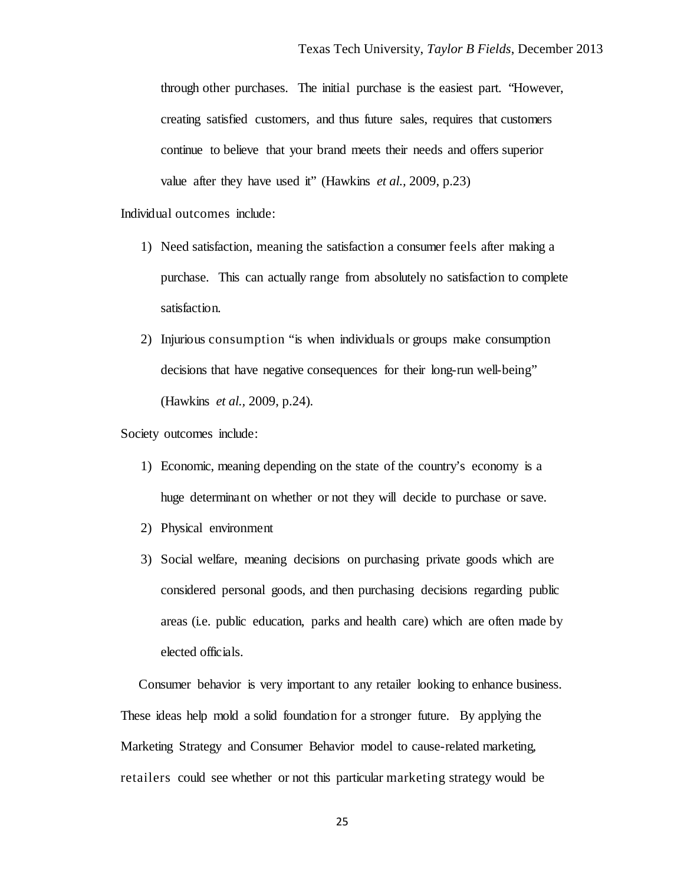through other purchases. The initial purchase is the easiest part. "However, creating satisfied customers, and thus future sales, requires that customers continue to believe that your brand meets their needs and offers superior value after they have used it" (Hawkins *et al.*, 2009, p.23)

Individual outcomes include:

1) Need satisfaction, meaning the satisfaction a consumer feels after making a purchase. This can actually range from absolutely no satisfaction to complete satisfaction.
2) Injurious consumption "is when individuals or groups make consumption decisions that have negative consequences for their long-run well-being" (Hawkins *et al.*, 2009, p.24).

Society outcomes include:

1) Economic, meaning depending on the state of the country's economy is a huge determinant on whether or not they will decide to purchase or save.
2) Physical environment
3) Social welfare, meaning decisions on purchasing private goods which are considered personal goods, and then purchasing decisions regarding public areas (i.e. public education, parks and health care) which are often made by elected officials.

Consumer behavior is very important to any retailer looking to enhance business. These ideas help mold a solid foundation for a stronger future. By applying the Marketing Strategy and Consumer Behavior model to cause-related marketing, retailers could see whether or not this particular marketing strategy would be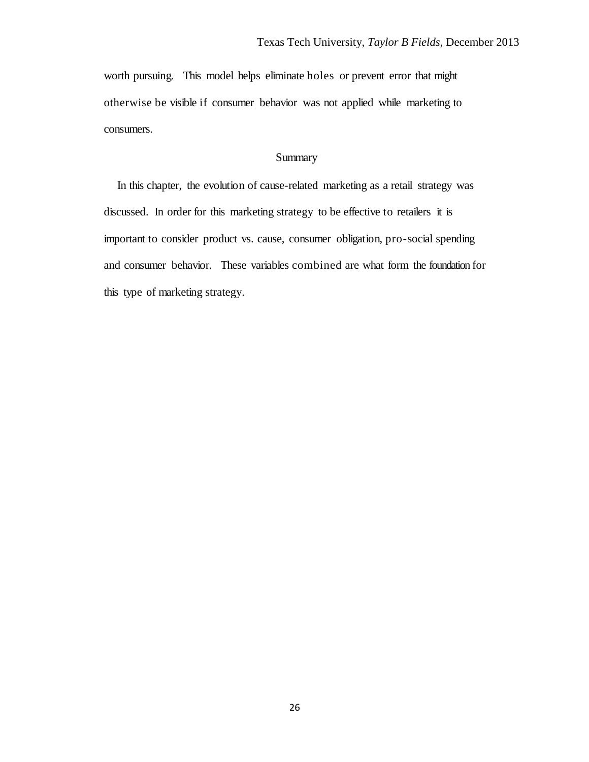worth pursuing. This model helps eliminate holes or prevent error that might otherwise be visible if consumer behavior was not applied while marketing to consumers.

## Summary

In this chapter, the evolution of cause-related marketing as a retail strategy was discussed. In order for this marketing strategy to be effective to retailers it is important to consider product vs. cause, consumer obligation, pro-social spending and consumer behavior. These variables combined are what form the foundation for this type of marketing strategy.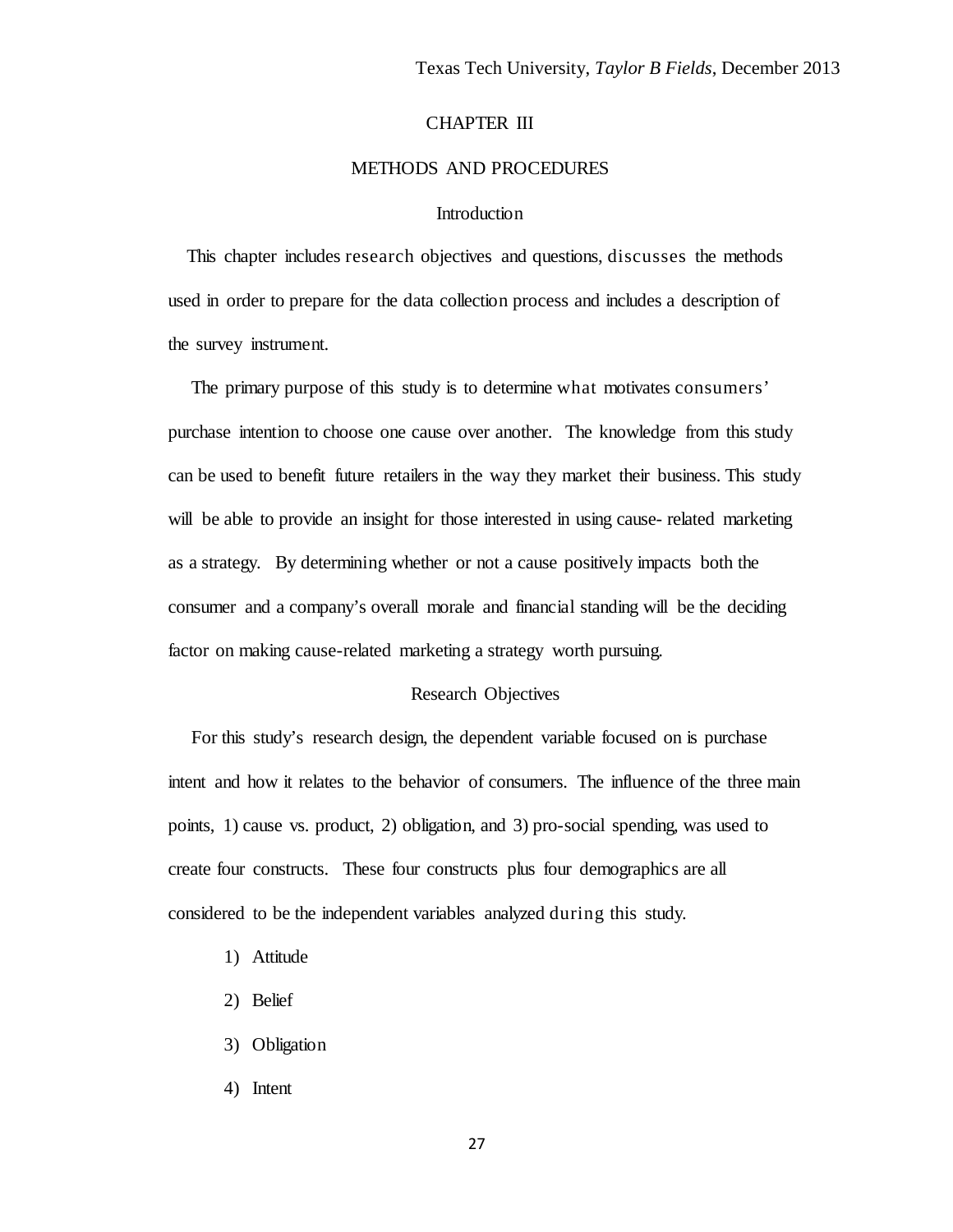# CHAPTER III

# METHODS AND PROCEDURES

## Introduction

This chapter includes research objectives and questions, discusses the methods used in order to prepare for the data collection process and includes a description of the survey instrument.

The primary purpose of this study is to determine what motivates consumers' purchase intention to choose one cause over another. The knowledge from this study can be used to benefit future retailers in the way they market their business. This study will be able to provide an insight for those interested in using cause- related marketing as a strategy. By determining whether or not a cause positively impacts both the consumer and a company's overall morale and financial standing will be the deciding factor on making cause-related marketing a strategy worth pursuing.

## Research Objectives

For this study's research design, the dependent variable focused on is purchase intent and how it relates to the behavior of consumers. The influence of the three main points, 1) cause vs. product, 2) obligation, and 3) pro-social spending, was used to create four constructs. These four constructs plus four demographics are all considered to be the independent variables analyzed during this study.

1) Attitude
2) Belief
3) Obligation
4) Intent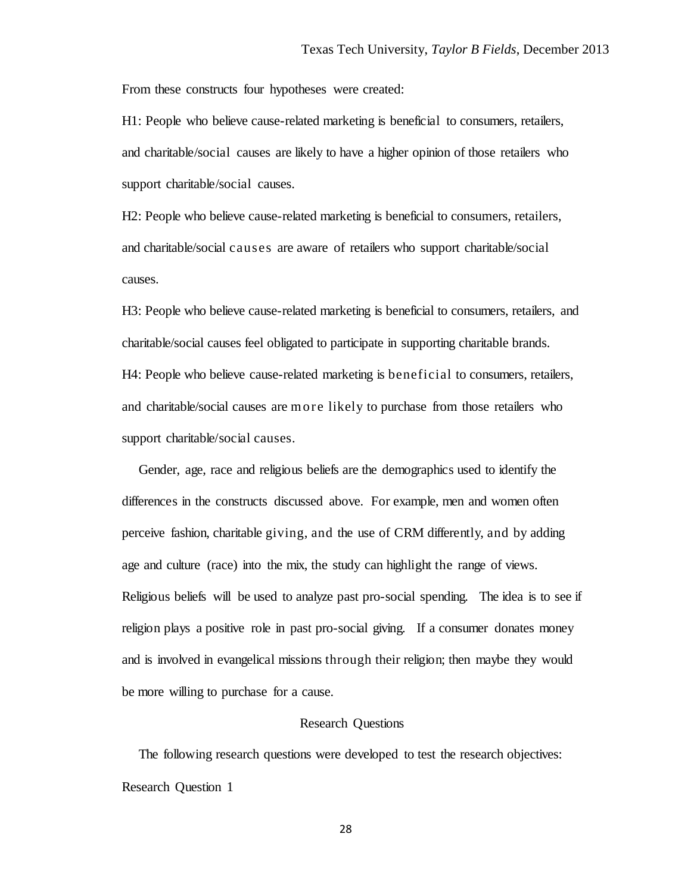From these constructs four hypotheses were created:

H1: People who believe cause-related marketing is beneficial to consumers, retailers, and charitable/social causes are likely to have a higher opinion of those retailers who support charitable/social causes.

H2: People who believe cause-related marketing is beneficial to consumers, retailers, and charitable/social causes are aware of retailers who support charitable/social causes.

H3: People who believe cause-related marketing is beneficial to consumers, retailers, and charitable/social causes feel obligated to participate in supporting charitable brands.

H4: People who believe cause-related marketing is beneficial to consumers, retailers, and charitable/social causes are more likely to purchase from those retailers who support charitable/social causes.

Gender, age, race and religious beliefs are the demographics used to identify the differences in the constructs discussed above. For example, men and women often perceive fashion, charitable giving, and the use of CRM differently, and by adding age and culture (race) into the mix, the study can highlight the range of views. Religious beliefs will be used to analyze past pro-social spending. The idea is to see if religion plays a positive role in past pro-social giving. If a consumer donates money and is involved in evangelical missions through their religion; then maybe they would be more willing to purchase for a cause.

## Research Questions

The following research questions were developed to test the research objectives:

Research Question 1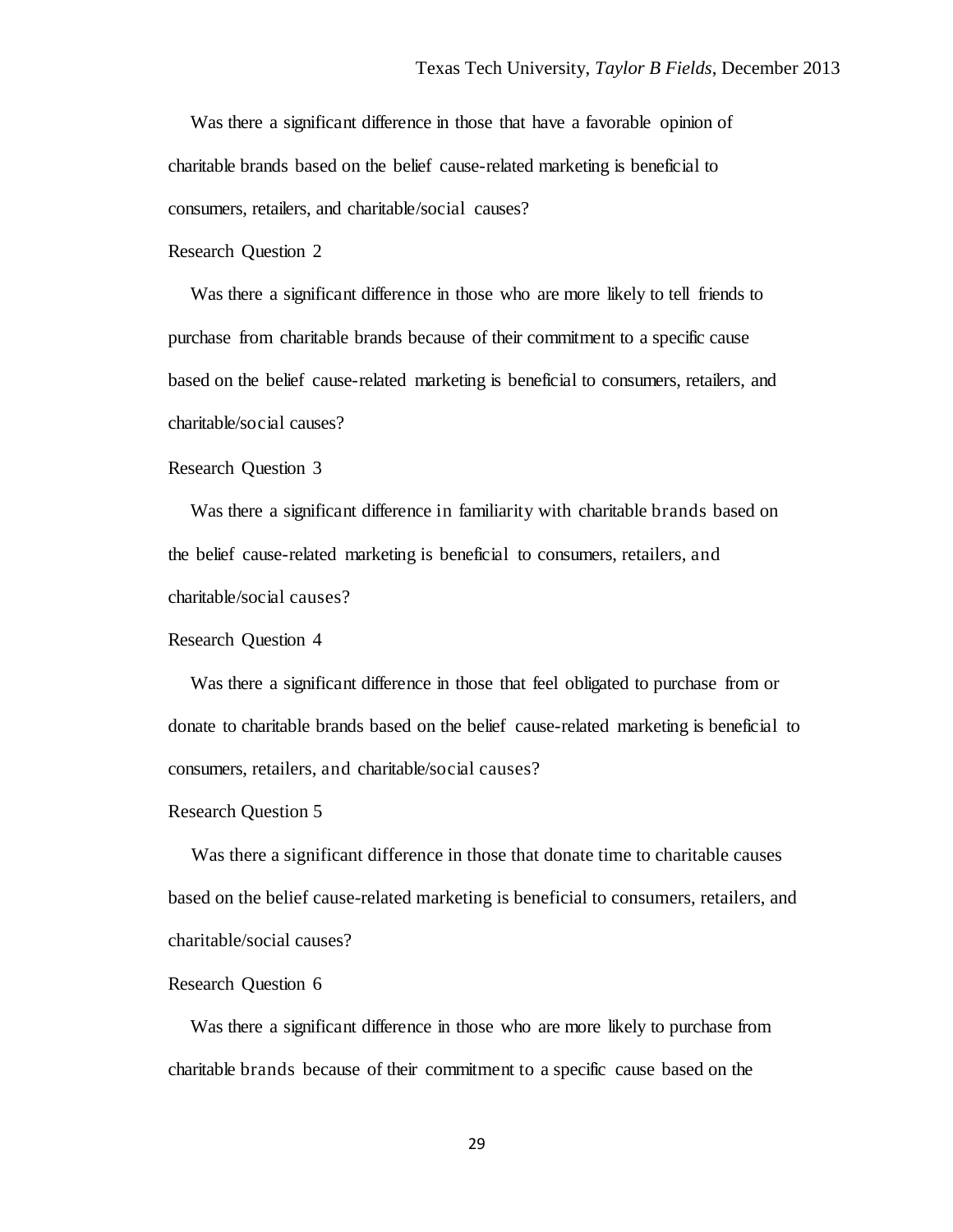Was there a significant difference in those that have a favorable opinion of charitable brands based on the belief cause-related marketing is beneficial to consumers, retailers, and charitable/social causes?

Research Question 2

Was there a significant difference in those who are more likely to tell friends to purchase from charitable brands because of their commitment to a specific cause based on the belief cause-related marketing is beneficial to consumers, retailers, and charitable/social causes?

Research Question 3

Was there a significant difference in familiarity with charitable brands based on the belief cause-related marketing is beneficial to consumers, retailers, and charitable/social causes?

Research Question 4

Was there a significant difference in those that feel obligated to purchase from or donate to charitable brands based on the belief cause-related marketing is beneficial to consumers, retailers, and charitable/social causes?

Research Question 5

Was there a significant difference in those that donate time to charitable causes based on the belief cause-related marketing is beneficial to consumers, retailers, and charitable/social causes?

Research Question 6

Was there a significant difference in those who are more likely to purchase from charitable brands because of their commitment to a specific cause based on the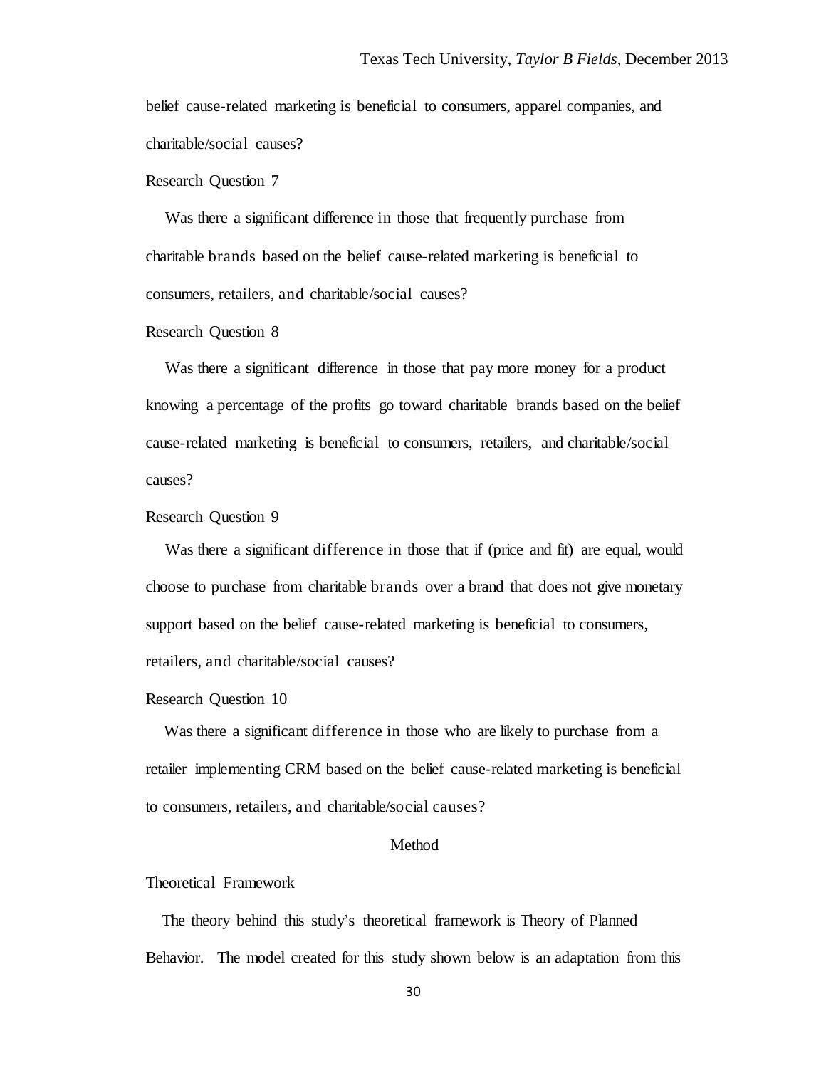belief cause-related marketing is beneficial to consumers, apparel companies, and charitable/social causes?

Research Question 7

Was there a significant difference in those that frequently purchase from charitable brands based on the belief cause-related marketing is beneficial to consumers, retailers, and charitable/social causes?

Research Question 8

Was there a significant difference in those that pay more money for a product knowing a percentage of the profits go toward charitable brands based on the belief cause-related marketing is beneficial to consumers, retailers, and charitable/social causes?

Research Question 9

Was there a significant difference in those that if (price and fit) are equal, would choose to purchase from charitable brands over a brand that does not give monetary support based on the belief cause-related marketing is beneficial to consumers, retailers, and charitable/social causes?

Research Question 10

Was there a significant difference in those who are likely to purchase from a retailer implementing CRM based on the belief cause-related marketing is beneficial to consumers, retailers, and charitable/social causes?

## Method

### Theoretical Framework

The theory behind this study's theoretical framework is Theory of Planned Behavior. The model created for this study shown below is an adaptation from this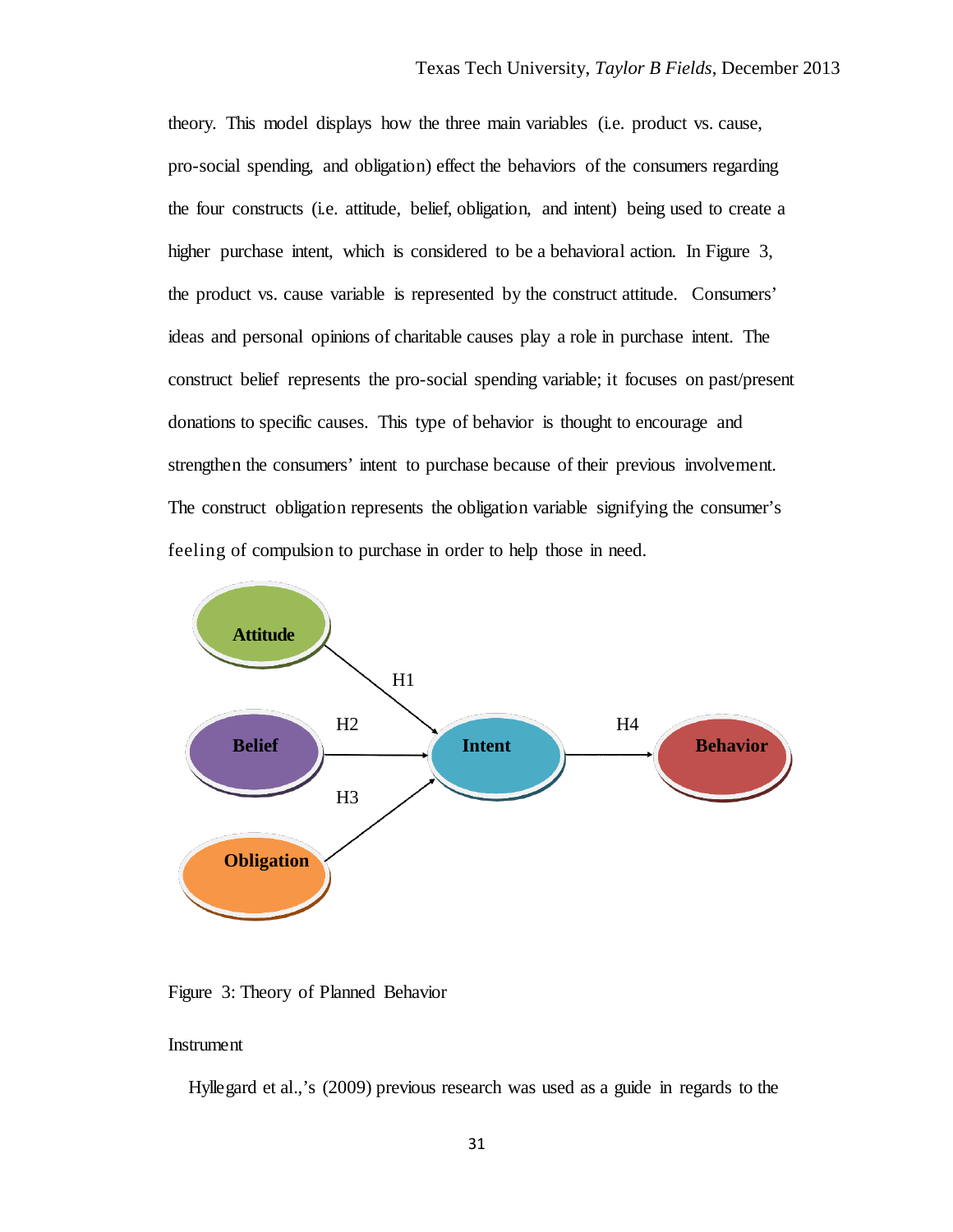theory. This model displays how the three main variables (i.e. product vs. cause, pro-social spending, and obligation) effect the behaviors of the consumers regarding the four constructs (i.e. attitude, belief, obligation, and intent) being used to create a higher purchase intent, which is considered to be a behavioral action. In Figure 3, the product vs. cause variable is represented by the construct attitude. Consumers' ideas and personal opinions of charitable causes play a role in purchase intent. The construct belief represents the pro-social spending variable; it focuses on past/present donations to specific causes. This type of behavior is thought to encourage and strengthen the consumers' intent to purchase because of their previous involvement. The construct obligation represents the obligation variable signifying the consumer's feeling of compulsion to purchase in order to help those in need.

Attitude

H1

Belief

H2

Intent

H4

Behavior

H3

Obligation

Figure 3: Theory of Planned Behavior

Instrument

Hyllegard et al.,'s (2009) previous research was used as a guide in regards to the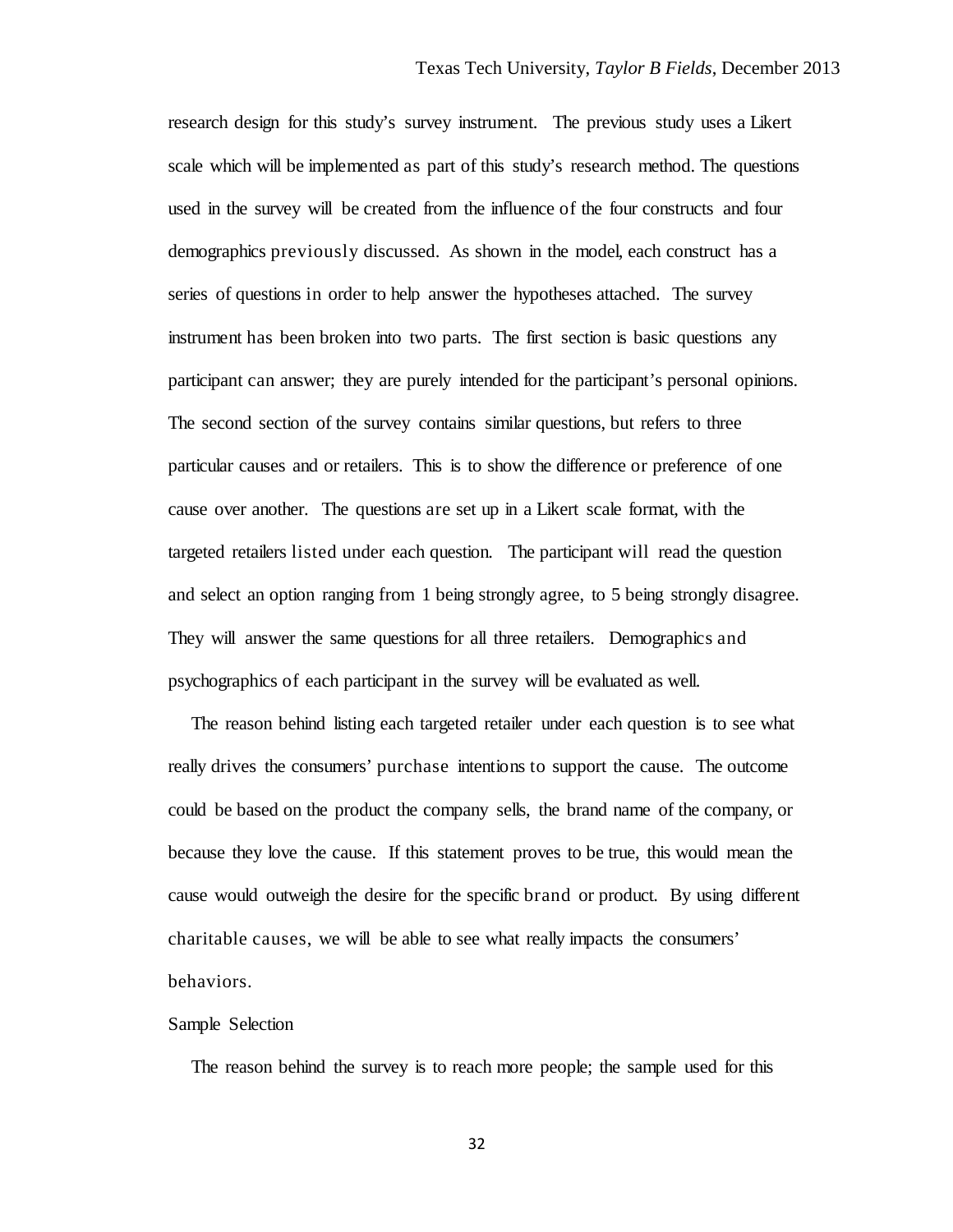research design for this study's survey instrument. The previous study uses a Likert scale which will be implemented as part of this study's research method. The questions used in the survey will be created from the influence of the four constructs and four demographics previously discussed. As shown in the model, each construct has a series of questions in order to help answer the hypotheses attached. The survey instrument has been broken into two parts. The first section is basic questions any participant can answer; they are purely intended for the participant's personal opinions. The second section of the survey contains similar questions, but refers to three particular causes and or retailers. This is to show the difference or preference of one cause over another. The questions are set up in a Likert scale format, with the targeted retailers listed under each question. The participant will read the question and select an option ranging from 1 being strongly agree, to 5 being strongly disagree. They will answer the same questions for all three retailers. Demographics and psychographics of each participant in the survey will be evaluated as well.

The reason behind listing each targeted retailer under each question is to see what really drives the consumers' purchase intentions to support the cause. The outcome could be based on the product the company sells, the brand name of the company, or because they love the cause. If this statement proves to be true, this would mean the cause would outweigh the desire for the specific brand or product. By using different charitable causes, we will be able to see what really impacts the consumers' behaviors.

### Sample Selection

The reason behind the survey is to reach more people; the sample used for this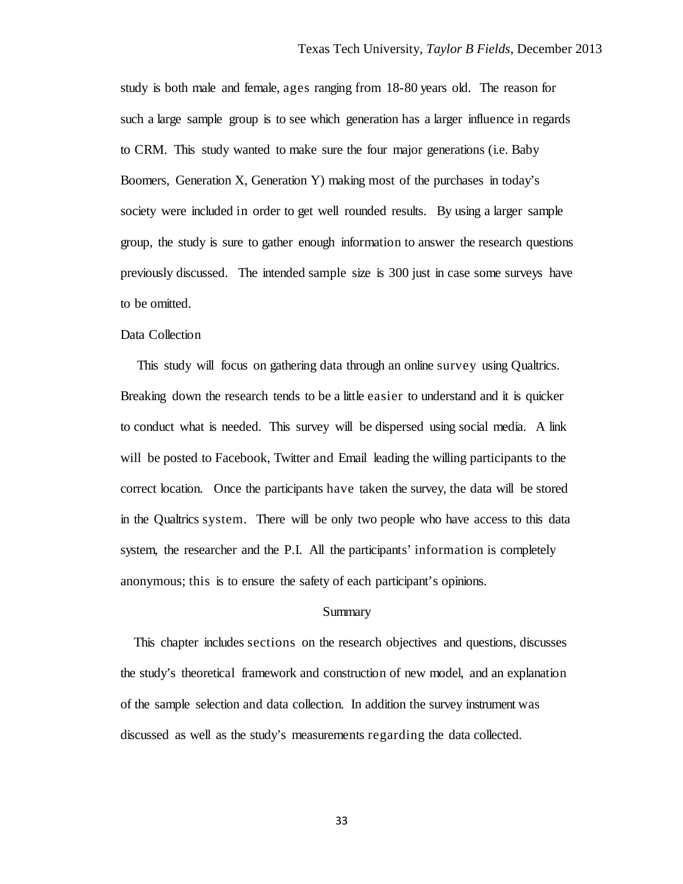study is both male and female, ages ranging from 18-80 years old. The reason for such a large sample group is to see which generation has a larger influence in regards to CRM. This study wanted to make sure the four major generations (i.e. Baby Boomers, Generation X, Generation Y) making most of the purchases in today's society were included in order to get well rounded results. By using a larger sample group, the study is sure to gather enough information to answer the research questions previously discussed. The intended sample size is 300 just in case some surveys have to be omitted.

### Data Collection

This study will focus on gathering data through an online survey using Qualtrics. Breaking down the research tends to be a little easier to understand and it is quicker to conduct what is needed. This survey will be dispersed using social media. A link will be posted to Facebook, Twitter and Email leading the willing participants to the correct location. Once the participants have taken the survey, the data will be stored in the Qualtrics system. There will be only two people who have access to this data system, the researcher and the P.I. All the participants' information is completely anonymous; this is to ensure the safety of each participant's opinions.

## Summary

This chapter includes sections on the research objectives and questions, discusses the study's theoretical framework and construction of new model, and an explanation of the sample selection and data collection. In addition the survey instrument was discussed as well as the study's measurements regarding the data collected.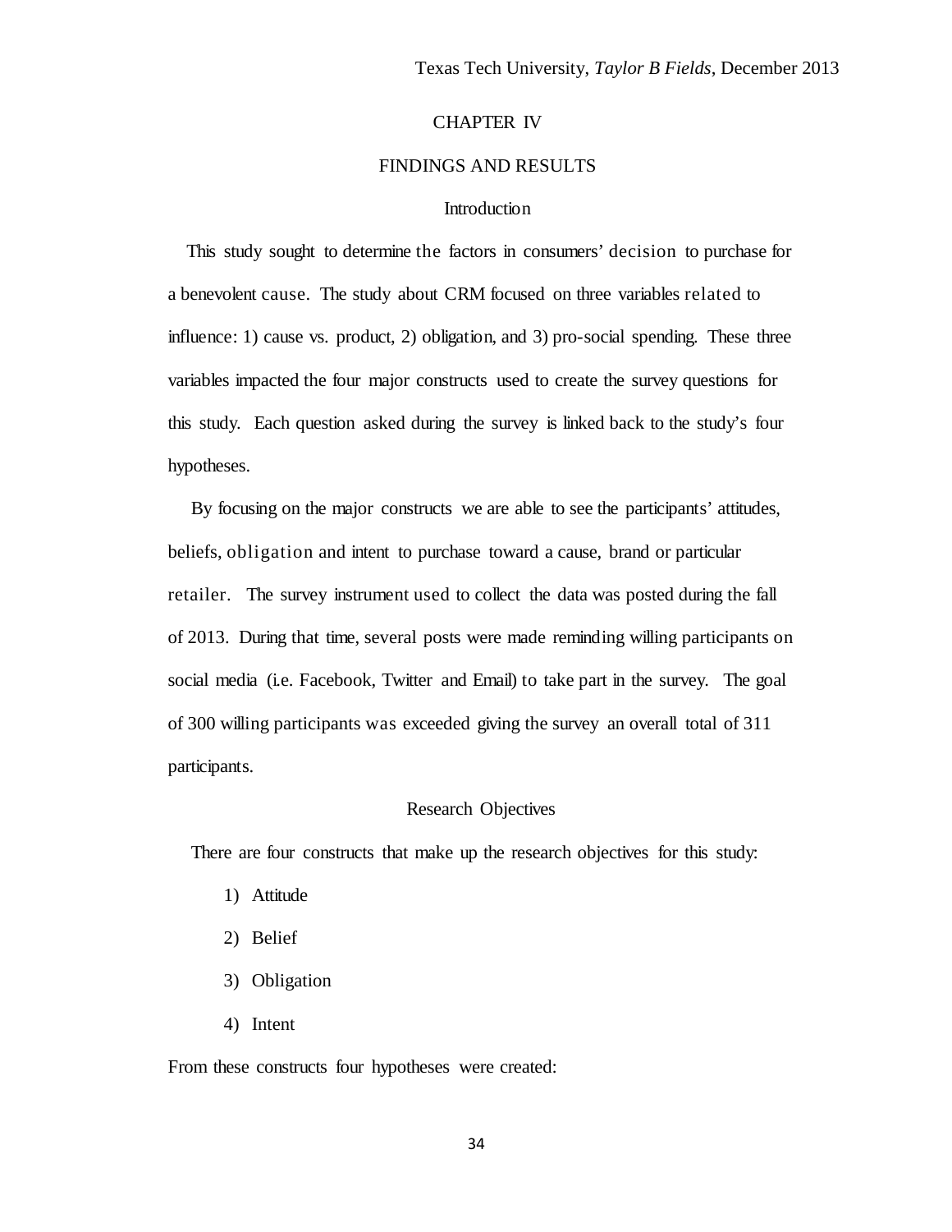# CHAPTER IV

# FINDINGS AND RESULTS

## Introduction

This study sought to determine the factors in consumers' decision to purchase for a benevolent cause. The study about CRM focused on three variables related to influence: 1) cause vs. product, 2) obligation, and 3) pro-social spending. These three variables impacted the four major constructs used to create the survey questions for this study. Each question asked during the survey is linked back to the study's four hypotheses.

By focusing on the major constructs we are able to see the participants' attitudes, beliefs, obligation and intent to purchase toward a cause, brand or particular retailer. The survey instrument used to collect the data was posted during the fall of 2013. During that time, several posts were made reminding willing participants on social media (i.e. Facebook, Twitter and Email) to take part in the survey. The goal of 300 willing participants was exceeded giving the survey an overall total of 311 participants.

## Research Objectives

There are four constructs that make up the research objectives for this study:

1) Attitude
2) Belief
3) Obligation
4) Intent

From these constructs four hypotheses were created: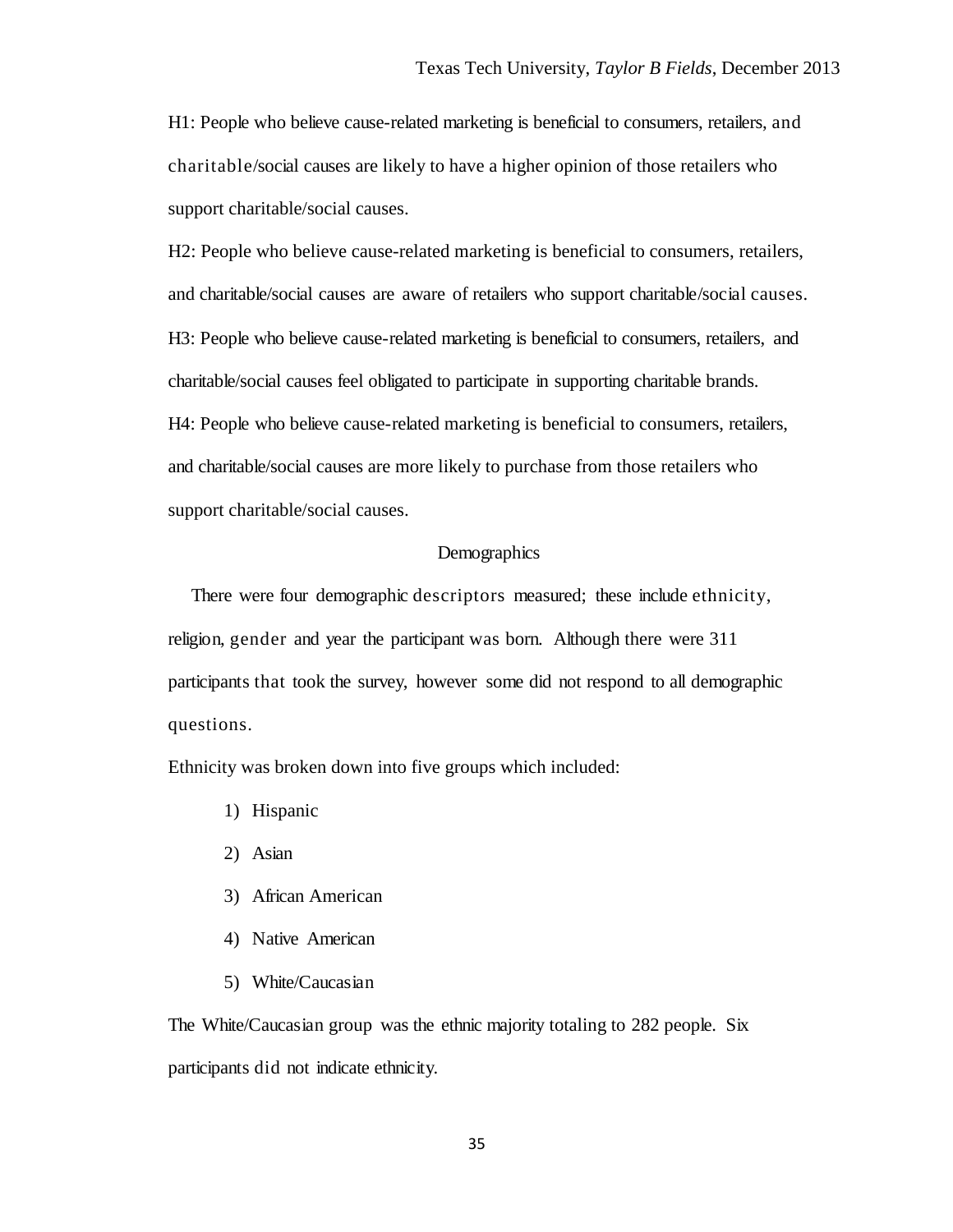H1: People who believe cause-related marketing is beneficial to consumers, retailers, and charitable/social causes are likely to have a higher opinion of those retailers who support charitable/social causes.

H2: People who believe cause-related marketing is beneficial to consumers, retailers, and charitable/social causes are aware of retailers who support charitable/social causes.

H3: People who believe cause-related marketing is beneficial to consumers, retailers, and charitable/social causes feel obligated to participate in supporting charitable brands.

H4: People who believe cause-related marketing is beneficial to consumers, retailers, and charitable/social causes are more likely to purchase from those retailers who support charitable/social causes.

## Demographics

There were four demographic descriptors measured; these include ethnicity, religion, gender and year the participant was born. Although there were 311 participants that took the survey, however some did not respond to all demographic questions.

Ethnicity was broken down into five groups which included:

1) Hispanic
2) Asian
3) African American
4) Native American
5) White/Caucasian

The White/Caucasian group was the ethnic majority totaling to 282 people. Six participants did not indicate ethnicity.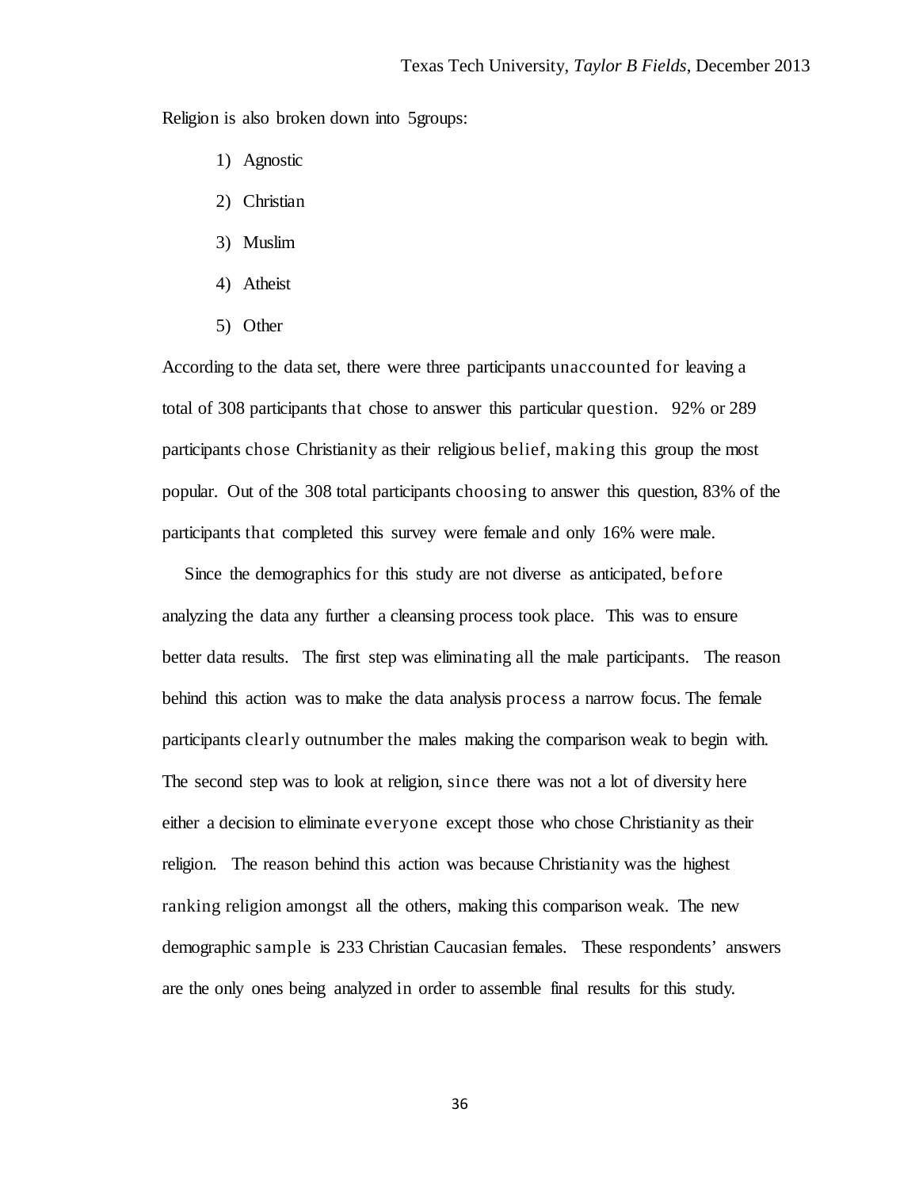Religion is also broken down into 5groups:

1) Agnostic
2) Christian
3) Muslim
4) Atheist
5) Other

According to the data set, there were three participants unaccounted for leaving a total of 308 participants that chose to answer this particular question. 92% or 289 participants chose Christianity as their religious belief, making this group the most popular. Out of the 308 total participants choosing to answer this question, 83% of the participants that completed this survey were female and only 16% were male.

Since the demographics for this study are not diverse as anticipated, before analyzing the data any further a cleansing process took place. This was to ensure better data results. The first step was eliminating all the male participants. The reason behind this action was to make the data analysis process a narrow focus. The female participants clearly outnumber the males making the comparison weak to begin with. The second step was to look at religion, since there was not a lot of diversity here either a decision to eliminate everyone except those who chose Christianity as their religion. The reason behind this action was because Christianity was the highest ranking religion amongst all the others, making this comparison weak. The new demographic sample is 233 Christian Caucasian females. These respondents' answers are the only ones being analyzed in order to assemble final results for this study.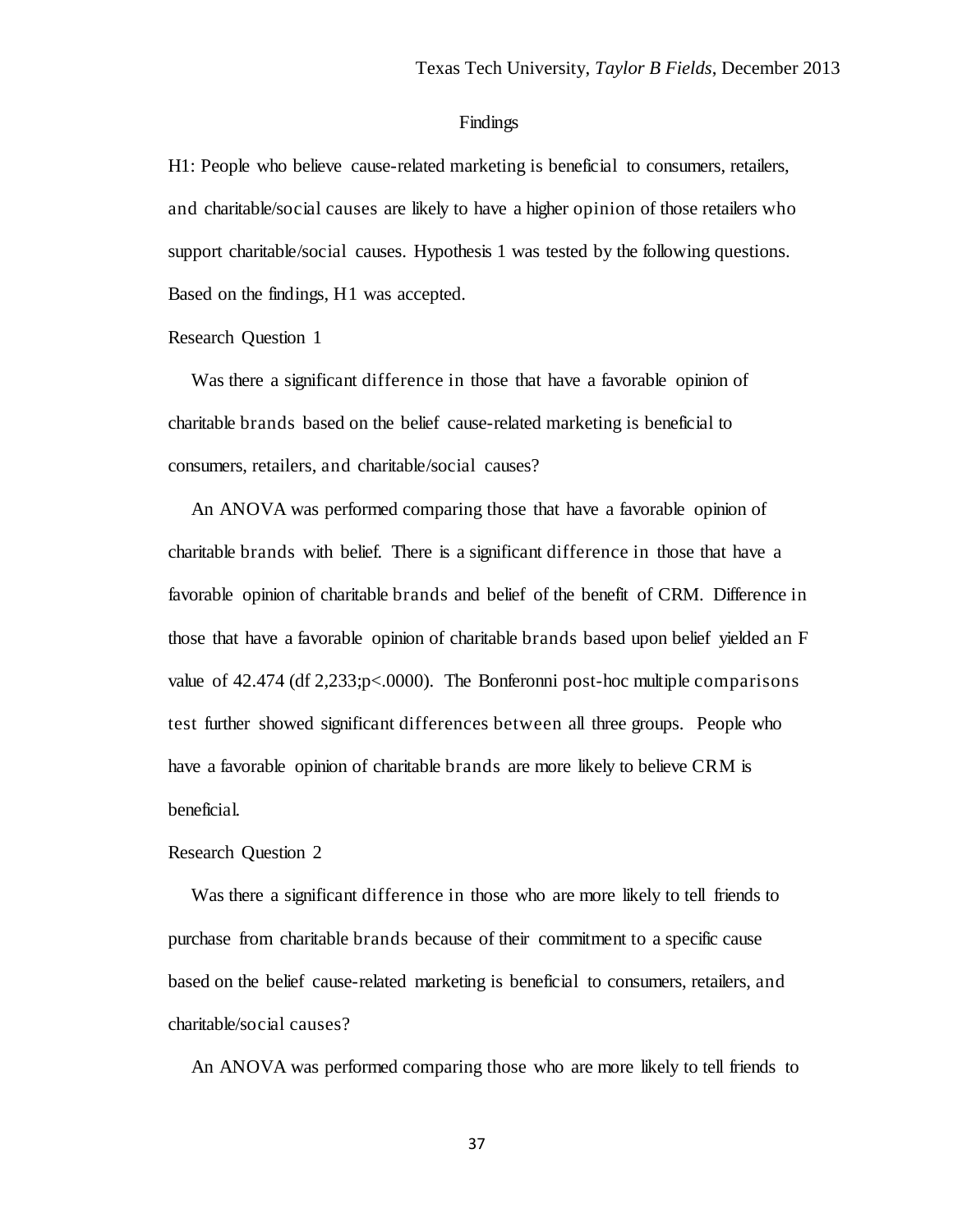## Findings

H1: People who believe cause-related marketing is beneficial to consumers, retailers, and charitable/social causes are likely to have a higher opinion of those retailers who support charitable/social causes. Hypothesis 1 was tested by the following questions. Based on the findings, H1 was accepted.

### Research Question 1

Was there a significant difference in those that have a favorable opinion of charitable brands based on the belief cause-related marketing is beneficial to consumers, retailers, and charitable/social causes?

An ANOVA was performed comparing those that have a favorable opinion of charitable brands with belief. There is a significant difference in those that have a favorable opinion of charitable brands and belief of the benefit of CRM. Difference in those that have a favorable opinion of charitable brands based upon belief yielded an F value of 42.474 (df 2,233;$p<.0000$). The Bonferonni post-hoc multiple comparisons test further showed significant differences between all three groups. People who have a favorable opinion of charitable brands are more likely to believe CRM is beneficial.

### Research Question 2

Was there a significant difference in those who are more likely to tell friends to purchase from charitable brands because of their commitment to a specific cause based on the belief cause-related marketing is beneficial to consumers, retailers, and charitable/social causes?

An ANOVA was performed comparing those who are more likely to tell friends to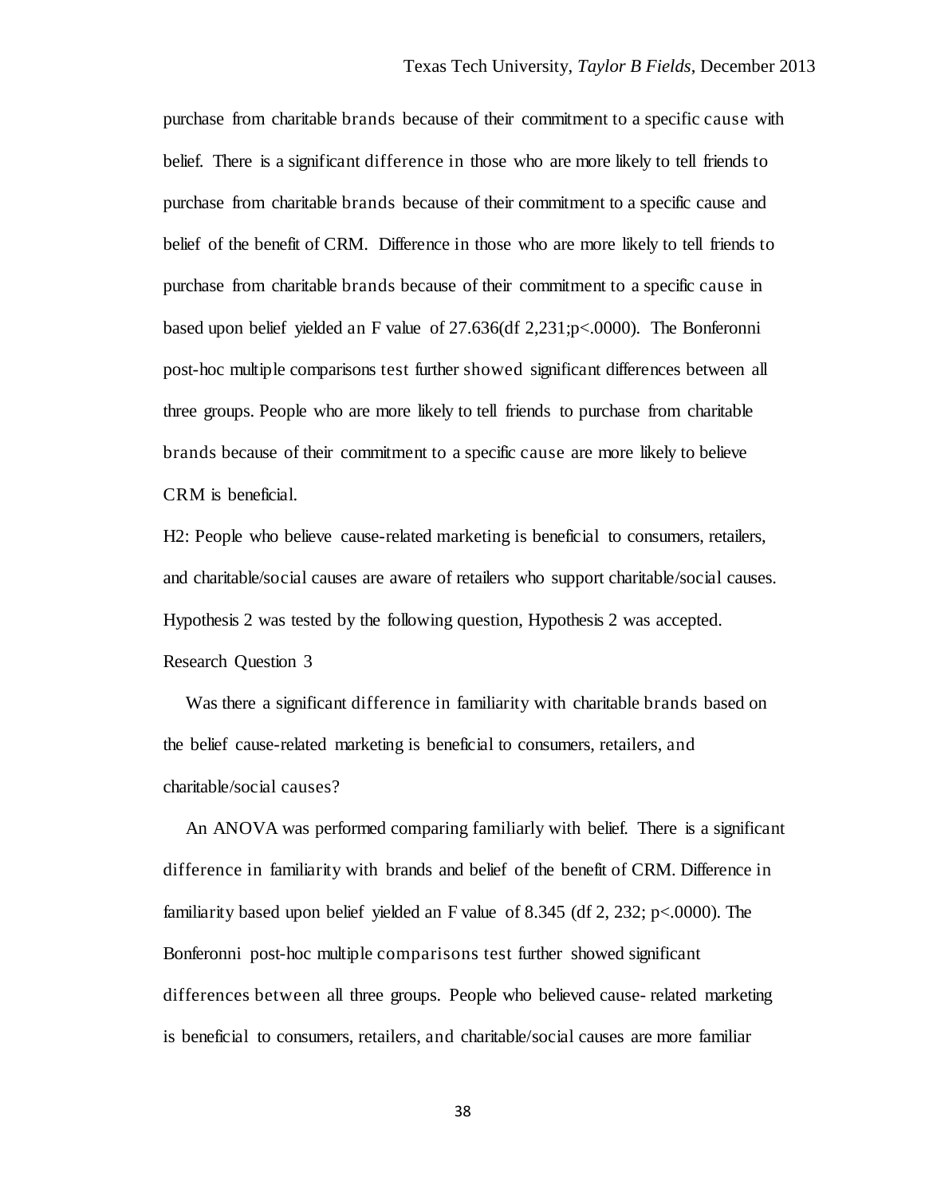purchase from charitable brands because of their commitment to a specific cause with belief. There is a significant difference in those who are more likely to tell friends to purchase from charitable brands because of their commitment to a specific cause and belief of the benefit of CRM. Difference in those who are more likely to tell friends to purchase from charitable brands because of their commitment to a specific cause in based upon belief yielded an F value of 27.636(df 2,231;$p<.0000$). The Bonferonni post-hoc multiple comparisons test further showed significant differences between all three groups. People who are more likely to tell friends to purchase from charitable brands because of their commitment to a specific cause are more likely to believe CRM is beneficial.

H2: People who believe cause-related marketing is beneficial to consumers, retailers, and charitable/social causes are aware of retailers who support charitable/social causes. Hypothesis 2 was tested by the following question, Hypothesis 2 was accepted.

Research Question 3

Was there a significant difference in familiarity with charitable brands based on the belief cause-related marketing is beneficial to consumers, retailers, and charitable/social causes?

An ANOVA was performed comparing familiarly with belief. There is a significant difference in familiarity with brands and belief of the benefit of CRM. Difference in familiarity based upon belief yielded an F value of 8.345 (df 2, 232; $p<.0000$). The Bonferonni post-hoc multiple comparisons test further showed significant differences between all three groups. People who believed cause- related marketing is beneficial to consumers, retailers, and charitable/social causes are more familiar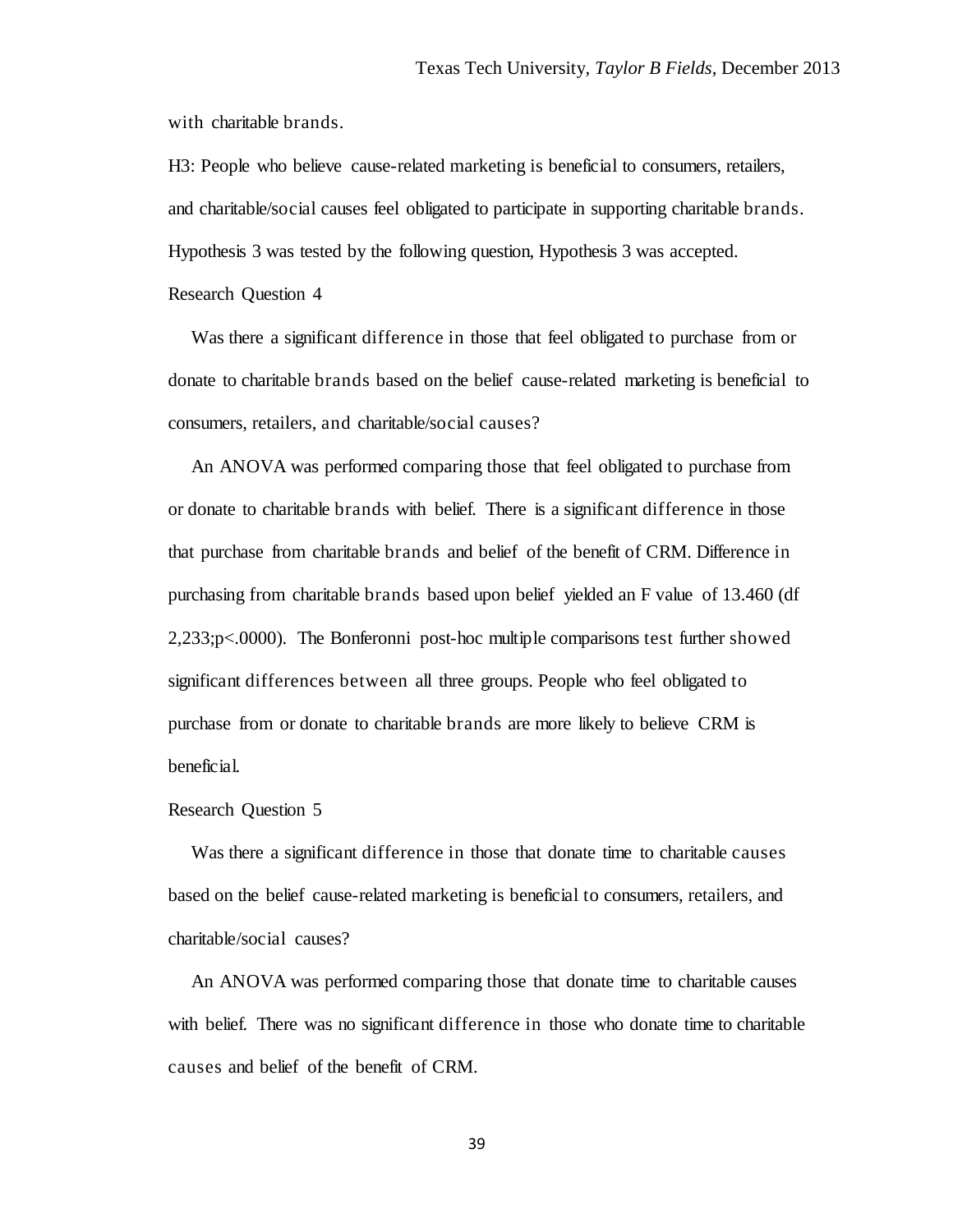with charitable brands.

H3: People who believe cause-related marketing is beneficial to consumers, retailers, and charitable/social causes feel obligated to participate in supporting charitable brands. Hypothesis 3 was tested by the following question, Hypothesis 3 was accepted.

Research Question 4

Was there a significant difference in those that feel obligated to purchase from or donate to charitable brands based on the belief cause-related marketing is beneficial to consumers, retailers, and charitable/social causes?

An ANOVA was performed comparing those that feel obligated to purchase from or donate to charitable brands with belief. There is a significant difference in those that purchase from charitable brands and belief of the benefit of CRM. Difference in purchasing from charitable brands based upon belief yielded an F value of 13.460 (df 2,233;$p<.0000$). The Bonferonni post-hoc multiple comparisons test further showed significant differences between all three groups. People who feel obligated to purchase from or donate to charitable brands are more likely to believe CRM is beneficial.

Research Question 5

Was there a significant difference in those that donate time to charitable causes based on the belief cause-related marketing is beneficial to consumers, retailers, and charitable/social causes?

An ANOVA was performed comparing those that donate time to charitable causes with belief. There was no significant difference in those who donate time to charitable causes and belief of the benefit of CRM.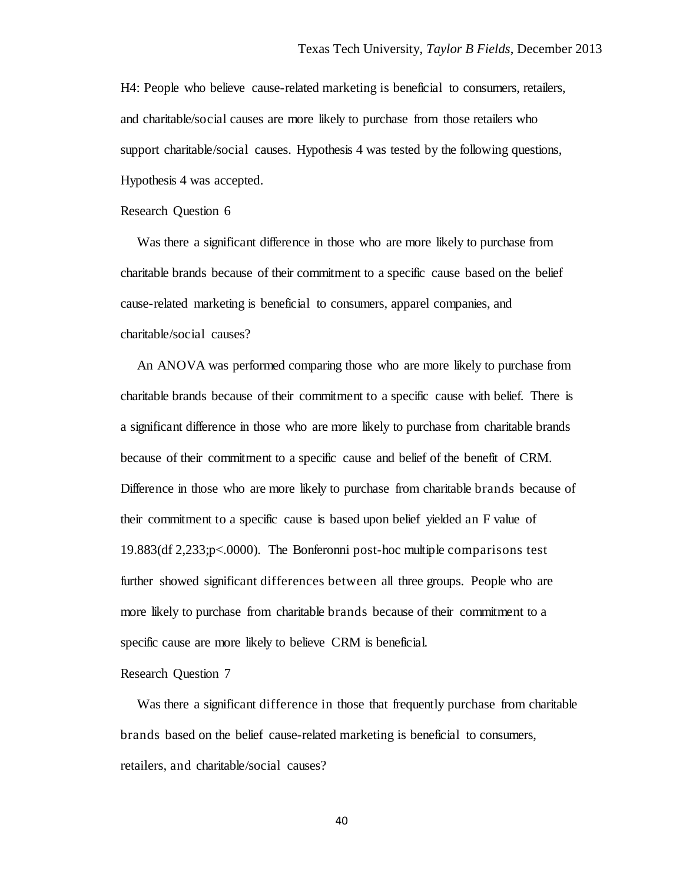H4: People who believe cause-related marketing is beneficial to consumers, retailers, and charitable/social causes are more likely to purchase from those retailers who support charitable/social causes. Hypothesis 4 was tested by the following questions, Hypothesis 4 was accepted.

Research Question 6

Was there a significant difference in those who are more likely to purchase from charitable brands because of their commitment to a specific cause based on the belief cause-related marketing is beneficial to consumers, apparel companies, and charitable/social causes?

An ANOVA was performed comparing those who are more likely to purchase from charitable brands because of their commitment to a specific cause with belief. There is a significant difference in those who are more likely to purchase from charitable brands because of their commitment to a specific cause and belief of the benefit of CRM. Difference in those who are more likely to purchase from charitable brands because of their commitment to a specific cause is based upon belief yielded an F value of 19.883(df 2,233;p<.0000). The Bonferonni post-hoc multiple comparisons test further showed significant differences between all three groups. People who are more likely to purchase from charitable brands because of their commitment to a specific cause are more likely to believe CRM is beneficial.

Research Question 7

Was there a significant difference in those that frequently purchase from charitable brands based on the belief cause-related marketing is beneficial to consumers, retailers, and charitable/social causes?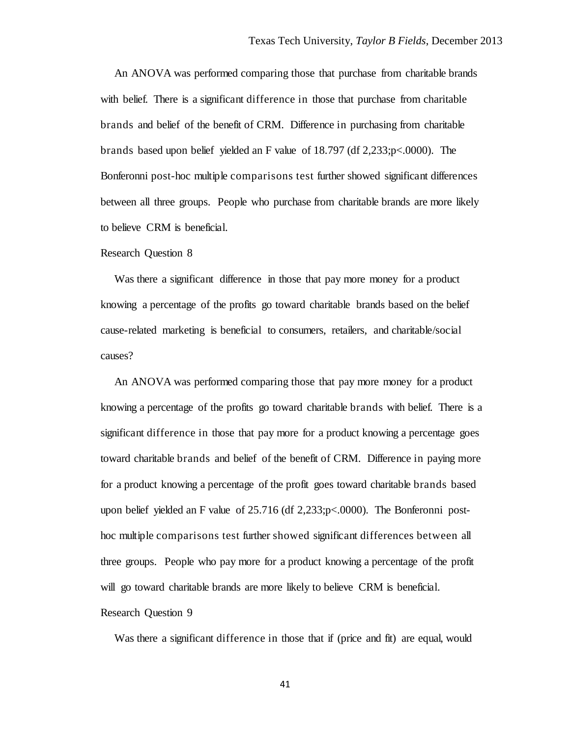An ANOVA was performed comparing those that purchase from charitable brands with belief. There is a significant difference in those that purchase from charitable brands and belief of the benefit of CRM. Difference in purchasing from charitable brands based upon belief yielded an F value of 18.797 (df 2,233;$p<.0000$). The Bonferonni post-hoc multiple comparisons test further showed significant differences between all three groups. People who purchase from charitable brands are more likely to believe CRM is beneficial.

Research Question 8

Was there a significant difference in those that pay more money for a product knowing a percentage of the profits go toward charitable brands based on the belief cause-related marketing is beneficial to consumers, retailers, and charitable/social causes?

An ANOVA was performed comparing those that pay more money for a product knowing a percentage of the profits go toward charitable brands with belief. There is a significant difference in those that pay more for a product knowing a percentage goes toward charitable brands and belief of the benefit of CRM. Difference in paying more for a product knowing a percentage of the profit goes toward charitable brands based upon belief yielded an F value of 25.716 (df 2,233;$p<.0000$). The Bonferonni post-hoc multiple comparisons test further showed significant differences between all three groups. People who pay more for a product knowing a percentage of the profit will go toward charitable brands are more likely to believe CRM is beneficial.

Research Question 9

Was there a significant difference in those that if (price and fit) are equal, would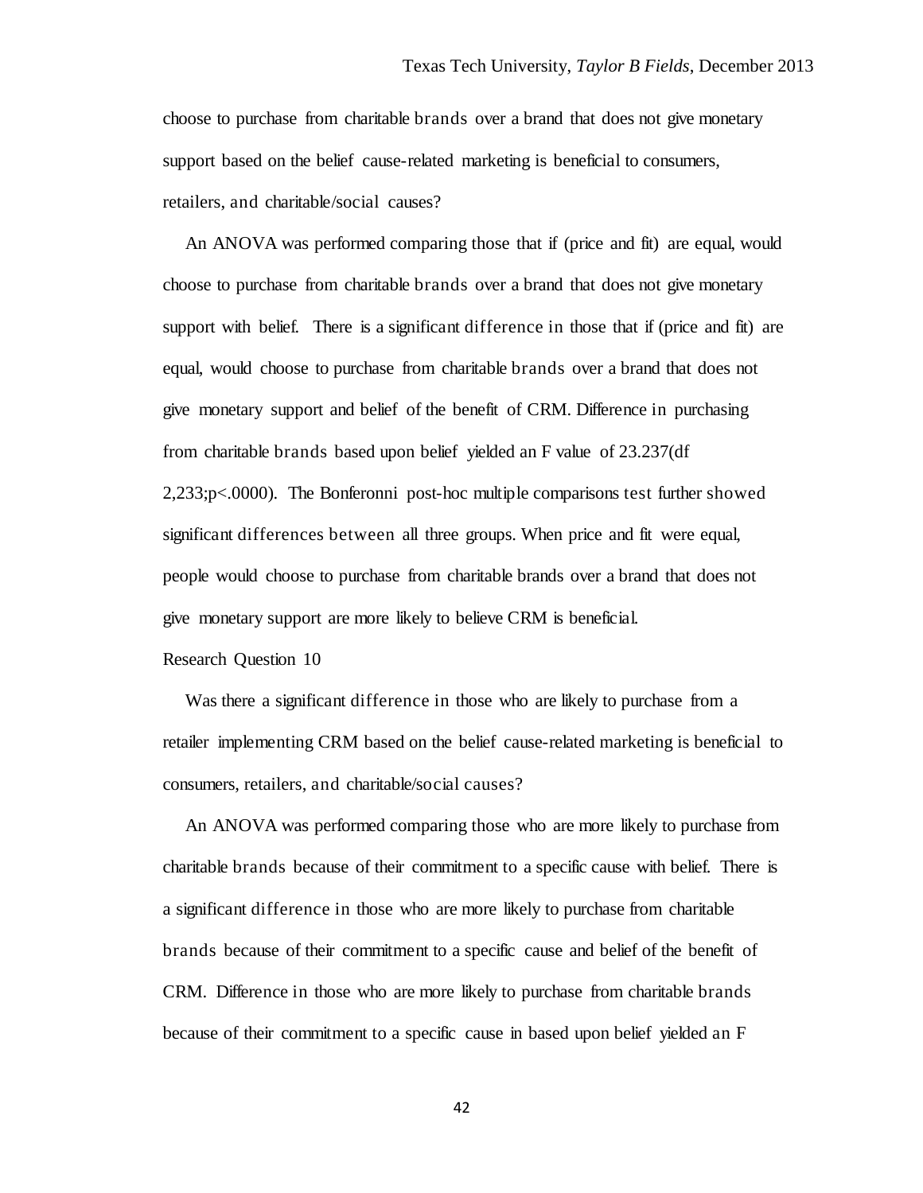choose to purchase from charitable brands over a brand that does not give monetary support based on the belief cause-related marketing is beneficial to consumers, retailers, and charitable/social causes?

An ANOVA was performed comparing those that if (price and fit) are equal, would choose to purchase from charitable brands over a brand that does not give monetary support with belief. There is a significant difference in those that if (price and fit) are equal, would choose to purchase from charitable brands over a brand that does not give monetary support and belief of the benefit of CRM. Difference in purchasing from charitable brands based upon belief yielded an F value of 23.237(df 2,233;p<.0000). The Bonferonni post-hoc multiple comparisons test further showed significant differences between all three groups. When price and fit were equal, people would choose to purchase from charitable brands over a brand that does not give monetary support are more likely to believe CRM is beneficial.

Research Question 10

Was there a significant difference in those who are likely to purchase from a retailer implementing CRM based on the belief cause-related marketing is beneficial to consumers, retailers, and charitable/social causes?

An ANOVA was performed comparing those who are more likely to purchase from charitable brands because of their commitment to a specific cause with belief. There is a significant difference in those who are more likely to purchase from charitable brands because of their commitment to a specific cause and belief of the benefit of CRM. Difference in those who are more likely to purchase from charitable brands because of their commitment to a specific cause in based upon belief yielded an F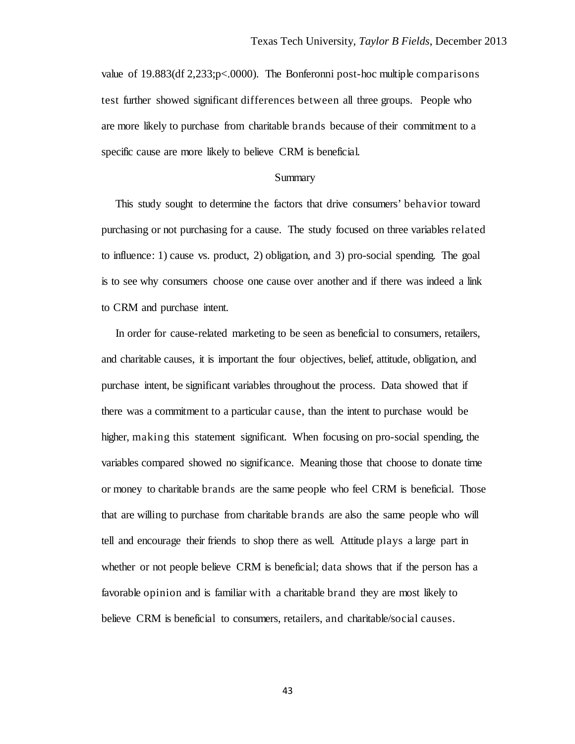value of 19.883(df 2,233;p<.0000). The Bonferonni post-hoc multiple comparisons test further showed significant differences between all three groups. People who are more likely to purchase from charitable brands because of their commitment to a specific cause are more likely to believe CRM is beneficial.

## Summary

This study sought to determine the factors that drive consumers' behavior toward purchasing or not purchasing for a cause. The study focused on three variables related to influence: 1) cause vs. product, 2) obligation, and 3) pro-social spending. The goal is to see why consumers choose one cause over another and if there was indeed a link to CRM and purchase intent.

In order for cause-related marketing to be seen as beneficial to consumers, retailers, and charitable causes, it is important the four objectives, belief, attitude, obligation, and purchase intent, be significant variables throughout the process. Data showed that if there was a commitment to a particular cause, than the intent to purchase would be higher, making this statement significant. When focusing on pro-social spending, the variables compared showed no significance. Meaning those that choose to donate time or money to charitable brands are the same people who feel CRM is beneficial. Those that are willing to purchase from charitable brands are also the same people who will tell and encourage their friends to shop there as well. Attitude plays a large part in whether or not people believe CRM is beneficial; data shows that if the person has a favorable opinion and is familiar with a charitable brand they are most likely to believe CRM is beneficial to consumers, retailers, and charitable/social causes.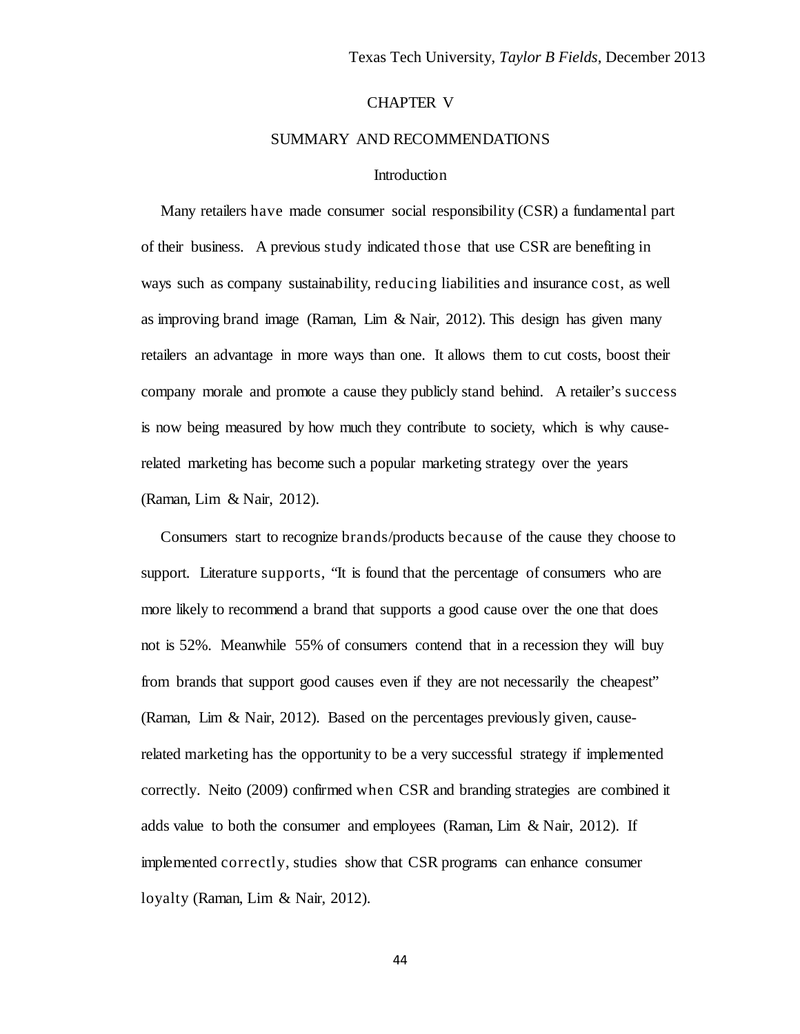# CHAPTER V

## SUMMARY AND RECOMMENDATIONS

### Introduction

Many retailers have made consumer social responsibility (CSR) a fundamental part of their business. A previous study indicated those that use CSR are benefiting in ways such as company sustainability, reducing liabilities and insurance cost, as well as improving brand image (Raman, Lim & Nair, 2012). This design has given many retailers an advantage in more ways than one. It allows them to cut costs, boost their company morale and promote a cause they publicly stand behind. A retailer's success is now being measured by how much they contribute to society, which is why cause-related marketing has become such a popular marketing strategy over the years (Raman, Lim & Nair, 2012).

Consumers start to recognize brands/products because of the cause they choose to support. Literature supports, "It is found that the percentage of consumers who are more likely to recommend a brand that supports a good cause over the one that does not is 52%. Meanwhile 55% of consumers contend that in a recession they will buy from brands that support good causes even if they are not necessarily the cheapest" (Raman, Lim & Nair, 2012). Based on the percentages previously given, cause-related marketing has the opportunity to be a very successful strategy if implemented correctly. Neito (2009) confirmed when CSR and branding strategies are combined it adds value to both the consumer and employees (Raman, Lim & Nair, 2012). If implemented correctly, studies show that CSR programs can enhance consumer loyalty (Raman, Lim & Nair, 2012).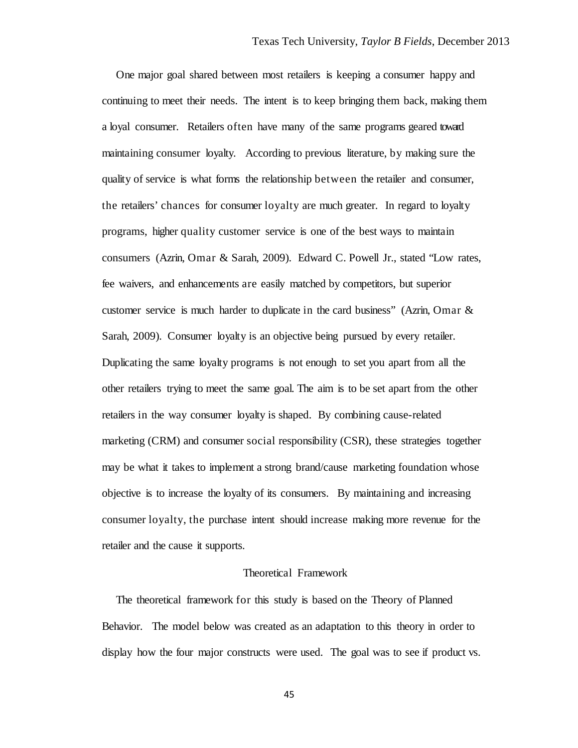One major goal shared between most retailers is keeping a consumer happy and continuing to meet their needs. The intent is to keep bringing them back, making them a loyal consumer. Retailers often have many of the same programs geared toward maintaining consumer loyalty. According to previous literature, by making sure the quality of service is what forms the relationship between the retailer and consumer, the retailers' chances for consumer loyalty are much greater. In regard to loyalty programs, higher quality customer service is one of the best ways to maintain consumers (Azrin, Omar & Sarah, 2009). Edward C. Powell Jr., stated "Low rates, fee waivers, and enhancements are easily matched by competitors, but superior customer service is much harder to duplicate in the card business" (Azrin, Omar & Sarah, 2009). Consumer loyalty is an objective being pursued by every retailer. Duplicating the same loyalty programs is not enough to set you apart from all the other retailers trying to meet the same goal. The aim is to be set apart from the other retailers in the way consumer loyalty is shaped. By combining cause-related marketing (CRM) and consumer social responsibility (CSR), these strategies together may be what it takes to implement a strong brand/cause marketing foundation whose objective is to increase the loyalty of its consumers. By maintaining and increasing consumer loyalty, the purchase intent should increase making more revenue for the retailer and the cause it supports.

## Theoretical Framework

The theoretical framework for this study is based on the Theory of Planned Behavior. The model below was created as an adaptation to this theory in order to display how the four major constructs were used. The goal was to see if product vs.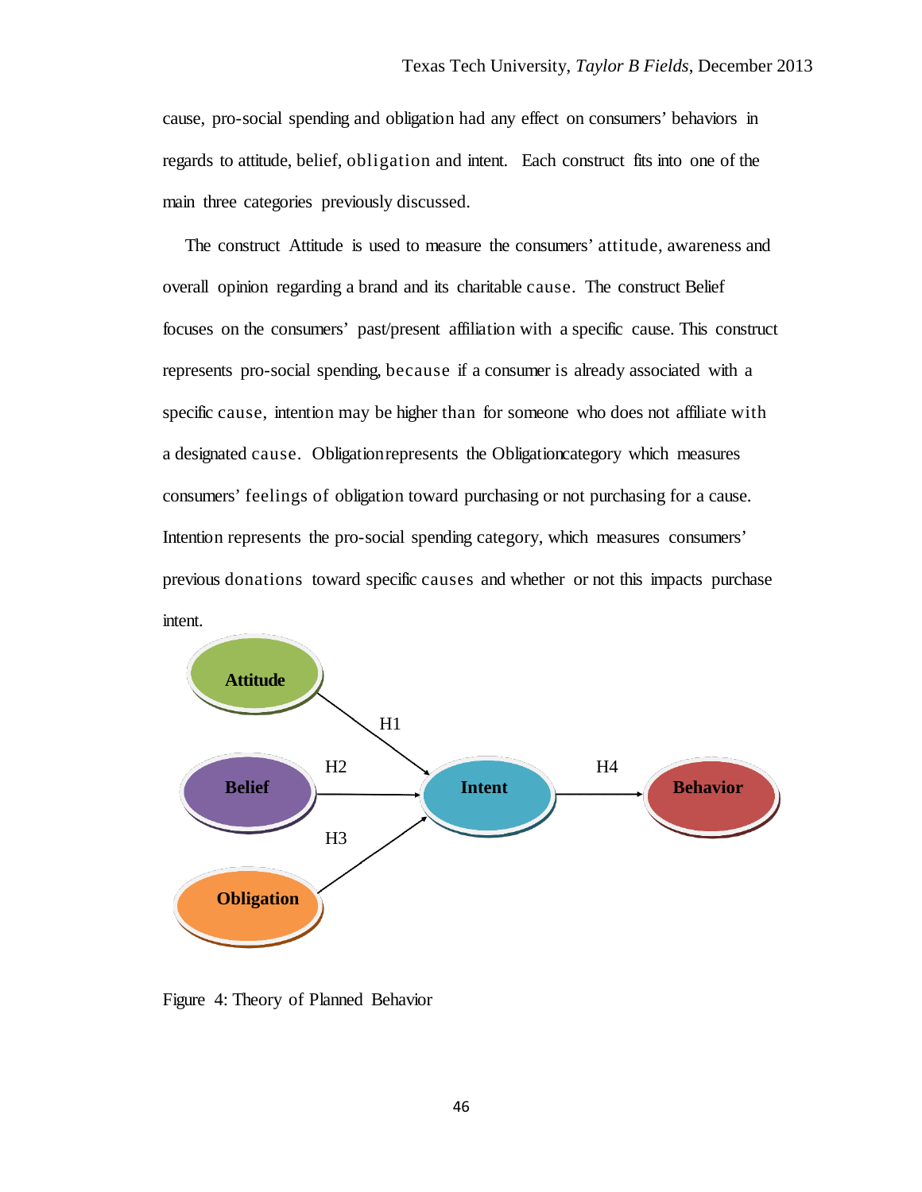cause, pro-social spending and obligation had any effect on consumers' behaviors in regards to attitude, belief, obligation and intent. Each construct fits into one of the main three categories previously discussed.

The construct Attitude is used to measure the consumers' attitude, awareness and overall opinion regarding a brand and its charitable cause. The construct Belief focuses on the consumers' past/present affiliation with a specific cause. This construct represents pro-social spending, because if a consumer is already associated with a specific cause, intention may be higher than for someone who does not affiliate with a designated cause. Obligation represents the Obligation category which measures consumers' feelings of obligation toward purchasing or not purchasing for a cause. Intention represents the pro-social spending category, which measures consumers' previous donations toward specific causes and whether or not this impacts purchase intent.

Attitude → (H1) → Intent

Belief → (H2) → Intent

Obligation → (H3) → Intent

Intent → (H4) → Behavior

Figure 4: Theory of Planned Behavior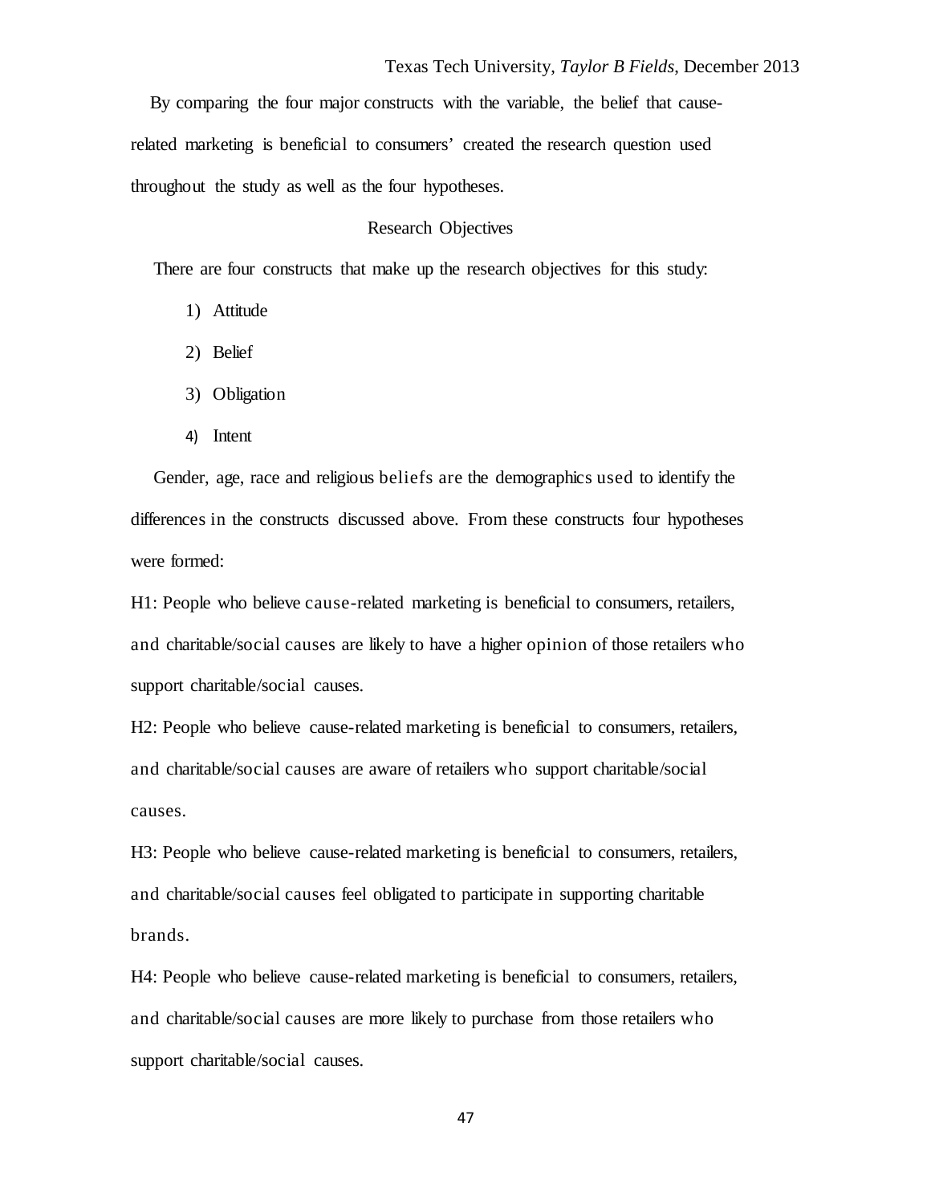By comparing the four major constructs with the variable, the belief that cause-related marketing is beneficial to consumers' created the research question used throughout the study as well as the four hypotheses.

## Research Objectives

There are four constructs that make up the research objectives for this study:

1) Attitude
2) Belief
3) Obligation
4) Intent

Gender, age, race and religious beliefs are the demographics used to identify the differences in the constructs discussed above. From these constructs four hypotheses were formed:

H1: People who believe cause-related marketing is beneficial to consumers, retailers, and charitable/social causes are likely to have a higher opinion of those retailers who support charitable/social causes.

H2: People who believe cause-related marketing is beneficial to consumers, retailers, and charitable/social causes are aware of retailers who support charitable/social causes.

H3: People who believe cause-related marketing is beneficial to consumers, retailers, and charitable/social causes feel obligated to participate in supporting charitable brands.

H4: People who believe cause-related marketing is beneficial to consumers, retailers, and charitable/social causes are more likely to purchase from those retailers who support charitable/social causes.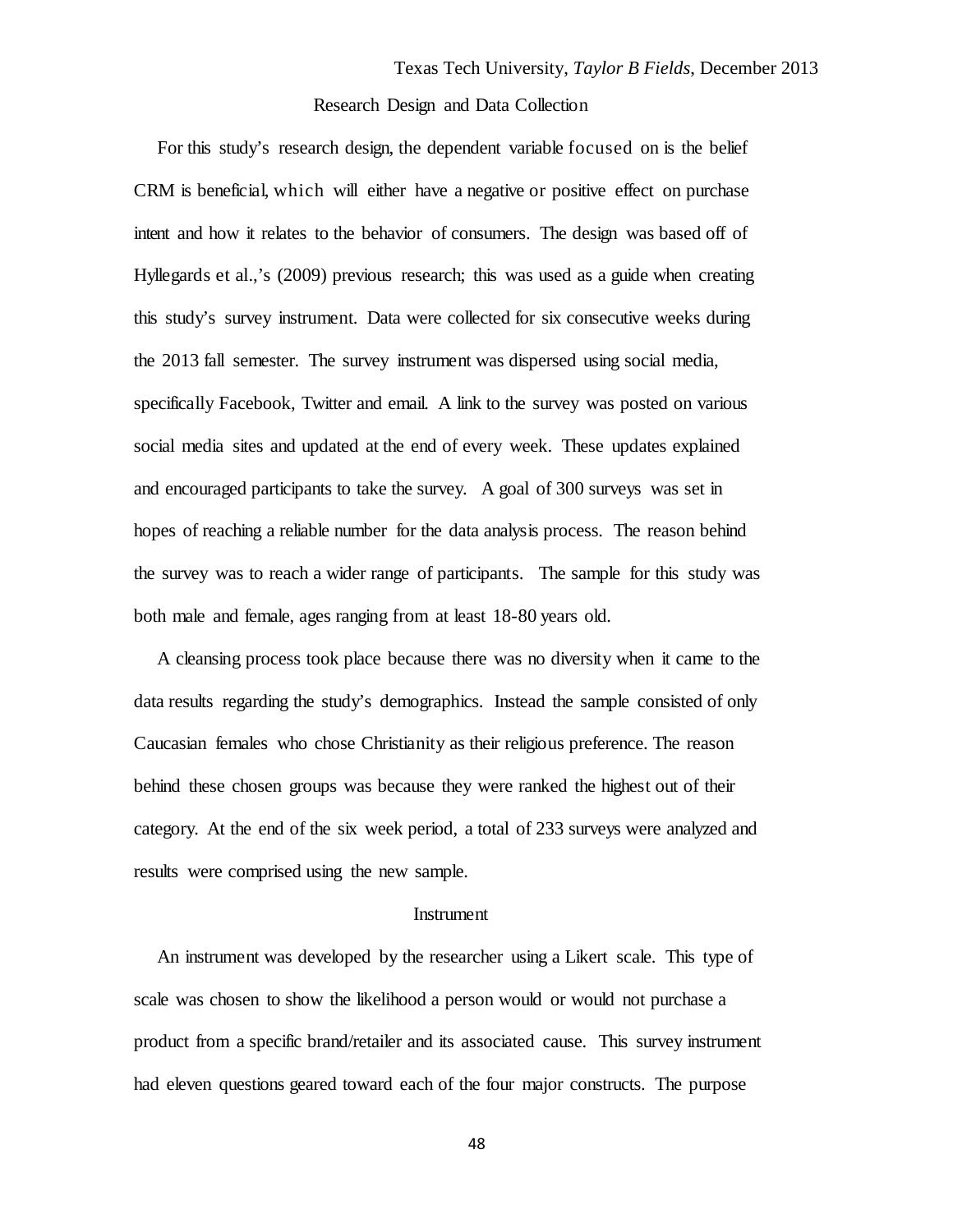## Research Design and Data Collection

For this study's research design, the dependent variable focused on is the belief CRM is beneficial, which will either have a negative or positive effect on purchase intent and how it relates to the behavior of consumers. The design was based off of Hyllegards et al.,'s (2009) previous research; this was used as a guide when creating this study's survey instrument. Data were collected for six consecutive weeks during the 2013 fall semester. The survey instrument was dispersed using social media, specifically Facebook, Twitter and email. A link to the survey was posted on various social media sites and updated at the end of every week. These updates explained and encouraged participants to take the survey. A goal of 300 surveys was set in hopes of reaching a reliable number for the data analysis process. The reason behind the survey was to reach a wider range of participants. The sample for this study was both male and female, ages ranging from at least 18-80 years old.

A cleansing process took place because there was no diversity when it came to the data results regarding the study's demographics. Instead the sample consisted of only Caucasian females who chose Christianity as their religious preference. The reason behind these chosen groups was because they were ranked the highest out of their category. At the end of the six week period, a total of 233 surveys were analyzed and results were comprised using the new sample.

## Instrument

An instrument was developed by the researcher using a Likert scale. This type of scale was chosen to show the likelihood a person would or would not purchase a product from a specific brand/retailer and its associated cause. This survey instrument had eleven questions geared toward each of the four major constructs. The purpose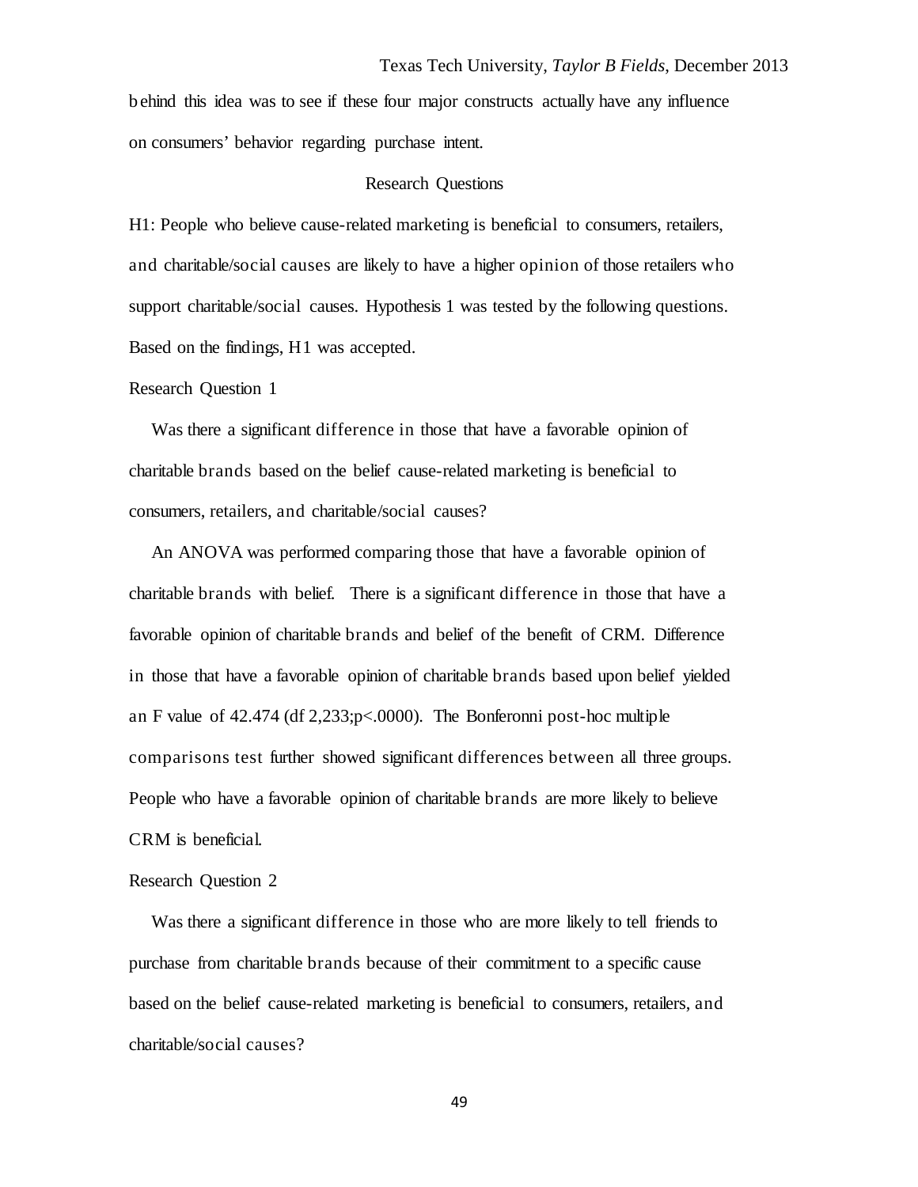behind this idea was to see if these four major constructs actually have any influence on consumers' behavior regarding purchase intent.

## Research Questions

H1: People who believe cause-related marketing is beneficial to consumers, retailers, and charitable/social causes are likely to have a higher opinion of those retailers who support charitable/social causes. Hypothesis 1 was tested by the following questions. Based on the findings, H1 was accepted.

### Research Question 1

Was there a significant difference in those that have a favorable opinion of charitable brands based on the belief cause-related marketing is beneficial to consumers, retailers, and charitable/social causes?

An ANOVA was performed comparing those that have a favorable opinion of charitable brands with belief. There is a significant difference in those that have a favorable opinion of charitable brands and belief of the benefit of CRM. Difference in those that have a favorable opinion of charitable brands based upon belief yielded an F value of 42.474 (df 2,233;$p<.0000$). The Bonferonni post-hoc multiple comparisons test further showed significant differences between all three groups. People who have a favorable opinion of charitable brands are more likely to believe CRM is beneficial.

### Research Question 2

Was there a significant difference in those who are more likely to tell friends to purchase from charitable brands because of their commitment to a specific cause based on the belief cause-related marketing is beneficial to consumers, retailers, and charitable/social causes?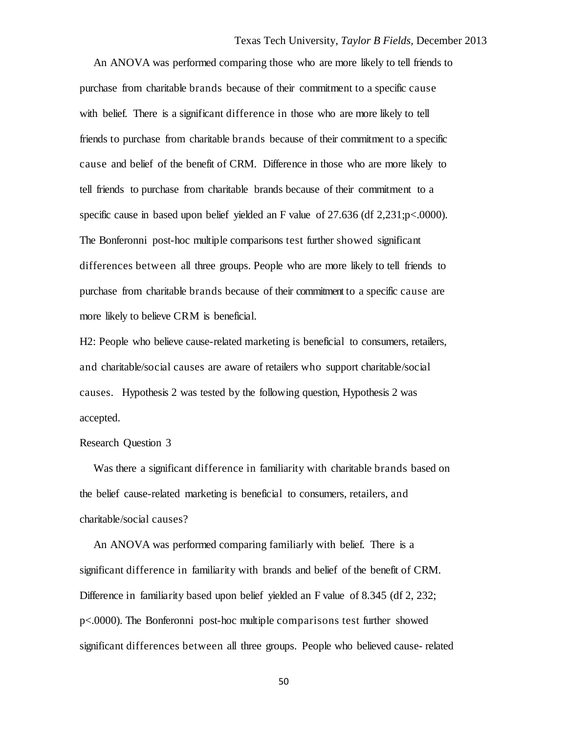An ANOVA was performed comparing those who are more likely to tell friends to purchase from charitable brands because of their commitment to a specific cause with belief. There is a significant difference in those who are more likely to tell friends to purchase from charitable brands because of their commitment to a specific cause and belief of the benefit of CRM. Difference in those who are more likely to tell friends to purchase from charitable brands because of their commitment to a specific cause in based upon belief yielded an F value of 27.636 (df 2,231;p<.0000). The Bonferonni post-hoc multiple comparisons test further showed significant differences between all three groups. People who are more likely to tell friends to purchase from charitable brands because of their commitment to a specific cause are more likely to believe CRM is beneficial.

H2: People who believe cause-related marketing is beneficial to consumers, retailers, and charitable/social causes are aware of retailers who support charitable/social causes. Hypothesis 2 was tested by the following question, Hypothesis 2 was accepted.

Research Question 3

Was there a significant difference in familiarity with charitable brands based on the belief cause-related marketing is beneficial to consumers, retailers, and charitable/social causes?

An ANOVA was performed comparing familiarly with belief. There is a significant difference in familiarity with brands and belief of the benefit of CRM. Difference in familiarity based upon belief yielded an F value of 8.345 (df 2, 232; p<.0000). The Bonferonni post-hoc multiple comparisons test further showed significant differences between all three groups. People who believed cause- related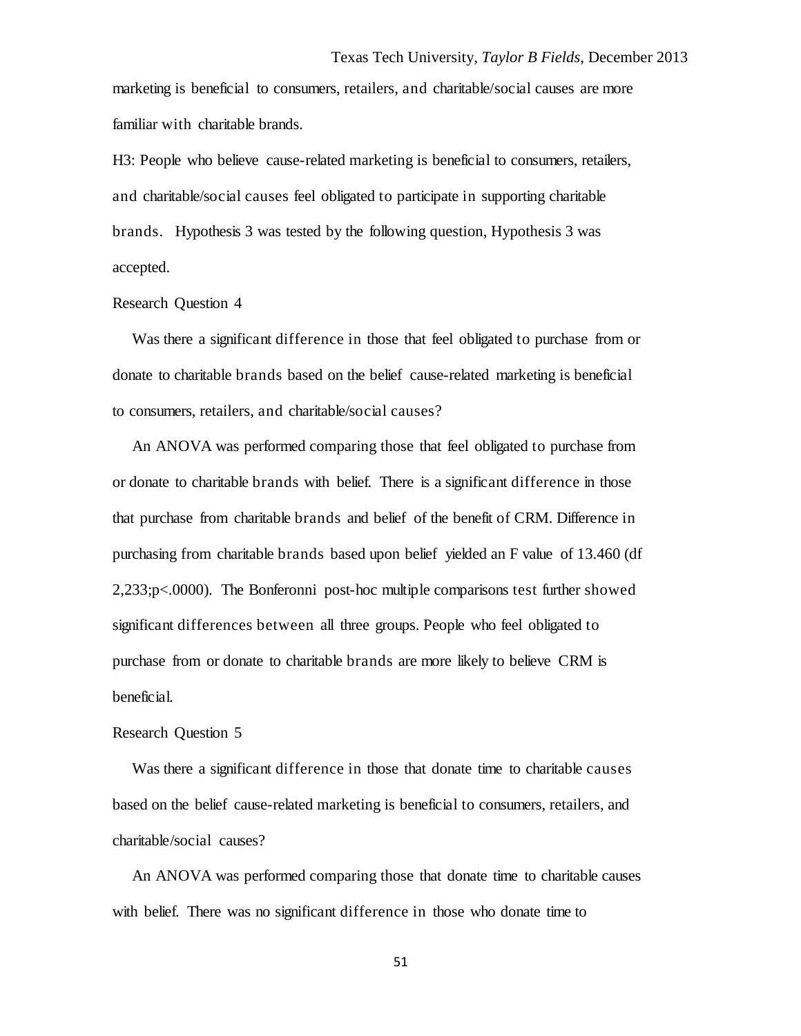marketing is beneficial to consumers, retailers, and charitable/social causes are more familiar with charitable brands.

H3: People who believe cause-related marketing is beneficial to consumers, retailers, and charitable/social causes feel obligated to participate in supporting charitable brands. Hypothesis 3 was tested by the following question, Hypothesis 3 was accepted.

Research Question 4

Was there a significant difference in those that feel obligated to purchase from or donate to charitable brands based on the belief cause-related marketing is beneficial to consumers, retailers, and charitable/social causes?

An ANOVA was performed comparing those that feel obligated to purchase from or donate to charitable brands with belief. There is a significant difference in those that purchase from charitable brands and belief of the benefit of CRM. Difference in purchasing from charitable brands based upon belief yielded an F value of 13.460 (df 2,233;p<.0000). The Bonferonni post-hoc multiple comparisons test further showed significant differences between all three groups. People who feel obligated to purchase from or donate to charitable brands are more likely to believe CRM is beneficial.

Research Question 5

Was there a significant difference in those that donate time to charitable causes based on the belief cause-related marketing is beneficial to consumers, retailers, and charitable/social causes?

An ANOVA was performed comparing those that donate time to charitable causes with belief. There was no significant difference in those who donate time to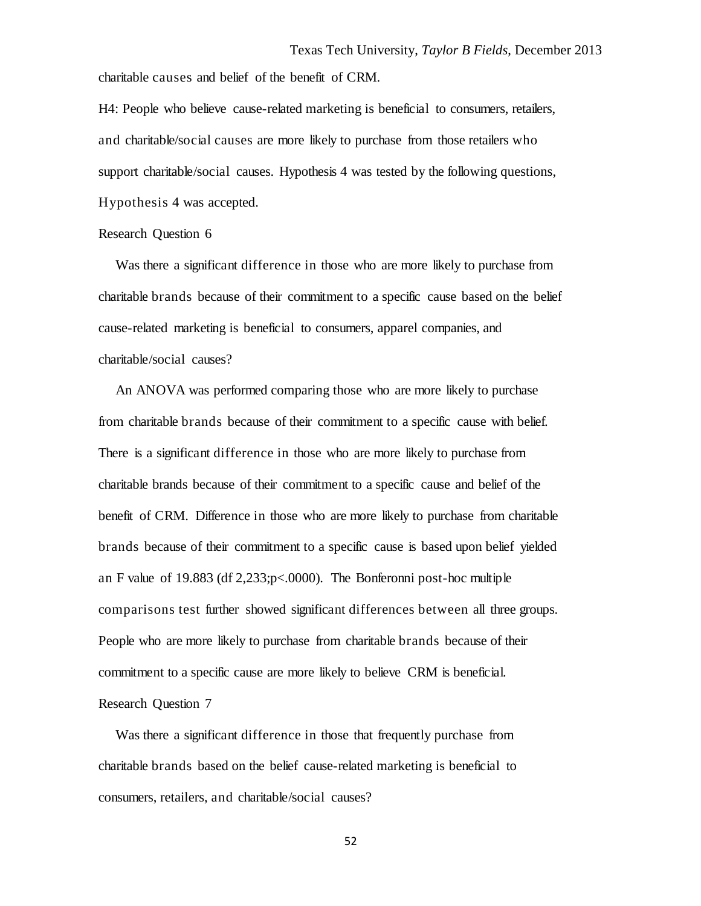charitable causes and belief of the benefit of CRM.

H4: People who believe cause-related marketing is beneficial to consumers, retailers, and charitable/social causes are more likely to purchase from those retailers who support charitable/social causes. Hypothesis 4 was tested by the following questions, Hypothesis 4 was accepted.

Research Question 6

Was there a significant difference in those who are more likely to purchase from charitable brands because of their commitment to a specific cause based on the belief cause-related marketing is beneficial to consumers, apparel companies, and charitable/social causes?

An ANOVA was performed comparing those who are more likely to purchase from charitable brands because of their commitment to a specific cause with belief. There is a significant difference in those who are more likely to purchase from charitable brands because of their commitment to a specific cause and belief of the benefit of CRM. Difference in those who are more likely to purchase from charitable brands because of their commitment to a specific cause is based upon belief yielded an F value of 19.883 (df 2,233;$p<.0000$). The Bonferonni post-hoc multiple comparisons test further showed significant differences between all three groups. People who are more likely to purchase from charitable brands because of their commitment to a specific cause are more likely to believe CRM is beneficial.

Research Question 7

Was there a significant difference in those that frequently purchase from charitable brands based on the belief cause-related marketing is beneficial to consumers, retailers, and charitable/social causes?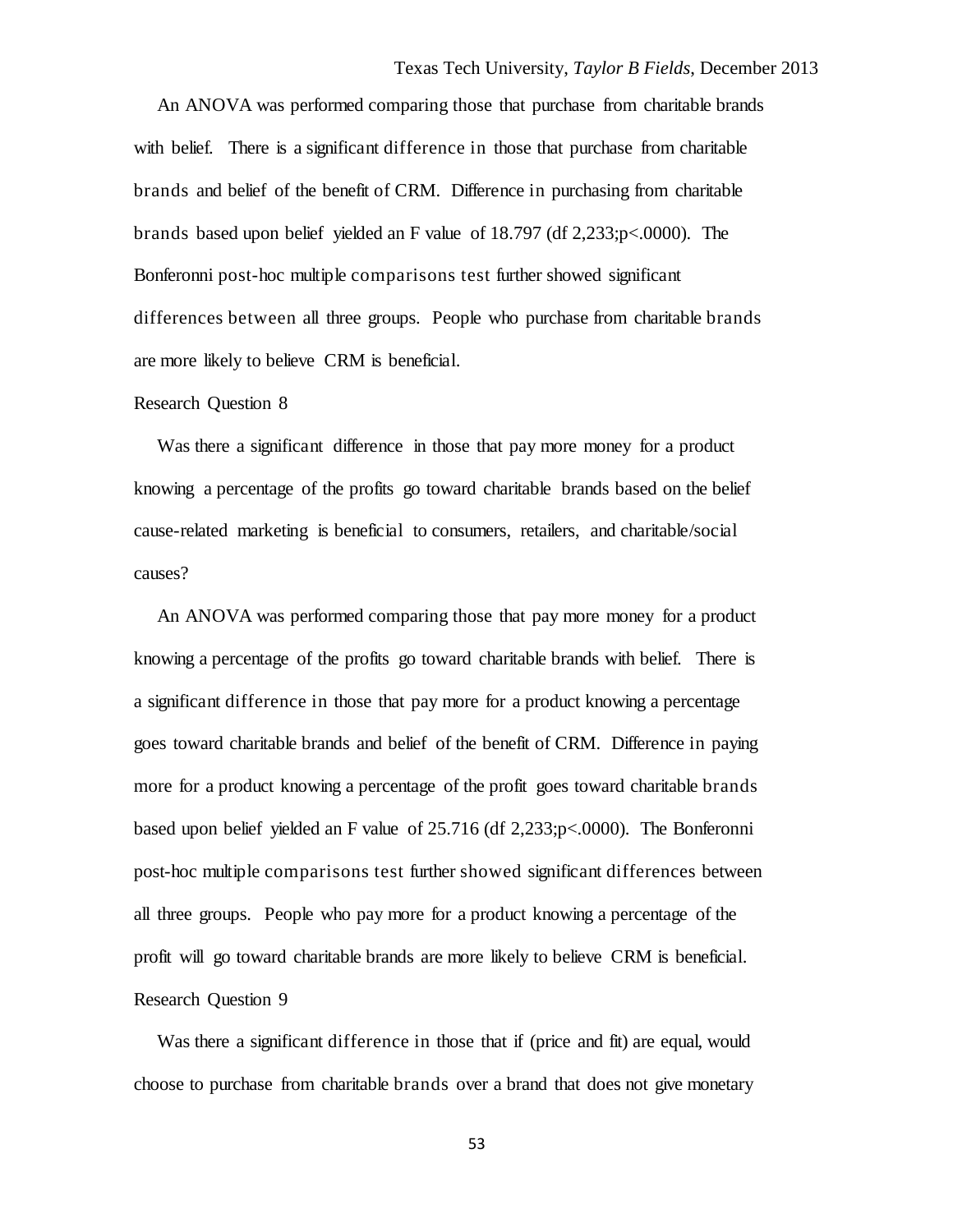An ANOVA was performed comparing those that purchase from charitable brands with belief. There is a significant difference in those that purchase from charitable brands and belief of the benefit of CRM. Difference in purchasing from charitable brands based upon belief yielded an F value of 18.797 (df 2,233;$p<.0000$). The Bonferonni post-hoc multiple comparisons test further showed significant differences between all three groups. People who purchase from charitable brands are more likely to believe CRM is beneficial.

Research Question 8

Was there a significant difference in those that pay more money for a product knowing a percentage of the profits go toward charitable brands based on the belief cause-related marketing is beneficial to consumers, retailers, and charitable/social causes?

An ANOVA was performed comparing those that pay more money for a product knowing a percentage of the profits go toward charitable brands with belief. There is a significant difference in those that pay more for a product knowing a percentage goes toward charitable brands and belief of the benefit of CRM. Difference in paying more for a product knowing a percentage of the profit goes toward charitable brands based upon belief yielded an F value of 25.716 (df 2,233;$p<.0000$). The Bonferonni post-hoc multiple comparisons test further showed significant differences between all three groups. People who pay more for a product knowing a percentage of the profit will go toward charitable brands are more likely to believe CRM is beneficial.

Research Question 9

Was there a significant difference in those that if (price and fit) are equal, would choose to purchase from charitable brands over a brand that does not give monetary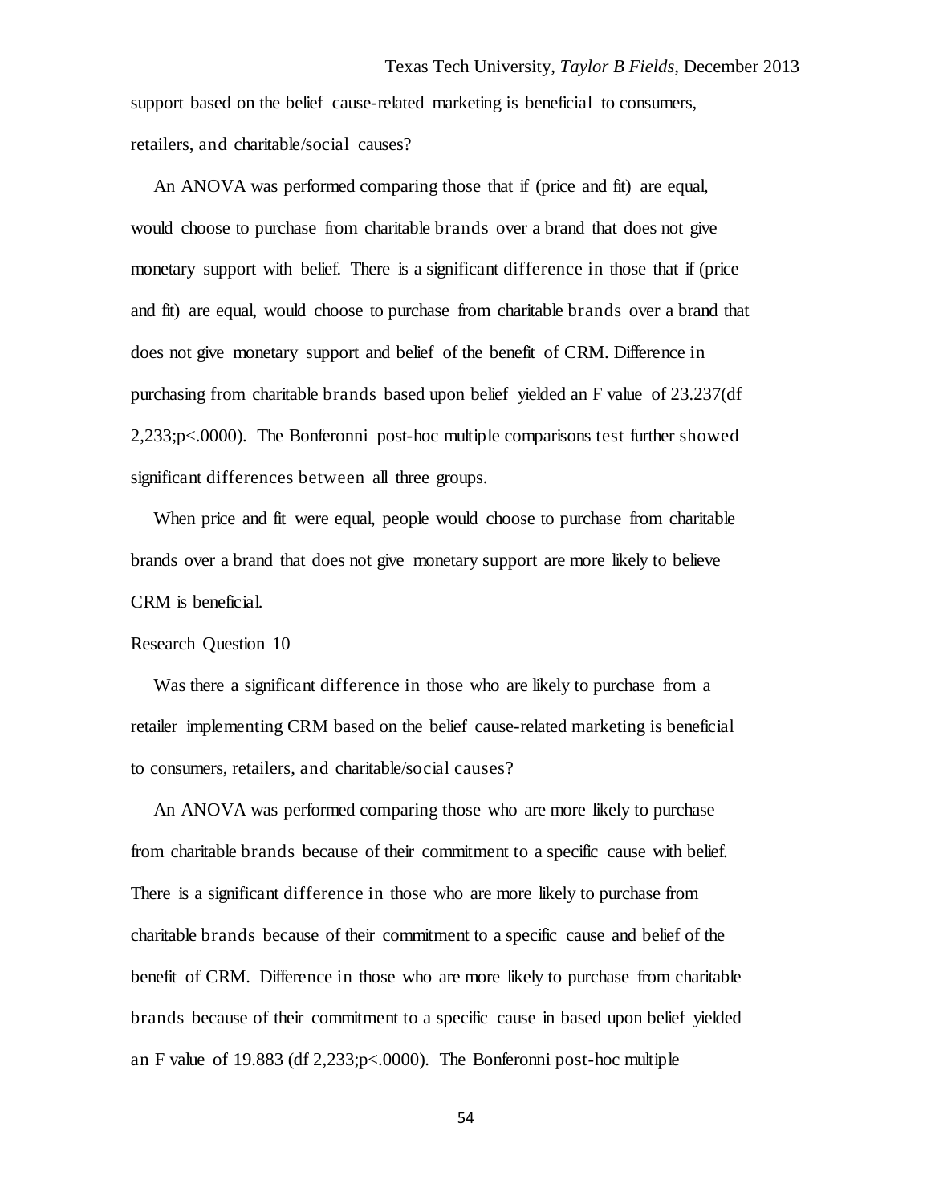support based on the belief cause-related marketing is beneficial to consumers, retailers, and charitable/social causes?

An ANOVA was performed comparing those that if (price and fit) are equal, would choose to purchase from charitable brands over a brand that does not give monetary support with belief. There is a significant difference in those that if (price and fit) are equal, would choose to purchase from charitable brands over a brand that does not give monetary support and belief of the benefit of CRM. Difference in purchasing from charitable brands based upon belief yielded an F value of 23.237(df 2,233;p<.0000). The Bonferonni post-hoc multiple comparisons test further showed significant differences between all three groups.

When price and fit were equal, people would choose to purchase from charitable brands over a brand that does not give monetary support are more likely to believe CRM is beneficial.

Research Question 10

Was there a significant difference in those who are likely to purchase from a retailer implementing CRM based on the belief cause-related marketing is beneficial to consumers, retailers, and charitable/social causes?

An ANOVA was performed comparing those who are more likely to purchase from charitable brands because of their commitment to a specific cause with belief. There is a significant difference in those who are more likely to purchase from charitable brands because of their commitment to a specific cause and belief of the benefit of CRM. Difference in those who are more likely to purchase from charitable brands because of their commitment to a specific cause in based upon belief yielded an F value of 19.883 (df 2,233;p<.0000). The Bonferonni post-hoc multiple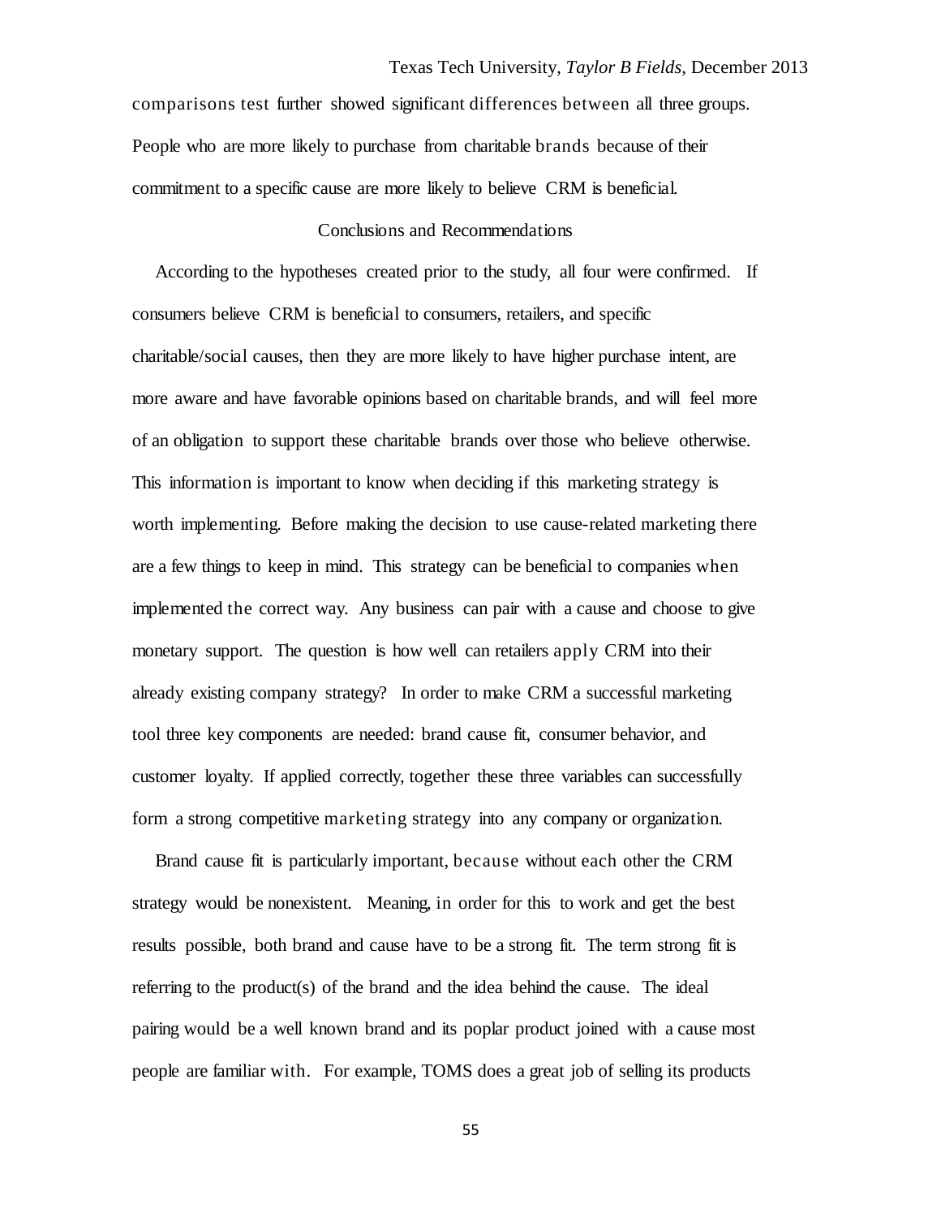comparisons test further showed significant differences between all three groups. People who are more likely to purchase from charitable brands because of their commitment to a specific cause are more likely to believe CRM is beneficial.

## Conclusions and Recommendations

According to the hypotheses created prior to the study, all four were confirmed. If consumers believe CRM is beneficial to consumers, retailers, and specific charitable/social causes, then they are more likely to have higher purchase intent, are more aware and have favorable opinions based on charitable brands, and will feel more of an obligation to support these charitable brands over those who believe otherwise. This information is important to know when deciding if this marketing strategy is worth implementing. Before making the decision to use cause-related marketing there are a few things to keep in mind. This strategy can be beneficial to companies when implemented the correct way. Any business can pair with a cause and choose to give monetary support. The question is how well can retailers apply CRM into their already existing company strategy? In order to make CRM a successful marketing tool three key components are needed: brand cause fit, consumer behavior, and customer loyalty. If applied correctly, together these three variables can successfully form a strong competitive marketing strategy into any company or organization.

Brand cause fit is particularly important, because without each other the CRM strategy would be nonexistent. Meaning, in order for this to work and get the best results possible, both brand and cause have to be a strong fit. The term strong fit is referring to the product(s) of the brand and the idea behind the cause. The ideal pairing would be a well known brand and its poplar product joined with a cause most people are familiar with. For example, TOMS does a great job of selling its products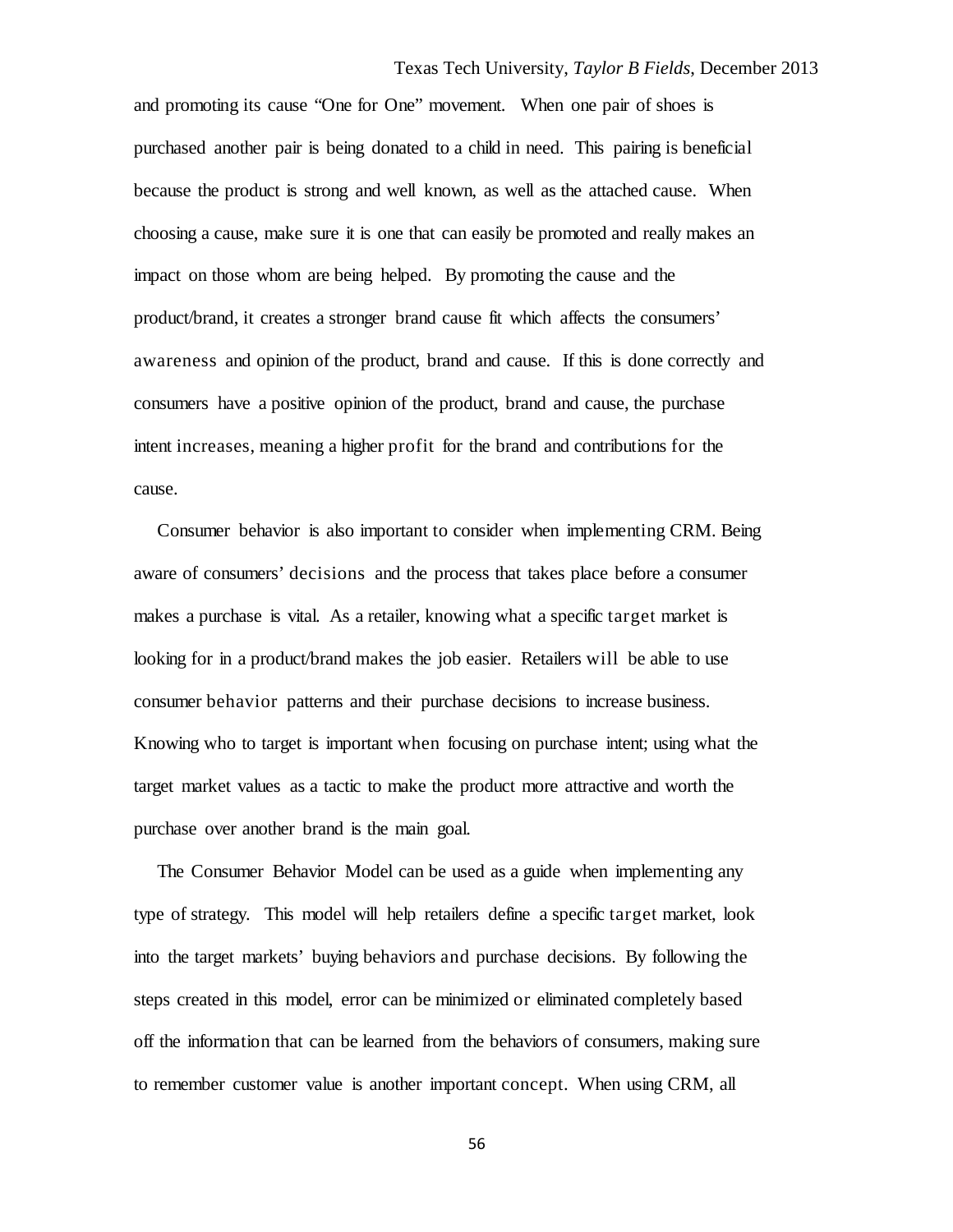and promoting its cause "One for One" movement. When one pair of shoes is purchased another pair is being donated to a child in need. This pairing is beneficial because the product is strong and well known, as well as the attached cause. When choosing a cause, make sure it is one that can easily be promoted and really makes an impact on those whom are being helped. By promoting the cause and the product/brand, it creates a stronger brand cause fit which affects the consumers' awareness and opinion of the product, brand and cause. If this is done correctly and consumers have a positive opinion of the product, brand and cause, the purchase intent increases, meaning a higher profit for the brand and contributions for the cause.

Consumer behavior is also important to consider when implementing CRM. Being aware of consumers' decisions and the process that takes place before a consumer makes a purchase is vital. As a retailer, knowing what a specific target market is looking for in a product/brand makes the job easier. Retailers will be able to use consumer behavior patterns and their purchase decisions to increase business. Knowing who to target is important when focusing on purchase intent; using what the target market values as a tactic to make the product more attractive and worth the purchase over another brand is the main goal.

The Consumer Behavior Model can be used as a guide when implementing any type of strategy. This model will help retailers define a specific target market, look into the target markets' buying behaviors and purchase decisions. By following the steps created in this model, error can be minimized or eliminated completely based off the information that can be learned from the behaviors of consumers, making sure to remember customer value is another important concept. When using CRM, all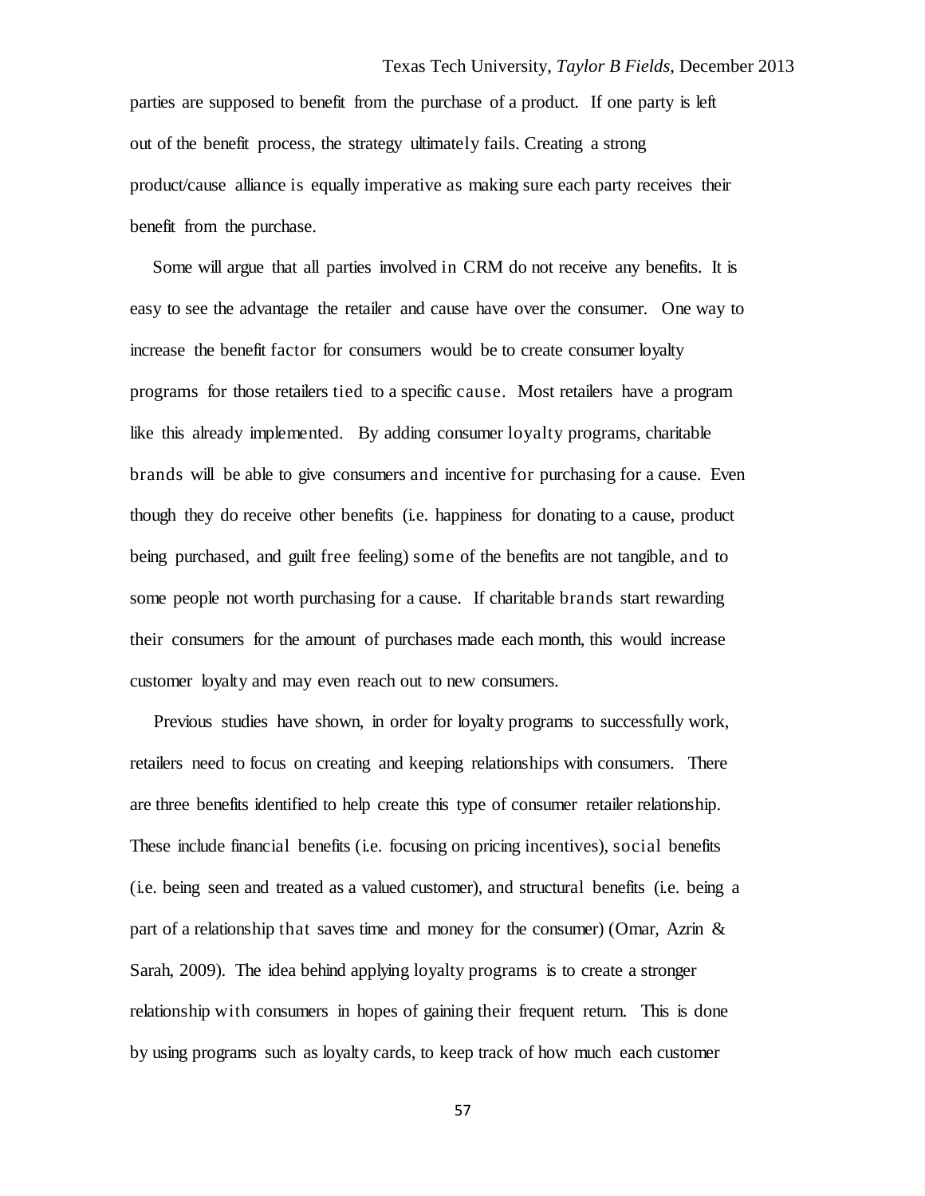parties are supposed to benefit from the purchase of a product. If one party is left out of the benefit process, the strategy ultimately fails. Creating a strong product/cause alliance is equally imperative as making sure each party receives their benefit from the purchase.

Some will argue that all parties involved in CRM do not receive any benefits. It is easy to see the advantage the retailer and cause have over the consumer. One way to increase the benefit factor for consumers would be to create consumer loyalty programs for those retailers tied to a specific cause. Most retailers have a program like this already implemented. By adding consumer loyalty programs, charitable brands will be able to give consumers and incentive for purchasing for a cause. Even though they do receive other benefits (i.e. happiness for donating to a cause, product being purchased, and guilt free feeling) some of the benefits are not tangible, and to some people not worth purchasing for a cause. If charitable brands start rewarding their consumers for the amount of purchases made each month, this would increase customer loyalty and may even reach out to new consumers.

Previous studies have shown, in order for loyalty programs to successfully work, retailers need to focus on creating and keeping relationships with consumers. There are three benefits identified to help create this type of consumer retailer relationship. These include financial benefits (i.e. focusing on pricing incentives), social benefits (i.e. being seen and treated as a valued customer), and structural benefits (i.e. being a part of a relationship that saves time and money for the consumer) (Omar, Azrin & Sarah, 2009). The idea behind applying loyalty programs is to create a stronger relationship with consumers in hopes of gaining their frequent return. This is done by using programs such as loyalty cards, to keep track of how much each customer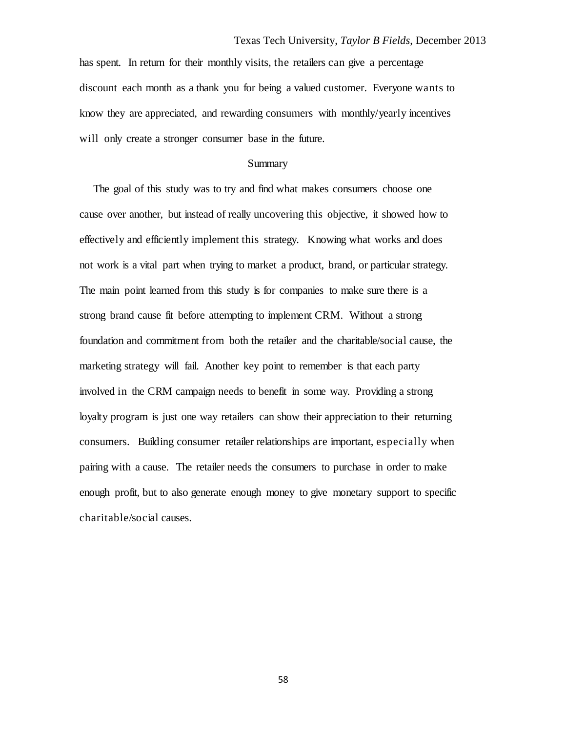has spent. In return for their monthly visits, the retailers can give a percentage discount each month as a thank you for being a valued customer. Everyone wants to know they are appreciated, and rewarding consumers with monthly/yearly incentives will only create a stronger consumer base in the future.

## Summary

The goal of this study was to try and find what makes consumers choose one cause over another, but instead of really uncovering this objective, it showed how to effectively and efficiently implement this strategy. Knowing what works and does not work is a vital part when trying to market a product, brand, or particular strategy. The main point learned from this study is for companies to make sure there is a strong brand cause fit before attempting to implement CRM. Without a strong foundation and commitment from both the retailer and the charitable/social cause, the marketing strategy will fail. Another key point to remember is that each party involved in the CRM campaign needs to benefit in some way. Providing a strong loyalty program is just one way retailers can show their appreciation to their returning consumers. Building consumer retailer relationships are important, especially when pairing with a cause. The retailer needs the consumers to purchase in order to make enough profit, but to also generate enough money to give monetary support to specific charitable/social causes.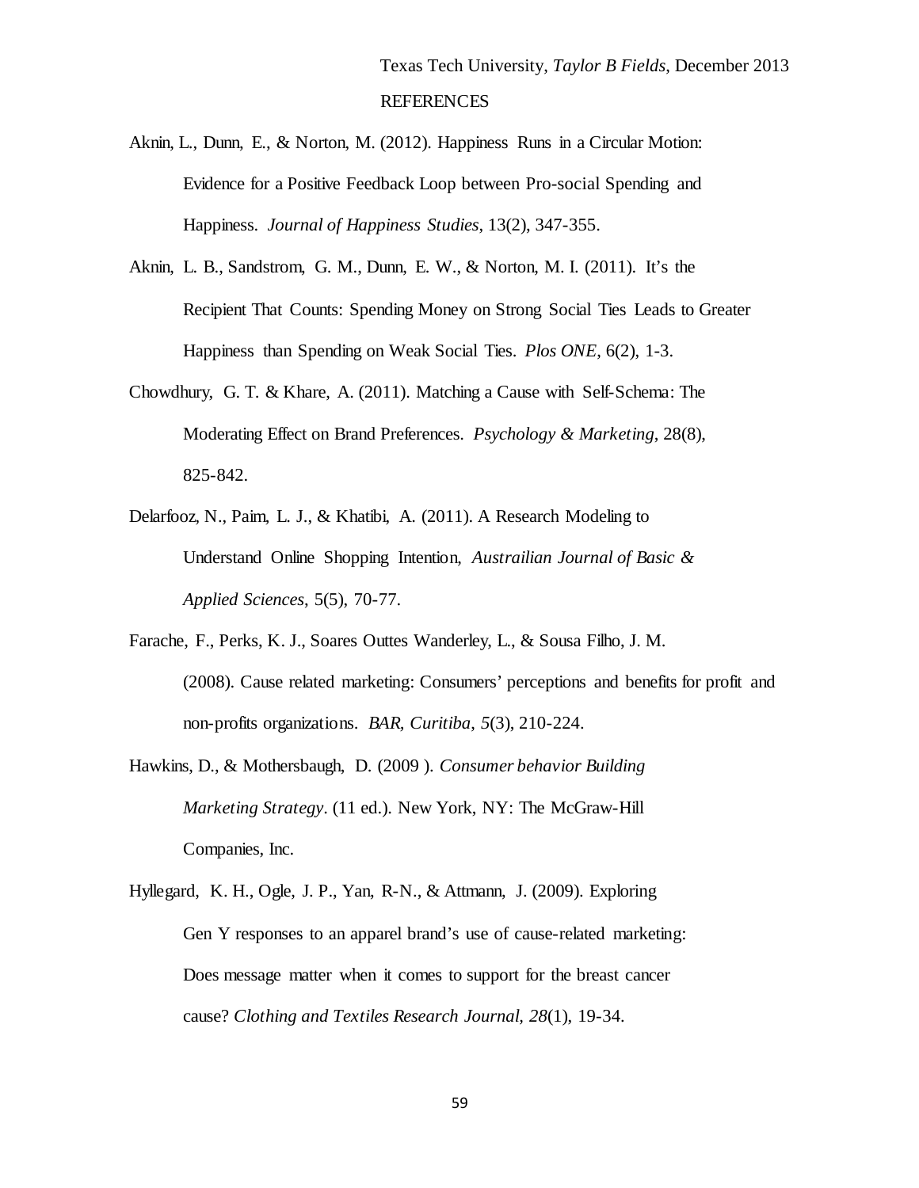# REFERENCES

Aknin, L., Dunn, E., & Norton, M. (2012). Happiness Runs in a Circular Motion: Evidence for a Positive Feedback Loop between Pro-social Spending and Happiness. *Journal of Happiness Studies*, 13(2), 347-355.

Aknin, L. B., Sandstrom, G. M., Dunn, E. W., & Norton, M. I. (2011). It's the Recipient That Counts: Spending Money on Strong Social Ties Leads to Greater Happiness than Spending on Weak Social Ties. *Plos ONE*, 6(2), 1-3.

Chowdhury, G. T. & Khare, A. (2011). Matching a Cause with Self-Schema: The Moderating Effect on Brand Preferences. *Psychology & Marketing*, 28(8), 825-842.

Delarfooz, N., Paim, L. J., & Khatibi, A. (2011). A Research Modeling to Understand Online Shopping Intention, *Austrailian Journal of Basic & Applied Sciences*, 5(5), 70-77.

Farache, F., Perks, K. J., Soares Outtes Wanderley, L., & Sousa Filho, J. M. (2008). Cause related marketing: Consumers' perceptions and benefits for profit and non-profits organizations. *BAR, Curitiba*, *5*(3), 210-224.

Hawkins, D., & Mothersbaugh, D. (2009 ). *Consumer behavior Building Marketing Strategy*. (11 ed.). New York, NY: The McGraw-Hill Companies, Inc.

Hyllegard, K. H., Ogle, J. P., Yan, R-N., & Attmann, J. (2009). Exploring Gen Y responses to an apparel brand's use of cause-related marketing: Does message matter when it comes to support for the breast cancer cause? *Clothing and Textiles Research Journal, 28*(1), 19-34.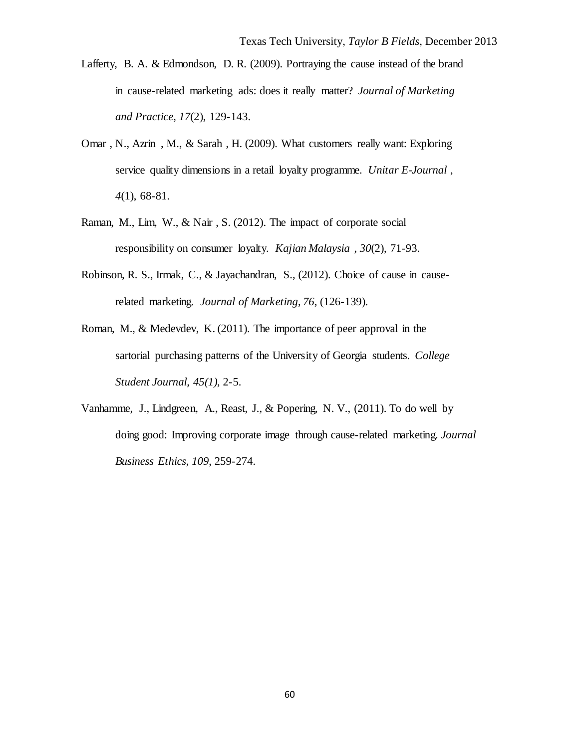Lafferty, B. A. & Edmondson, D. R. (2009). Portraying the cause instead of the brand in cause-related marketing ads: does it really matter? *Journal of Marketing and Practice*, *17*(2), 129-143.

Omar , N., Azrin , M., & Sarah , H. (2009). What customers really want: Exploring service quality dimensions in a retail loyalty programme. *Unitar E-Journal* , *4*(1), 68-81.

Raman, M., Lim, W., & Nair , S. (2012). The impact of corporate social responsibility on consumer loyalty. *Kajian Malaysia* , *30*(2), 71-93.

Robinson, R. S., Irmak, C., & Jayachandran, S., (2012). Choice of cause in cause-related marketing. *Journal of Marketing*, *76*, (126-139).

Roman, M., & Medevdev, K. (2011). The importance of peer approval in the sartorial purchasing patterns of the University of Georgia students. *College Student Journal, 45(1),* 2-5.

Vanhamme, J., Lindgreen, A., Reast, J., & Popering, N. V., (2011). To do well by doing good: Improving corporate image through cause-related marketing. *Journal Business Ethics*, *109*, 259-274.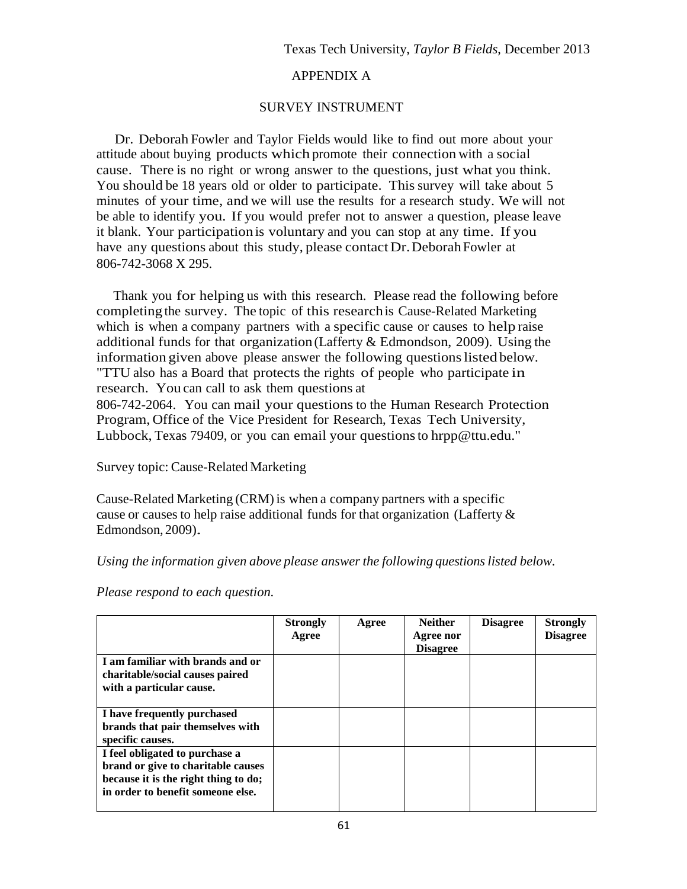## APPENDIX A

## SURVEY INSTRUMENT

Dr. Deborah Fowler and Taylor Fields would like to find out more about your attitude about buying products which promote their connection with a social cause. There is no right or wrong answer to the questions, just what you think. You should be 18 years old or older to participate. This survey will take about 5 minutes of your time, and we will use the results for a research study. We will not be able to identify you. If you would prefer not to answer a question, please leave it blank. Your participation is voluntary and you can stop at any time. If you have any questions about this study, please contact Dr. Deborah Fowler at 806-742-3068 X 295.

Thank you for helping us with this research. Please read the following before completing the survey. The topic of this research is Cause-Related Marketing which is when a company partners with a specific cause or causes to help raise additional funds for that organization (Lafferty & Edmondson, 2009). Using the information given above please answer the following questions listed below. "TTU also has a Board that protects the rights of people who participate in research. You can call to ask them questions at 806-742-2064. You can mail your questions to the Human Research Protection Program, Office of the Vice President for Research, Texas Tech University, Lubbock, Texas 79409, or you can email your questions to hrpp@ttu.edu."

Survey topic: Cause-Related Marketing

Cause-Related Marketing (CRM) is when a company partners with a specific cause or causes to help raise additional funds for that organization (Lafferty & Edmondson, 2009).

*Using the information given above please answer the following questions listed below.*

*Please respond to each question.*

| | **Strongly Agree** | **Agree** | **Neither Agree nor Disagree** | **Disagree** | **Strongly Disagree** |
|---|---|---|---|---|---|
| **I am familiar with brands and or charitable/social causes paired with a particular cause.** | | | | | |
| **I have frequently purchased brands that pair themselves with specific causes.** | | | | | |
| **I feel obligated to purchase a brand or give to charitable causes because it is the right thing to do; in order to benefit someone else.** | | | | | |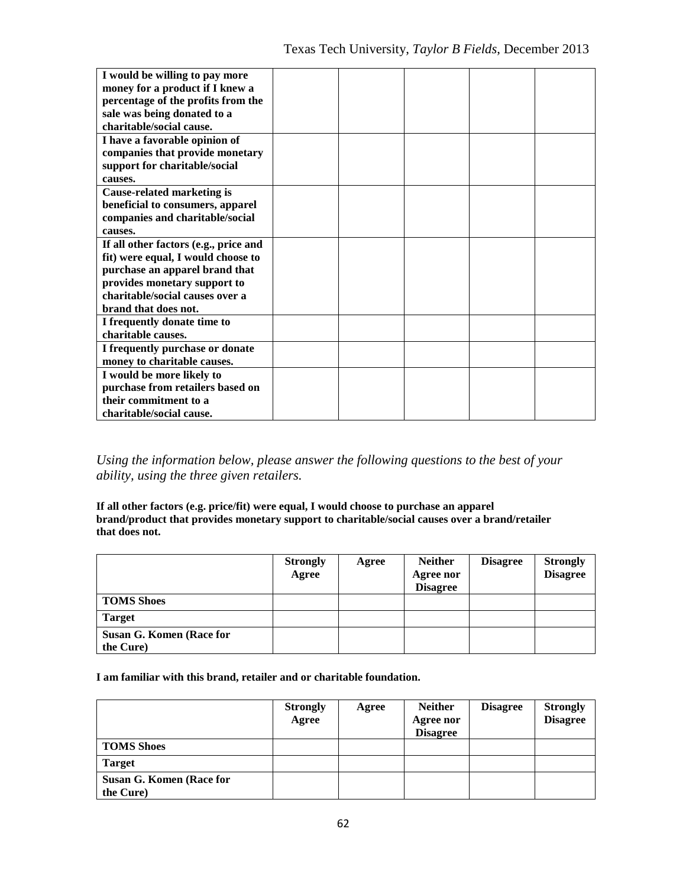| | | | | | |
|---|---|---|---|---|---|
| **I would be willing to pay more money for a product if I knew a percentage of the profits from the sale was being donated to a charitable/social cause.** | | | | | |
| **I have a favorable opinion of companies that provide monetary support for charitable/social causes.** | | | | | |
| **Cause-related marketing is beneficial to consumers, apparel companies and charitable/social causes.** | | | | | |
| **If all other factors (e.g., price and fit) were equal, I would choose to purchase an apparel brand that provides monetary support to charitable/social causes over a brand that does not.** | | | | | |
| **I frequently donate time to charitable causes.** | | | | | |
| **I frequently purchase or donate money to charitable causes.** | | | | | |
| **I would be more likely to purchase from retailers based on their commitment to a charitable/social cause.** | | | | | |

*Using the information below, please answer the following questions to the best of your ability, using the three given retailers.*

**If all other factors (e.g. price/fit) were equal, I would choose to purchase an apparel brand/product that provides monetary support to charitable/social causes over a brand/retailer that does not.**

| | Strongly Agree | Agree | Neither Agree nor Disagree | Disagree | Strongly Disagree |
|---|---|---|---|---|---|
| **TOMS Shoes** | | | | | |
| **Target** | | | | | |
| **Susan G. Komen (Race for the Cure)** | | | | | |

**I am familiar with this brand, retailer and or charitable foundation.**

| | Strongly Agree | Agree | Neither Agree nor Disagree | Disagree | Strongly Disagree |
|---|---|---|---|---|---|
| **TOMS Shoes** | | | | | |
| **Target** | | | | | |
| **Susan G. Komen (Race for the Cure)** | | | | | |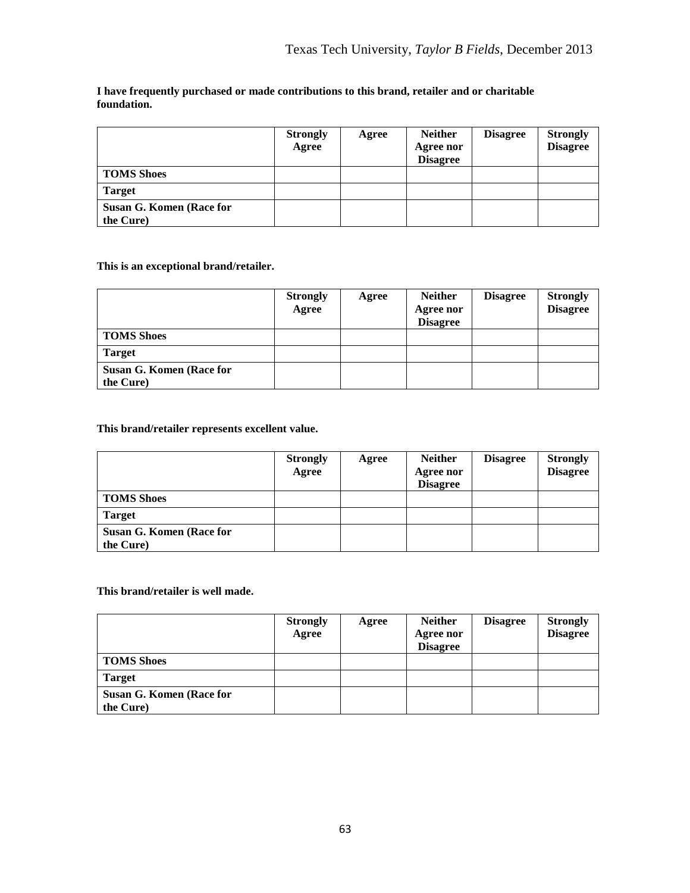**I have frequently purchased or made contributions to this brand, retailer and or charitable foundation.**

| | Strongly Agree | Agree | Neither Agree nor Disagree | Disagree | Strongly Disagree |
|---|---|---|---|---|---|
| **TOMS Shoes** | | | | | |
| **Target** | | | | | |
| **Susan G. Komen (Race for the Cure)** | | | | | |

**This is an exceptional brand/retailer.**

| | Strongly Agree | Agree | Neither Agree nor Disagree | Disagree | Strongly Disagree |
|---|---|---|---|---|---|
| **TOMS Shoes** | | | | | |
| **Target** | | | | | |
| **Susan G. Komen (Race for the Cure)** | | | | | |

**This brand/retailer represents excellent value.**

| | Strongly Agree | Agree | Neither Agree nor Disagree | Disagree | Strongly Disagree |
|---|---|---|---|---|---|
| **TOMS Shoes** | | | | | |
| **Target** | | | | | |
| **Susan G. Komen (Race for the Cure)** | | | | | |

**This brand/retailer is well made.**

| | Strongly Agree | Agree | Neither Agree nor Disagree | Disagree | Strongly Disagree |
|---|---|---|---|---|---|
| **TOMS Shoes** | | | | | |
| **Target** | | | | | |
| **Susan G. Komen (Race for the Cure)** | | | | | |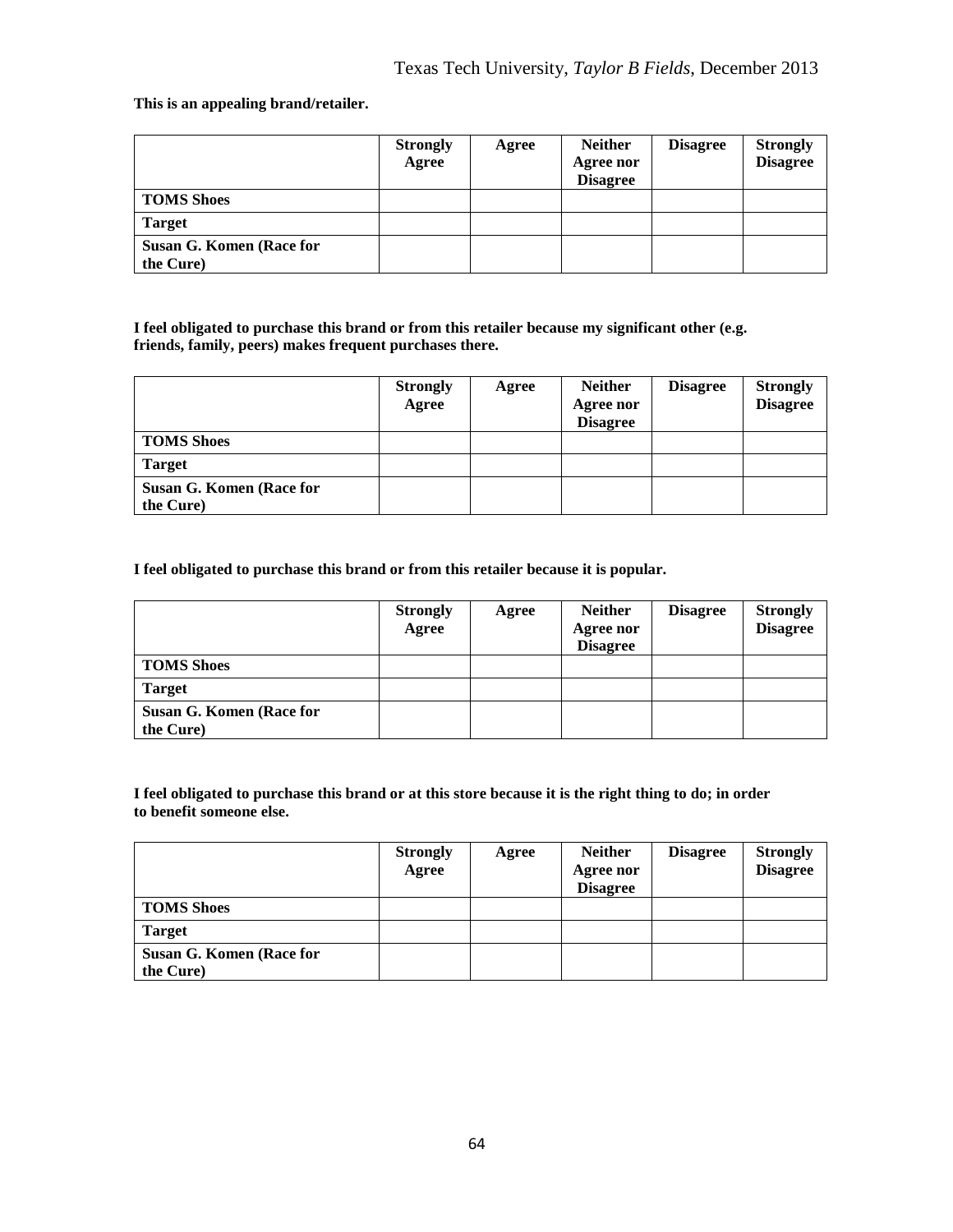**This is an appealing brand/retailer.**

| | Strongly Agree | Agree | Neither Agree nor Disagree | Disagree | Strongly Disagree |
|---|---|---|---|---|---|
| **TOMS Shoes** | | | | | |
| **Target** | | | | | |
| **Susan G. Komen (Race for the Cure)** | | | | | |

**I feel obligated to purchase this brand or from this retailer because my significant other (e.g. friends, family, peers) makes frequent purchases there.**

| | Strongly Agree | Agree | Neither Agree nor Disagree | Disagree | Strongly Disagree |
|---|---|---|---|---|---|
| **TOMS Shoes** | | | | | |
| **Target** | | | | | |
| **Susan G. Komen (Race for the Cure)** | | | | | |

**I feel obligated to purchase this brand or from this retailer because it is popular.**

| | Strongly Agree | Agree | Neither Agree nor Disagree | Disagree | Strongly Disagree |
|---|---|---|---|---|---|
| **TOMS Shoes** | | | | | |
| **Target** | | | | | |
| **Susan G. Komen (Race for the Cure)** | | | | | |

**I feel obligated to purchase this brand or at this store because it is the right thing to do; in order to benefit someone else.**

| | Strongly Agree | Agree | Neither Agree nor Disagree | Disagree | Strongly Disagree |
|---|---|---|---|---|---|
| **TOMS Shoes** | | | | | |
| **Target** | | | | | |
| **Susan G. Komen (Race for the Cure)** | | | | | |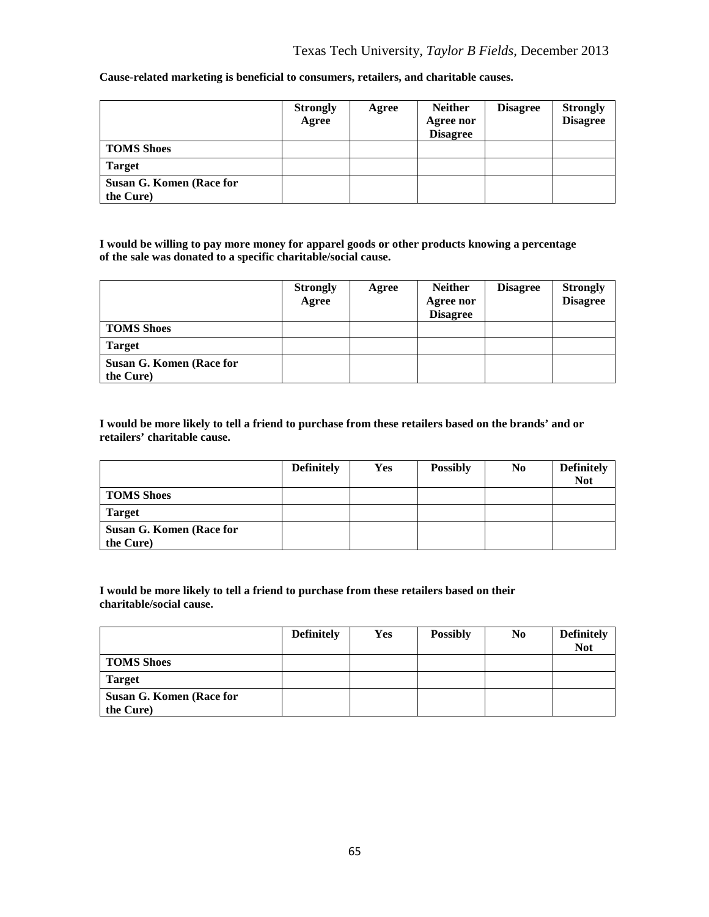**Cause-related marketing is beneficial to consumers, retailers, and charitable causes.**

| | Strongly Agree | Agree | Neither Agree nor Disagree | Disagree | Strongly Disagree |
|---|---|---|---|---|---|
| **TOMS Shoes** | | | | | |
| **Target** | | | | | |
| **Susan G. Komen (Race for the Cure)** | | | | | |

**I would be willing to pay more money for apparel goods or other products knowing a percentage of the sale was donated to a specific charitable/social cause.**

| | Strongly Agree | Agree | Neither Agree nor Disagree | Disagree | Strongly Disagree |
|---|---|---|---|---|---|
| **TOMS Shoes** | | | | | |
| **Target** | | | | | |
| **Susan G. Komen (Race for the Cure)** | | | | | |

**I would be more likely to tell a friend to purchase from these retailers based on the brands' and or retailers' charitable cause.**

| | Definitely | Yes | Possibly | No | Definitely Not |
|---|---|---|---|---|---|
| **TOMS Shoes** | | | | | |
| **Target** | | | | | |
| **Susan G. Komen (Race for the Cure)** | | | | | |

**I would be more likely to tell a friend to purchase from these retailers based on their charitable/social cause.**

| | Definitely | Yes | Possibly | No | Definitely Not |
|---|---|---|---|---|---|
| **TOMS Shoes** | | | | | |
| **Target** | | | | | |
| **Susan G. Komen (Race for the Cure)** | | | | | |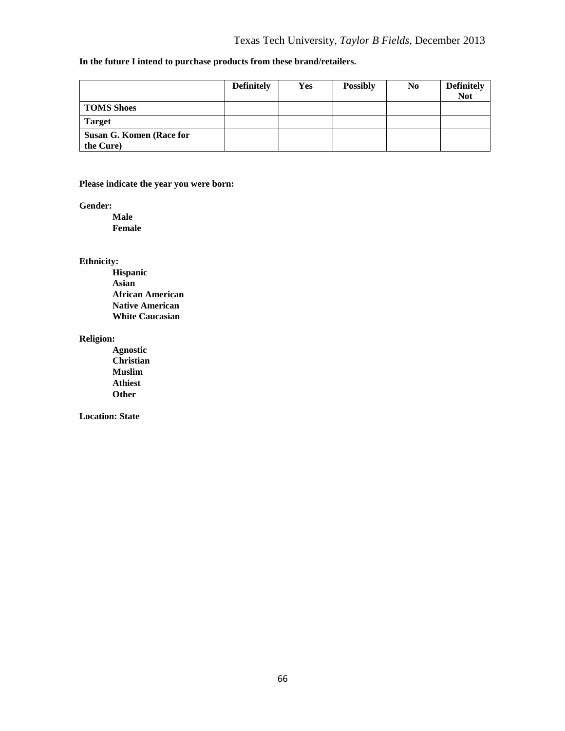**In the future I intend to purchase products from these brand/retailers.**

| | Definitely | Yes | Possibly | No | Definitely Not |
|---|---|---|---|---|---|
| **TOMS Shoes** | | | | | |
| **Target** | | | | | |
| **Susan G. Komen (Race for the Cure)** | | | | | |

**Please indicate the year you were born:**

**Gender:**

- **Male**
- **Female**

**Ethnicity:**

- **Hispanic**
- **Asian**
- **African American**
- **Native American**
- **White Caucasian**

**Religion:**

- **Agnostic**
- **Christian**
- **Muslim**
- **Athiest**
- **Other**

**Location: State**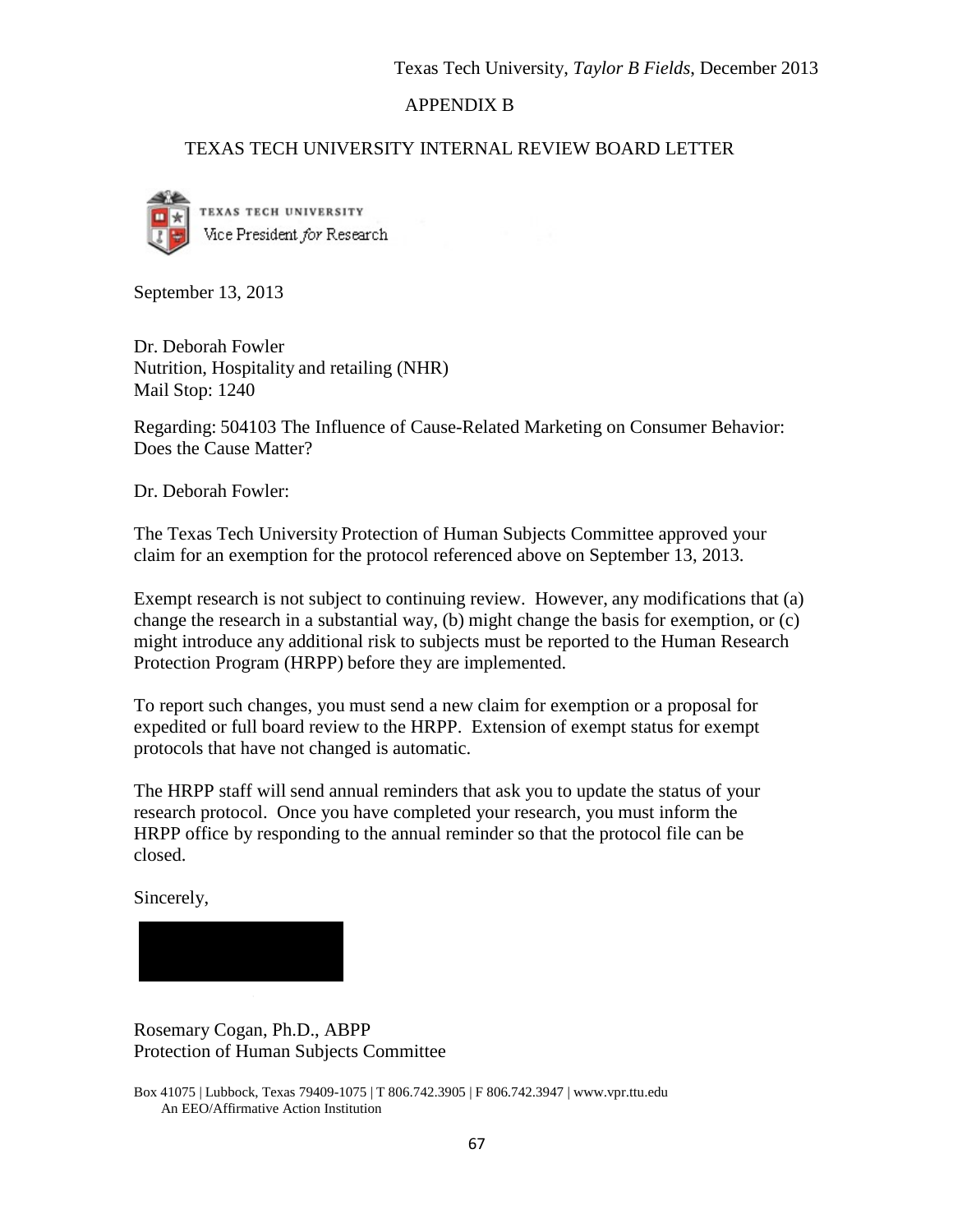# APPENDIX B

## TEXAS TECH UNIVERSITY INTERNAL REVIEW BOARD LETTER

TEXAS TECH UNIVERSITY
Vice President *for* Research

September 13, 2013

Dr. Deborah Fowler
Nutrition, Hospitality and retailing (NHR)
Mail Stop: 1240

Regarding: 504103 The Influence of Cause-Related Marketing on Consumer Behavior: Does the Cause Matter?

Dr. Deborah Fowler:

The Texas Tech University Protection of Human Subjects Committee approved your claim for an exemption for the protocol referenced above on September 13, 2013.

Exempt research is not subject to continuing review. However, any modifications that (a) change the research in a substantial way, (b) might change the basis for exemption, or (c) might introduce any additional risk to subjects must be reported to the Human Research Protection Program (HRPP) before they are implemented.

To report such changes, you must send a new claim for exemption or a proposal for expedited or full board review to the HRPP. Extension of exempt status for exempt protocols that have not changed is automatic.

The HRPP staff will send annual reminders that ask you to update the status of your research protocol. Once you have completed your research, you must inform the HRPP office by responding to the annual reminder so that the protocol file can be closed.

Sincerely,

Rosemary Cogan, Ph.D., ABPP
Protection of Human Subjects Committee

Box 41075 | Lubbock, Texas 79409-1075 | T 806.742.3905 | F 806.742.3947 | www.vpr.ttu.edu
An EEO/Affirmative Action Institution